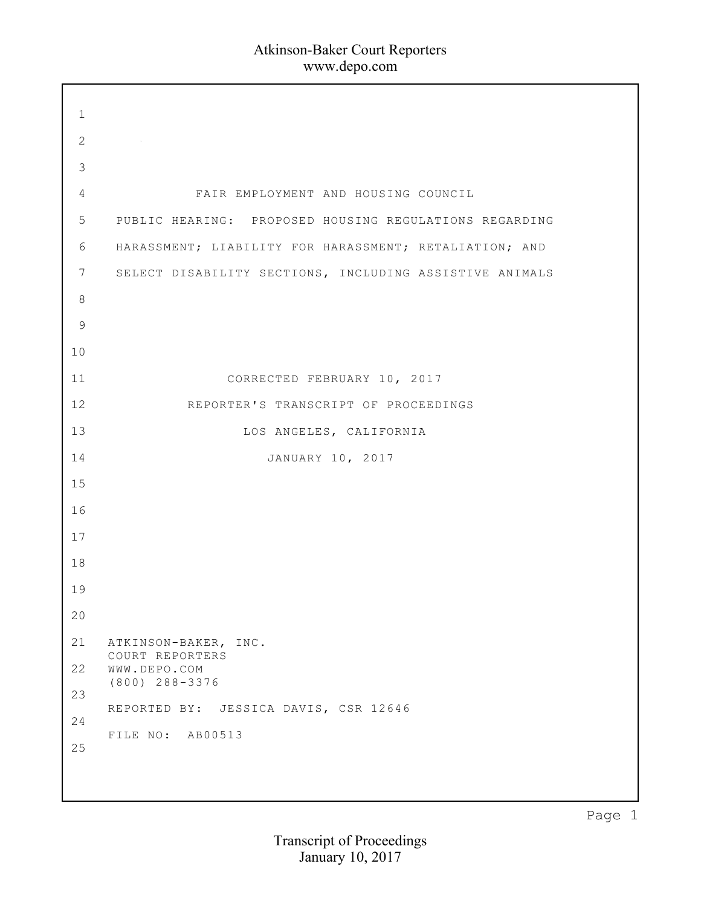# FAIR EMPLOYMENT AND HOUSING COUNCIL

## PUBLIC HEARING: PROPOSED HOUSING REGULATIONS REGARDING HARASSMENT; LIABILITY FOR HARASSMENT; RETALIATION; AND SELECT DISABILITY SECTIONS, INCLUDING ASSISTIVE ANIMALS

CORRECTED FEBRUARY 10, 2017

REPORTER'S TRANSCRIPT OF PROCEEDINGS

LOS ANGELES, CALIFORNIA

JANUARY 10, 2017

ATKINSON-BAKER, INC.
COURT REPORTERS
WWW.DEPO.COM
(800) 288-3376

REPORTED BY: JESSICA DAVIS, CSR 12646

FILE NO: AB00513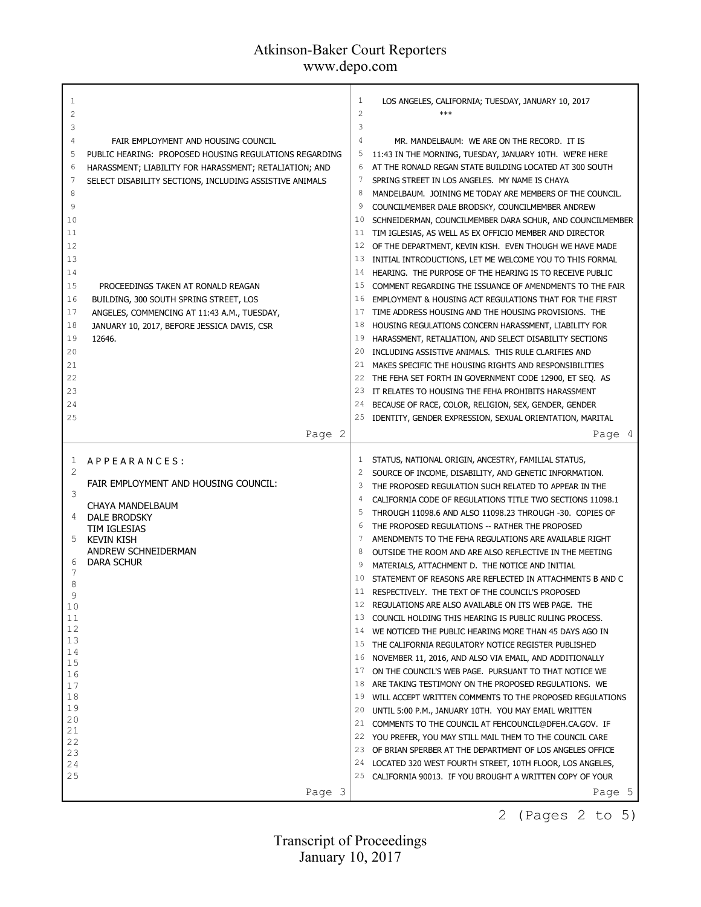FAIR EMPLOYMENT AND HOUSING COUNCIL
PUBLIC HEARING: PROPOSED HOUSING REGULATIONS REGARDING HARASSMENT; LIABILITY FOR HARASSMENT; RETALIATION; AND SELECT DISABILITY SECTIONS, INCLUDING ASSISTIVE ANIMALS

PROCEEDINGS TAKEN AT RONALD REAGAN BUILDING, 300 SOUTH SPRING STREET, LOS ANGELES, COMMENCING AT 11:43 A.M., TUESDAY, JANUARY 10, 2017, BEFORE JESSICA DAVIS, CSR 12646.

A P P E A R A N C E S :

FAIR EMPLOYMENT AND HOUSING COUNCIL:

CHAYA MANDELBAUM
DALE BRODSKY
TIM IGLESIAS
KEVIN KISH
ANDREW SCHNEIDERMAN
DARA SCHUR

LOS ANGELES, CALIFORNIA; TUESDAY, JANUARY 10, 2017

\*\*\*

MR. MANDELBAUM: WE ARE ON THE RECORD. IT IS 11:43 IN THE MORNING, TUESDAY, JANUARY 10TH. WE'RE HERE AT THE RONALD REGAN STATE BUILDING LOCATED AT 300 SOUTH SPRING STREET IN LOS ANGELES. MY NAME IS CHAYA MANDELBAUM. JOINING ME TODAY ARE MEMBERS OF THE COUNCIL. COUNCILMEMBER DALE BRODSKY, COUNCILMEMBER ANDREW SCHNEIDERMAN, COUNCILMEMBER DARA SCHUR, AND COUNCILMEMBER TIM IGLESIAS, AS WELL AS EX OFFICIO MEMBER AND DIRECTOR OF THE DEPARTMENT, KEVIN KISH. EVEN THOUGH WE HAVE MADE INITIAL INTRODUCTIONS, LET ME WELCOME YOU TO THIS FORMAL HEARING. THE PURPOSE OF THE HEARING IS TO RECEIVE PUBLIC COMMENT REGARDING THE ISSUANCE OF AMENDMENTS TO THE FAIR EMPLOYMENT & HOUSING ACT REGULATIONS THAT FOR THE FIRST TIME ADDRESS HOUSING AND THE HOUSING PROVISIONS. THE HOUSING REGULATIONS CONCERN HARASSMENT, LIABILITY FOR HARASSMENT, RETALIATION, AND SELECT DISABILITY SECTIONS INCLUDING ASSISTIVE ANIMALS. THIS RULE CLARIFIES AND MAKES SPECIFIC THE HOUSING RIGHTS AND RESPONSIBILITIES THE FEHA SET FORTH IN GOVERNMENT CODE 12900, ET SEQ. AS IT RELATES TO HOUSING THE FEHA PROHIBITS HARASSMENT BECAUSE OF RACE, COLOR, RELIGION, SEX, GENDER, GENDER IDENTITY, GENDER EXPRESSION, SEXUAL ORIENTATION, MARITAL STATUS, NATIONAL ORIGIN, ANCESTRY, FAMILIAL STATUS, SOURCE OF INCOME, DISABILITY, AND GENETIC INFORMATION. THE PROPOSED REGULATION SUCH RELATED TO APPEAR IN THE CALIFORNIA CODE OF REGULATIONS TITLE TWO SECTIONS 11098.1 THROUGH 11098.6 AND ALSO 11098.23 THROUGH -30. COPIES OF THE PROPOSED REGULATIONS -- RATHER THE PROPOSED AMENDMENTS TO THE FEHA REGULATIONS ARE AVAILABLE RIGHT OUTSIDE THE ROOM AND ARE ALSO REFLECTIVE IN THE MEETING MATERIALS, ATTACHMENT D. THE NOTICE AND INITIAL STATEMENT OF REASONS ARE REFLECTED IN ATTACHMENTS B AND C RESPECTIVELY. THE TEXT OF THE COUNCIL'S PROPOSED REGULATIONS ARE ALSO AVAILABLE ON ITS WEB PAGE. THE COUNCIL HOLDING THIS HEARING IS PUBLIC RULING PROCESS. WE NOTICED THE PUBLIC HEARING MORE THAN 45 DAYS AGO IN THE CALIFORNIA REGULATORY NOTICE REGISTER PUBLISHED NOVEMBER 11, 2016, AND ALSO VIA EMAIL, AND ADDITIONALLY ON THE COUNCIL'S WEB PAGE. PURSUANT TO THAT NOTICE WE ARE TAKING TESTIMONY ON THE PROPOSED REGULATIONS. WE WILL ACCEPT WRITTEN COMMENTS TO THE PROPOSED REGULATIONS UNTIL 5:00 P.M., JANUARY 10TH. YOU MAY EMAIL WRITTEN COMMENTS TO THE COUNCIL AT FEHCOUNCIL@DFEH.CA.GOV. IF YOU PREFER, YOU MAY STILL MAIL THEM TO THE COUNCIL CARE OF BRIAN SPERBER AT THE DEPARTMENT OF LOS ANGELES OFFICE LOCATED 320 WEST FOURTH STREET, 10TH FLOOR, LOS ANGELES, CALIFORNIA 90013. IF YOU BROUGHT A WRITTEN COPY OF YOUR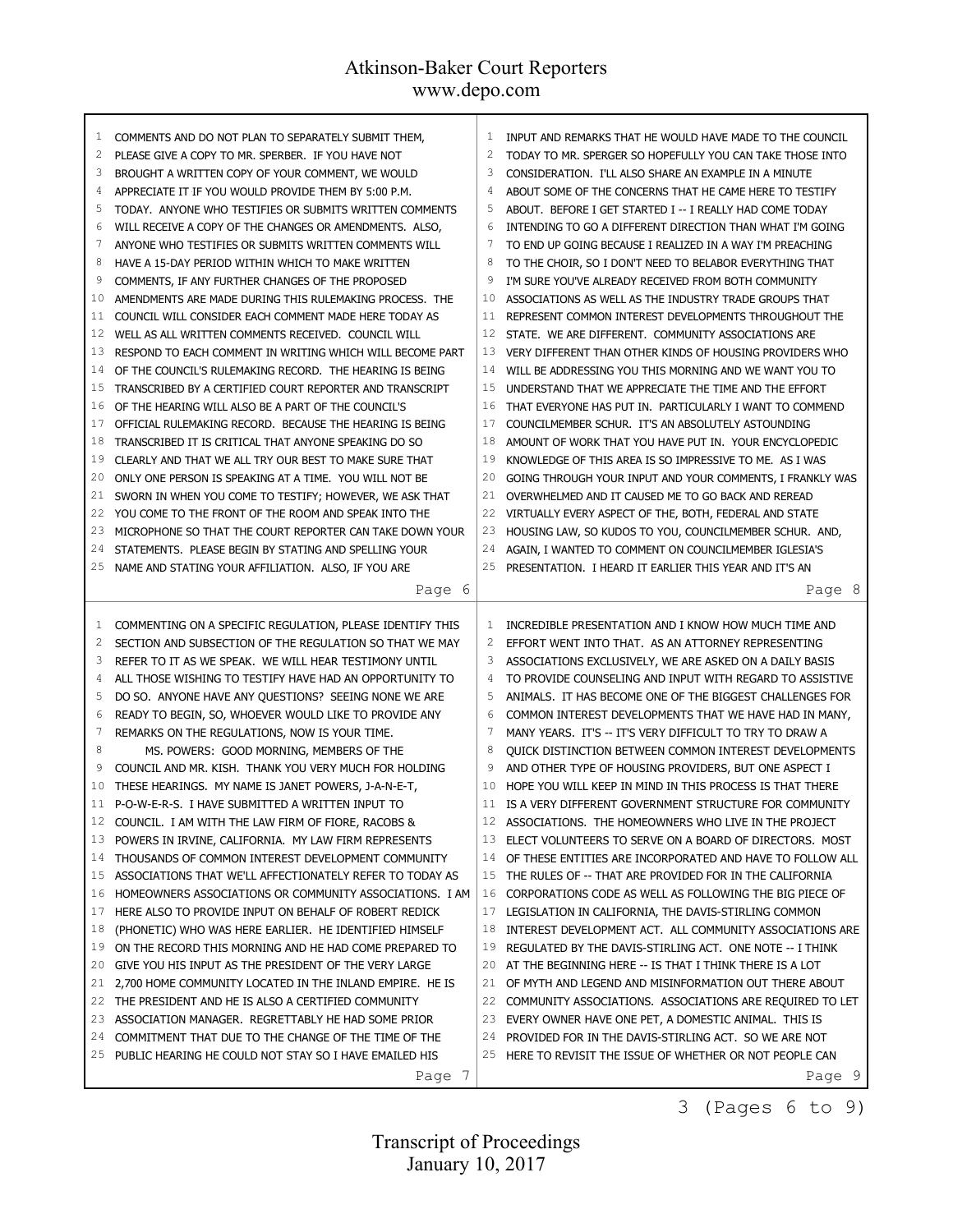COMMENTS AND DO NOT PLAN TO SEPARATELY SUBMIT THEM, PLEASE GIVE A COPY TO MR. SPERBER. IF YOU HAVE NOT BROUGHT A WRITTEN COPY OF YOUR COMMENT, WE WOULD APPRECIATE IT IF YOU WOULD PROVIDE THEM BY 5:00 P.M. TODAY. ANYONE WHO TESTIFIES OR SUBMITS WRITTEN COMMENTS WILL RECEIVE A COPY OF THE CHANGES OR AMENDMENTS. ALSO, ANYONE WHO TESTIFIES OR SUBMITS WRITTEN COMMENTS WILL HAVE A 15-DAY PERIOD WITHIN WHICH TO MAKE WRITTEN COMMENTS, IF ANY FURTHER CHANGES OF THE PROPOSED AMENDMENTS ARE MADE DURING THIS RULEMAKING PROCESS. THE COUNCIL WILL CONSIDER EACH COMMENT MADE HERE TODAY AS WELL AS ALL WRITTEN COMMENTS RECEIVED. COUNCIL WILL RESPOND TO EACH COMMENT IN WRITING WHICH WILL BECOME PART OF THE COUNCIL'S RULEMAKING RECORD. THE HEARING IS BEING TRANSCRIBED BY A CERTIFIED COURT REPORTER AND TRANSCRIPT OF THE HEARING WILL ALSO BE A PART OF THE COUNCIL'S OFFICIAL RULEMAKING RECORD. BECAUSE THE HEARING IS BEING TRANSCRIBED IT IS CRITICAL THAT ANYONE SPEAKING DO SO CLEARLY AND THAT WE ALL TRY OUR BEST TO MAKE SURE THAT ONLY ONE PERSON IS SPEAKING AT A TIME. YOU WILL NOT BE SWORN IN WHEN YOU COME TO TESTIFY; HOWEVER, WE ASK THAT YOU COME TO THE FRONT OF THE ROOM AND SPEAK INTO THE MICROPHONE SO THAT THE COURT REPORTER CAN TAKE DOWN YOUR STATEMENTS. PLEASE BEGIN BY STATING AND SPELLING YOUR NAME AND STATING YOUR AFFILIATION. ALSO, IF YOU ARE COMMENTING ON A SPECIFIC REGULATION, PLEASE IDENTIFY THIS SECTION AND SUBSECTION OF THE REGULATION SO THAT WE MAY REFER TO IT AS WE SPEAK. WE WILL HEAR TESTIMONY UNTIL ALL THOSE WISHING TO TESTIFY HAVE HAD AN OPPORTUNITY TO DO SO. ANYONE HAVE ANY QUESTIONS? SEEING NONE WE ARE READY TO BEGIN, SO, WHOEVER WOULD LIKE TO PROVIDE ANY REMARKS ON THE REGULATIONS, NOW IS YOUR TIME.

MS. POWERS: GOOD MORNING, MEMBERS OF THE COUNCIL AND MR. KISH. THANK YOU VERY MUCH FOR HOLDING THESE HEARINGS. MY NAME IS JANET POWERS, J-A-N-E-T, P-O-W-E-R-S. I HAVE SUBMITTED A WRITTEN INPUT TO COUNCIL. I AM WITH THE LAW FIRM OF FIORE, RACOBS & POWERS IN IRVINE, CALIFORNIA. MY LAW FIRM REPRESENTS THOUSANDS OF COMMON INTEREST DEVELOPMENT COMMUNITY ASSOCIATIONS THAT WE'LL AFFECTIONATELY REFER TO TODAY AS HOMEOWNERS ASSOCIATIONS OR COMMUNITY ASSOCIATIONS. I AM HERE ALSO TO PROVIDE INPUT ON BEHALF OF ROBERT REDICK (PHONETIC) WHO WAS HERE EARLIER. HE IDENTIFIED HIMSELF ON THE RECORD THIS MORNING AND HE HAD COME PREPARED TO GIVE YOU HIS INPUT AS THE PRESIDENT OF THE VERY LARGE 2,700 HOME COMMUNITY LOCATED IN THE INLAND EMPIRE. HE IS THE PRESIDENT AND HE IS ALSO A CERTIFIED COMMUNITY ASSOCIATION MANAGER. REGRETTABLY HE HAD SOME PRIOR COMMITMENT THAT DUE TO THE CHANGE OF THE TIME OF THE PUBLIC HEARING HE COULD NOT STAY SO I HAVE EMAILED HIS INPUT AND REMARKS THAT HE WOULD HAVE MADE TO THE COUNCIL TODAY TO MR. SPERGER SO HOPEFULLY YOU CAN TAKE THOSE INTO CONSIDERATION. I'LL ALSO SHARE AN EXAMPLE IN A MINUTE ABOUT SOME OF THE CONCERNS THAT HE CAME HERE TO TESTIFY ABOUT. BEFORE I GET STARTED I -- I REALLY HAD COME TODAY INTENDING TO GO A DIFFERENT DIRECTION THAN WHAT I'M GOING TO END UP GOING BECAUSE I REALIZED IN A WAY I'M PREACHING TO THE CHOIR, SO I DON'T NEED TO BELABOR EVERYTHING THAT I'M SURE YOU'VE ALREADY RECEIVED FROM BOTH COMMUNITY ASSOCIATIONS AS WELL AS THE INDUSTRY TRADE GROUPS THAT REPRESENT COMMON INTEREST DEVELOPMENTS THROUGHOUT THE STATE. WE ARE DIFFERENT. COMMUNITY ASSOCIATIONS ARE VERY DIFFERENT THAN OTHER KINDS OF HOUSING PROVIDERS WHO WILL BE ADDRESSING YOU THIS MORNING AND WE WANT YOU TO UNDERSTAND THAT WE APPRECIATE THE TIME AND THE EFFORT THAT EVERYONE HAS PUT IN. PARTICULARLY I WANT TO COMMEND COUNCILMEMBER SCHUR. IT'S AN ABSOLUTELY ASTOUNDING AMOUNT OF WORK THAT YOU HAVE PUT IN. YOUR ENCYCLOPEDIC KNOWLEDGE OF THIS AREA IS SO IMPRESSIVE TO ME. AS I WAS GOING THROUGH YOUR INPUT AND YOUR COMMENTS, I FRANKLY WAS OVERWHELMED AND IT CAUSED ME TO GO BACK AND REREAD VIRTUALLY EVERY ASPECT OF THE, BOTH, FEDERAL AND STATE HOUSING LAW, SO KUDOS TO YOU, COUNCILMEMBER SCHUR. AND, AGAIN, I WANTED TO COMMENT ON COUNCILMEMBER IGLESIA'S PRESENTATION. I HEARD IT EARLIER THIS YEAR AND IT'S AN INCREDIBLE PRESENTATION AND I KNOW HOW MUCH TIME AND EFFORT WENT INTO THAT. AS AN ATTORNEY REPRESENTING ASSOCIATIONS EXCLUSIVELY, WE ARE ASKED ON A DAILY BASIS TO PROVIDE COUNSELING AND INPUT WITH REGARD TO ASSISTIVE ANIMALS. IT HAS BECOME ONE OF THE BIGGEST CHALLENGES FOR COMMON INTEREST DEVELOPMENTS THAT WE HAVE HAD IN MANY, MANY YEARS. IT'S -- IT'S VERY DIFFICULT TO TRY TO DRAW A QUICK DISTINCTION BETWEEN COMMON INTEREST DEVELOPMENTS AND OTHER TYPE OF HOUSING PROVIDERS, BUT ONE ASPECT I HOPE YOU WILL KEEP IN MIND IN THIS PROCESS IS THAT THERE IS A VERY DIFFERENT GOVERNMENT STRUCTURE FOR COMMUNITY ASSOCIATIONS. THE HOMEOWNERS WHO LIVE IN THE PROJECT ELECT VOLUNTEERS TO SERVE ON A BOARD OF DIRECTORS. MOST OF THESE ENTITIES ARE INCORPORATED AND HAVE TO FOLLOW ALL THE RULES OF -- THAT ARE PROVIDED FOR IN THE CALIFORNIA CORPORATIONS CODE AS WELL AS FOLLOWING THE BIG PIECE OF LEGISLATION IN CALIFORNIA, THE DAVIS-STIRLING COMMON INTEREST DEVELOPMENT ACT. ALL COMMUNITY ASSOCIATIONS ARE REGULATED BY THE DAVIS-STIRLING ACT. ONE NOTE -- I THINK AT THE BEGINNING HERE -- IS THAT I THINK THERE IS A LOT OF MYTH AND LEGEND AND MISINFORMATION OUT THERE ABOUT COMMUNITY ASSOCIATIONS. ASSOCIATIONS ARE REQUIRED TO LET EVERY OWNER HAVE ONE PET, A DOMESTIC ANIMAL. THIS IS PROVIDED FOR IN THE DAVIS-STIRLING ACT. SO WE ARE NOT HERE TO REVISIT THE ISSUE OF WHETHER OR NOT PEOPLE CAN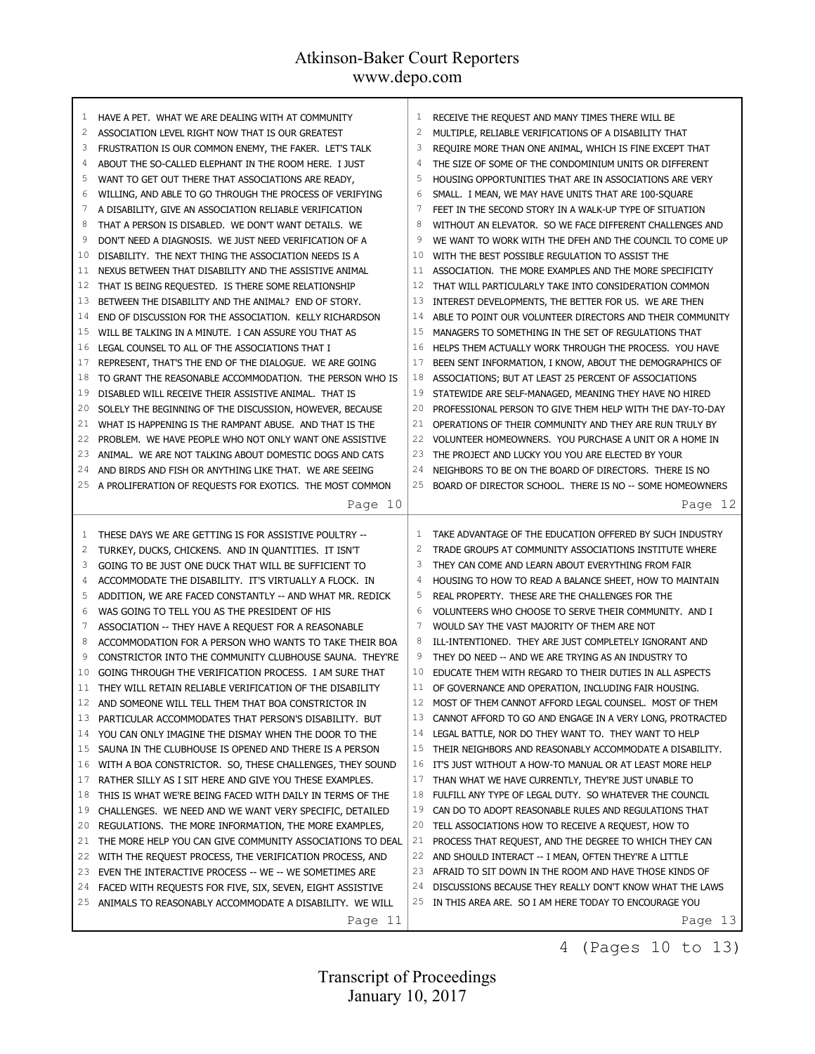1 HAVE A PET. WHAT WE ARE DEALING WITH AT COMMUNITY
2 ASSOCIATION LEVEL RIGHT NOW THAT IS OUR GREATEST
3 FRUSTRATION IS OUR COMMON ENEMY, THE FAKER. LET'S TALK
4 ABOUT THE SO-CALLED ELEPHANT IN THE ROOM HERE. I JUST
5 WANT TO GET OUT THERE THAT ASSOCIATIONS ARE READY,
6 WILLING, AND ABLE TO GO THROUGH THE PROCESS OF VERIFYING
7 A DISABILITY, GIVE AN ASSOCIATION RELIABLE VERIFICATION
8 THAT A PERSON IS DISABLED. WE DON'T WANT DETAILS. WE
9 DON'T NEED A DIAGNOSIS. WE JUST NEED VERIFICATION OF A
10 DISABILITY. THE NEXT THING THE ASSOCIATION NEEDS IS A
11 NEXUS BETWEEN THAT DISABILITY AND THE ASSISTIVE ANIMAL
12 THAT IS BEING REQUESTED. IS THERE SOME RELATIONSHIP
13 BETWEEN THE DISABILITY AND THE ANIMAL? END OF STORY.
14 END OF DISCUSSION FOR THE ASSOCIATION. KELLY RICHARDSON
15 WILL BE TALKING IN A MINUTE. I CAN ASSURE YOU THAT AS
16 LEGAL COUNSEL TO ALL OF THE ASSOCIATIONS THAT I
17 REPRESENT, THAT'S THE END OF THE DIALOGUE. WE ARE GOING
18 TO GRANT THE REASONABLE ACCOMMODATION. THE PERSON WHO IS
19 DISABLED WILL RECEIVE THEIR ASSISTIVE ANIMAL. THAT IS
20 SOLELY THE BEGINNING OF THE DISCUSSION, HOWEVER, BECAUSE
21 WHAT IS HAPPENING IS THE RAMPANT ABUSE. AND THAT IS THE
22 PROBLEM. WE HAVE PEOPLE WHO NOT ONLY WANT ONE ASSISTIVE
23 ANIMAL. WE ARE NOT TALKING ABOUT DOMESTIC DOGS AND CATS
24 AND BIRDS AND FISH OR ANYTHING LIKE THAT. WE ARE SEEING
25 A PROLIFERATION OF REQUESTS FOR EXOTICS. THE MOST COMMON

Page 10

1 THESE DAYS WE ARE GETTING IS FOR ASSISTIVE POULTRY --
2 TURKEY, DUCKS, CHICKENS. AND IN QUANTITIES. IT ISN'T
3 GOING TO BE JUST ONE DUCK THAT WILL BE SUFFICIENT TO
4 ACCOMMODATE THE DISABILITY. IT'S VIRTUALLY A FLOCK. IN
5 ADDITION, WE ARE FACED CONSTANTLY -- AND WHAT MR. REDICK
6 WAS GOING TO TELL YOU AS THE PRESIDENT OF HIS
7 ASSOCIATION -- THEY HAVE A REQUEST FOR A REASONABLE
8 ACCOMMODATION FOR A PERSON WHO WANTS TO TAKE THEIR BOA
9 CONSTRICTOR INTO THE COMMUNITY CLUBHOUSE SAUNA. THEY'RE
10 GOING THROUGH THE VERIFICATION PROCESS. I AM SURE THAT
11 THEY WILL RETAIN RELIABLE VERIFICATION OF THE DISABILITY
12 AND SOMEONE WILL TELL THEM THAT BOA CONSTRICTOR IN
13 PARTICULAR ACCOMMODATES THAT PERSON'S DISABILITY. BUT
14 YOU CAN ONLY IMAGINE THE DISMAY WHEN THE DOOR TO THE
15 SAUNA IN THE CLUBHOUSE IS OPENED AND THERE IS A PERSON
16 WITH A BOA CONSTRICTOR. SO, THESE CHALLENGES, THEY SOUND
17 RATHER SILLY AS I SIT HERE AND GIVE YOU THESE EXAMPLES.
18 THIS IS WHAT WE'RE BEING FACED WITH DAILY IN TERMS OF THE
19 CHALLENGES. WE NEED AND WE WANT VERY SPECIFIC, DETAILED
20 REGULATIONS. THE MORE INFORMATION, THE MORE EXAMPLES,
21 THE MORE HELP YOU CAN GIVE COMMUNITY ASSOCIATIONS TO DEAL
22 WITH THE REQUEST PROCESS, THE VERIFICATION PROCESS, AND
23 EVEN THE INTERACTIVE PROCESS -- WE -- WE SOMETIMES ARE
24 FACED WITH REQUESTS FOR FIVE, SIX, SEVEN, EIGHT ASSISTIVE
25 ANIMALS TO REASONABLY ACCOMMODATE A DISABILITY. WE WILL

Page 11

1 RECEIVE THE REQUEST AND MANY TIMES THERE WILL BE
2 MULTIPLE, RELIABLE VERIFICATIONS OF A DISABILITY THAT
3 REQUIRE MORE THAN ONE ANIMAL, WHICH IS FINE EXCEPT THAT
4 THE SIZE OF SOME OF THE CONDOMINIUM UNITS OR DIFFERENT
5 HOUSING OPPORTUNITIES THAT ARE IN ASSOCIATIONS ARE VERY
6 SMALL. I MEAN, WE MAY HAVE UNITS THAT ARE 100-SQUARE
7 FEET IN THE SECOND STORY IN A WALK-UP TYPE OF SITUATION
8 WITHOUT AN ELEVATOR. SO WE FACE DIFFERENT CHALLENGES AND
9 WE WANT TO WORK WITH THE DFEH AND THE COUNCIL TO COME UP
10 WITH THE BEST POSSIBLE REGULATION TO ASSIST THE
11 ASSOCIATION. THE MORE EXAMPLES AND THE MORE SPECIFICITY
12 THAT WILL PARTICULARLY TAKE INTO CONSIDERATION COMMON
13 INTEREST DEVELOPMENTS, THE BETTER FOR US. WE ARE THEN
14 ABLE TO POINT OUR VOLUNTEER DIRECTORS AND THEIR COMMUNITY
15 MANAGERS TO SOMETHING IN THE SET OF REGULATIONS THAT
16 HELPS THEM ACTUALLY WORK THROUGH THE PROCESS. YOU HAVE
17 BEEN SENT INFORMATION, I KNOW, ABOUT THE DEMOGRAPHICS OF
18 ASSOCIATIONS; BUT AT LEAST 25 PERCENT OF ASSOCIATIONS
19 STATEWIDE ARE SELF-MANAGED, MEANING THEY HAVE NO HIRED
20 PROFESSIONAL PERSON TO GIVE THEM HELP WITH THE DAY-TO-DAY
21 OPERATIONS OF THEIR COMMUNITY AND THEY ARE RUN TRULY BY
22 VOLUNTEER HOMEOWNERS. YOU PURCHASE A UNIT OR A HOME IN
23 THE PROJECT AND LUCKY YOU YOU ARE ELECTED BY YOUR
24 NEIGHBORS TO BE ON THE BOARD OF DIRECTORS. THERE IS NO
25 BOARD OF DIRECTOR SCHOOL. THERE IS NO -- SOME HOMEOWNERS

Page 12

1 TAKE ADVANTAGE OF THE EDUCATION OFFERED BY SUCH INDUSTRY
2 TRADE GROUPS AT COMMUNITY ASSOCIATIONS INSTITUTE WHERE
3 THEY CAN COME AND LEARN ABOUT EVERYTHING FROM FAIR
4 HOUSING TO HOW TO READ A BALANCE SHEET, HOW TO MAINTAIN
5 REAL PROPERTY. THESE ARE THE CHALLENGES FOR THE
6 VOLUNTEERS WHO CHOOSE TO SERVE THEIR COMMUNITY. AND I
7 WOULD SAY THE VAST MAJORITY OF THEM ARE NOT
8 ILL-INTENTIONED. THEY ARE JUST COMPLETELY IGNORANT AND
9 THEY DO NEED -- AND WE ARE TRYING AS AN INDUSTRY TO
10 EDUCATE THEM WITH REGARD TO THEIR DUTIES IN ALL ASPECTS
11 OF GOVERNANCE AND OPERATION, INCLUDING FAIR HOUSING.
12 MOST OF THEM CANNOT AFFORD LEGAL COUNSEL. MOST OF THEM
13 CANNOT AFFORD TO GO AND ENGAGE IN A VERY LONG, PROTRACTED
14 LEGAL BATTLE, NOR DO THEY WANT TO. THEY WANT TO HELP
15 THEIR NEIGHBORS AND REASONABLY ACCOMMODATE A DISABILITY.
16 IT'S JUST WITHOUT A HOW-TO MANUAL OR AT LEAST MORE HELP
17 THAN WHAT WE HAVE CURRENTLY, THEY'RE JUST UNABLE TO
18 FULFILL ANY TYPE OF LEGAL DUTY. SO WHATEVER THE COUNCIL
19 CAN DO TO ADOPT REASONABLE RULES AND REGULATIONS THAT
20 TELL ASSOCIATIONS HOW TO RECEIVE A REQUEST, HOW TO
21 PROCESS THAT REQUEST, AND THE DEGREE TO WHICH THEY CAN
22 AND SHOULD INTERACT -- I MEAN, OFTEN THEY'RE A LITTLE
23 AFRAID TO SIT DOWN IN THE ROOM AND HAVE THOSE KINDS OF
24 DISCUSSIONS BECAUSE THEY REALLY DON'T KNOW WHAT THE LAWS
25 IN THIS AREA ARE. SO I AM HERE TODAY TO ENCOURAGE YOU

Page 13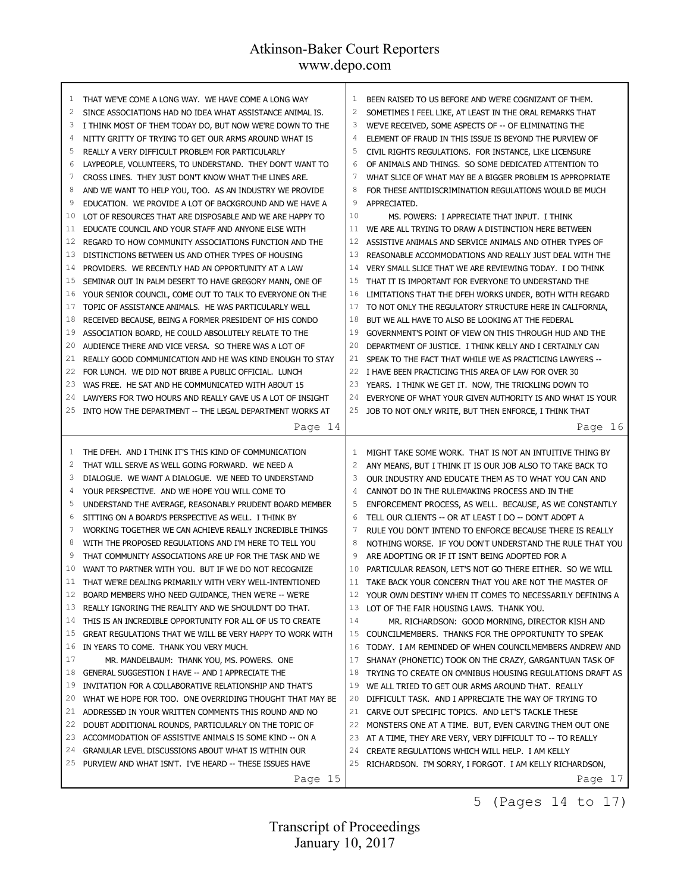THAT WE'VE COME A LONG WAY. WE HAVE COME A LONG WAY SINCE ASSOCIATIONS HAD NO IDEA WHAT ASSISTANCE ANIMAL IS. I THINK MOST OF THEM TODAY DO, BUT NOW WE'RE DOWN TO THE NITTY GRITTY OF TRYING TO GET OUR ARMS AROUND WHAT IS REALLY A VERY DIFFICULT PROBLEM FOR PARTICULARLY LAYPEOPLE, VOLUNTEERS, TO UNDERSTAND. THEY DON'T WANT TO CROSS LINES. THEY JUST DON'T KNOW WHAT THE LINES ARE. AND WE WANT TO HELP YOU, TOO. AS AN INDUSTRY WE PROVIDE EDUCATION. WE PROVIDE A LOT OF BACKGROUND AND WE HAVE A LOT OF RESOURCES THAT ARE DISPOSABLE AND WE ARE HAPPY TO EDUCATE COUNCIL AND YOUR STAFF AND ANYONE ELSE WITH REGARD TO HOW COMMUNITY ASSOCIATIONS FUNCTION AND THE DISTINCTIONS BETWEEN US AND OTHER TYPES OF HOUSING PROVIDERS. WE RECENTLY HAD AN OPPORTUNITY AT A LAW SEMINAR OUT IN PALM DESERT TO HAVE GREGORY MANN, ONE OF YOUR SENIOR COUNCIL, COME OUT TO TALK TO EVERYONE ON THE TOPIC OF ASSISTANCE ANIMALS. HE WAS PARTICULARLY WELL RECEIVED BECAUSE, BEING A FORMER PRESIDENT OF HIS CONDO ASSOCIATION BOARD, HE COULD ABSOLUTELY RELATE TO THE AUDIENCE THERE AND VICE VERSA. SO THERE WAS A LOT OF REALLY GOOD COMMUNICATION AND HE WAS KIND ENOUGH TO STAY FOR LUNCH. WE DID NOT BRIBE A PUBLIC OFFICIAL. LUNCH WAS FREE. HE SAT AND HE COMMUNICATED WITH ABOUT 15 LAWYERS FOR TWO HOURS AND REALLY GAVE US A LOT OF INSIGHT INTO HOW THE DEPARTMENT -- THE LEGAL DEPARTMENT WORKS AT THE DFEH. AND I THINK IT'S THIS KIND OF COMMUNICATION THAT WILL SERVE AS WELL GOING FORWARD. WE NEED A DIALOGUE. WE WANT A DIALOGUE. WE NEED TO UNDERSTAND YOUR PERSPECTIVE. AND WE HOPE YOU WILL COME TO UNDERSTAND THE AVERAGE, REASONABLY PRUDENT BOARD MEMBER SITTING ON A BOARD'S PERSPECTIVE AS WELL. I THINK BY WORKING TOGETHER WE CAN ACHIEVE REALLY INCREDIBLE THINGS WITH THE PROPOSED REGULATIONS AND I'M HERE TO TELL YOU THAT COMMUNITY ASSOCIATIONS ARE UP FOR THE TASK AND WE WANT TO PARTNER WITH YOU. BUT IF WE DO NOT RECOGNIZE THAT WE'RE DEALING PRIMARILY WITH VERY WELL-INTENTIONED BOARD MEMBERS WHO NEED GUIDANCE, THEN WE'RE -- WE'RE REALLY IGNORING THE REALITY AND WE SHOULDN'T DO THAT. THIS IS AN INCREDIBLE OPPORTUNITY FOR ALL OF US TO CREATE GREAT REGULATIONS THAT WE WILL BE VERY HAPPY TO WORK WITH IN YEARS TO COME. THANK YOU VERY MUCH.

MR. MANDELBAUM: THANK YOU, MS. POWERS. ONE GENERAL SUGGESTION I HAVE -- AND I APPRECIATE THE INVITATION FOR A COLLABORATIVE RELATIONSHIP AND THAT'S WHAT WE HOPE FOR TOO. ONE OVERRIDING THOUGHT THAT MAY BE ADDRESSED IN YOUR WRITTEN COMMENTS THIS ROUND AND NO DOUBT ADDITIONAL ROUNDS, PARTICULARLY ON THE TOPIC OF ACCOMMODATION OF ASSISTIVE ANIMALS IS SOME KIND -- ON A GRANULAR LEVEL DISCUSSIONS ABOUT WHAT IS WITHIN OUR PURVIEW AND WHAT ISN'T. I'VE HEARD -- THESE ISSUES HAVE BEEN RAISED TO US BEFORE AND WE'RE COGNIZANT OF THEM. SOMETIMES I FEEL LIKE, AT LEAST IN THE ORAL REMARKS THAT WE'VE RECEIVED, SOME ASPECTS OF -- OF ELIMINATING THE ELEMENT OF FRAUD IN THIS ISSUE IS BEYOND THE PURVIEW OF CIVIL RIGHTS REGULATIONS. FOR INSTANCE, LIKE LICENSURE OF ANIMALS AND THINGS. SO SOME DEDICATED ATTENTION TO WHAT SLICE OF WHAT MAY BE A BIGGER PROBLEM IS APPROPRIATE FOR THESE ANTIDISCRIMINATION REGULATIONS WOULD BE MUCH APPRECIATED.

MS. POWERS: I APPRECIATE THAT INPUT. I THINK WE ARE ALL TRYING TO DRAW A DISTINCTION HERE BETWEEN ASSISTIVE ANIMALS AND SERVICE ANIMALS AND OTHER TYPES OF REASONABLE ACCOMMODATIONS AND REALLY JUST DEAL WITH THE VERY SMALL SLICE THAT WE ARE REVIEWING TODAY. I DO THINK THAT IT IS IMPORTANT FOR EVERYONE TO UNDERSTAND THE LIMITATIONS THAT THE DFEH WORKS UNDER, BOTH WITH REGARD TO NOT ONLY THE REGULATORY STRUCTURE HERE IN CALIFORNIA, BUT WE ALL HAVE TO ALSO BE LOOKING AT THE FEDERAL GOVERNMENT'S POINT OF VIEW ON THIS THROUGH HUD AND THE DEPARTMENT OF JUSTICE. I THINK KELLY AND I CERTAINLY CAN SPEAK TO THE FACT THAT WHILE WE AS PRACTICING LAWYERS -- I HAVE BEEN PRACTICING THIS AREA OF LAW FOR OVER 30 YEARS. I THINK WE GET IT. NOW, THE TRICKLING DOWN TO EVERYONE OF WHAT YOUR GIVEN AUTHORITY IS AND WHAT IS YOUR JOB TO NOT ONLY WRITE, BUT THEN ENFORCE, I THINK THAT MIGHT TAKE SOME WORK. THAT IS NOT AN INTUITIVE THING BY ANY MEANS, BUT I THINK IT IS OUR JOB ALSO TO TAKE BACK TO OUR INDUSTRY AND EDUCATE THEM AS TO WHAT YOU CAN AND CANNOT DO IN THE RULEMAKING PROCESS AND IN THE ENFORCEMENT PROCESS, AS WELL. BECAUSE, AS WE CONSTANTLY TELL OUR CLIENTS -- OR AT LEAST I DO -- DON'T ADOPT A RULE YOU DON'T INTEND TO ENFORCE BECAUSE THERE IS REALLY NOTHING WORSE. IF YOU DON'T UNDERSTAND THE RULE THAT YOU ARE ADOPTING OR IF IT ISN'T BEING ADOPTED FOR A PARTICULAR REASON, LET'S NOT GO THERE EITHER. SO WE WILL TAKE BACK YOUR CONCERN THAT YOU ARE NOT THE MASTER OF YOUR OWN DESTINY WHEN IT COMES TO NECESSARILY DEFINING A LOT OF THE FAIR HOUSING LAWS. THANK YOU.

MR. RICHARDSON: GOOD MORNING, DIRECTOR KISH AND COUNCILMEMBERS. THANKS FOR THE OPPORTUNITY TO SPEAK TODAY. I AM REMINDED OF WHEN COUNCILMEMBERS ANDREW AND SHANAY (PHONETIC) TOOK ON THE CRAZY, GARGANTUAN TASK OF TRYING TO CREATE ON OMNIBUS HOUSING REGULATIONS DRAFT AS WE ALL TRIED TO GET OUR ARMS AROUND THAT. REALLY DIFFICULT TASK. AND I APPRECIATE THE WAY OF TRYING TO CARVE OUT SPECIFIC TOPICS. AND LET'S TACKLE THESE MONSTERS ONE AT A TIME. BUT, EVEN CARVING THEM OUT ONE AT A TIME, THEY ARE VERY, VERY DIFFICULT TO -- TO REALLY CREATE REGULATIONS WHICH WILL HELP. I AM KELLY RICHARDSON. I'M SORRY, I FORGOT. I AM KELLY RICHARDSON,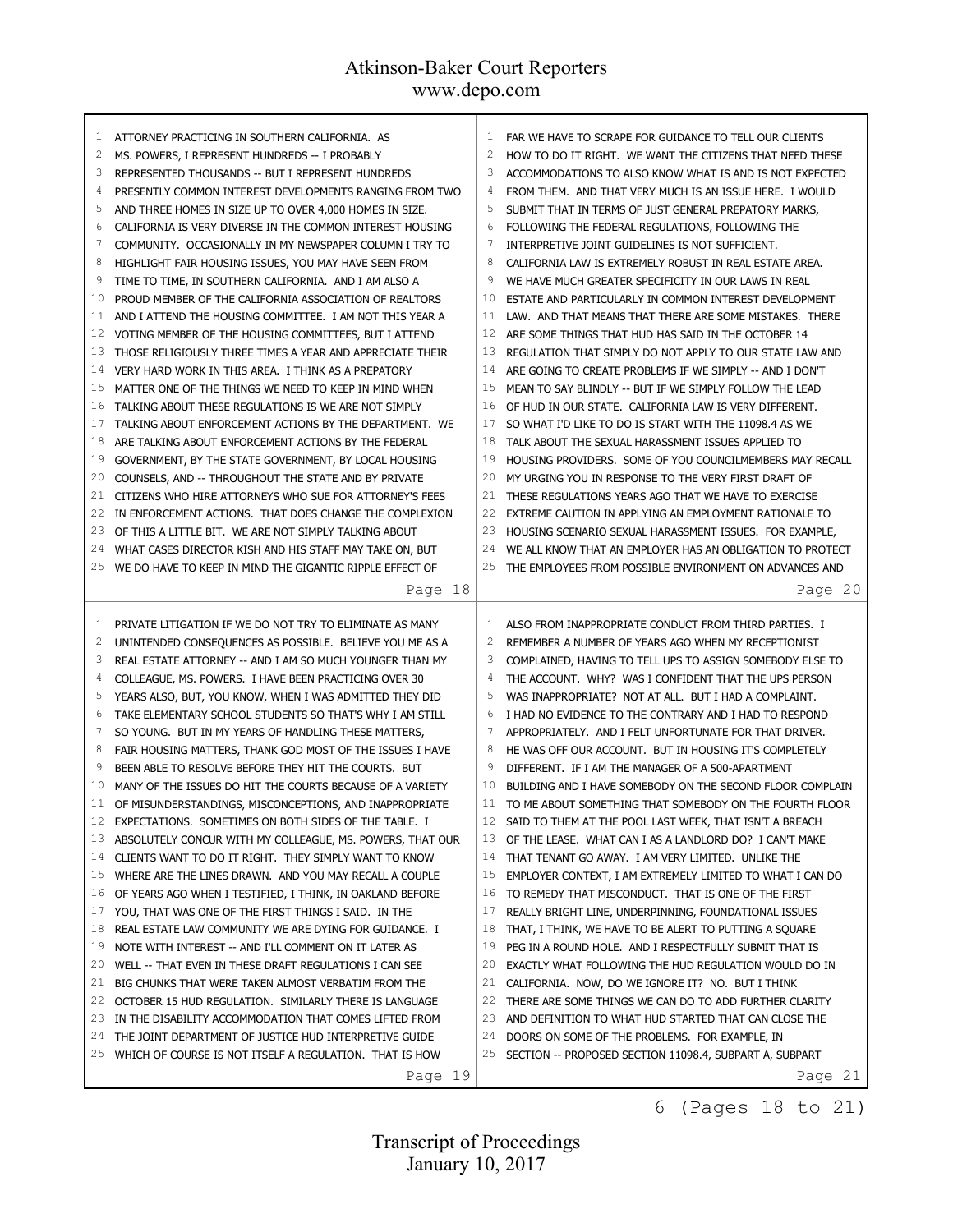ATTORNEY PRACTICING IN SOUTHERN CALIFORNIA. AS MS. POWERS, I REPRESENT HUNDREDS -- I PROBABLY REPRESENTED THOUSANDS -- BUT I REPRESENT HUNDREDS PRESENTLY COMMON INTEREST DEVELOPMENTS RANGING FROM TWO AND THREE HOMES IN SIZE UP TO OVER 4,000 HOMES IN SIZE. CALIFORNIA IS VERY DIVERSE IN THE COMMON INTEREST HOUSING COMMUNITY. OCCASIONALLY IN MY NEWSPAPER COLUMN I TRY TO HIGHLIGHT FAIR HOUSING ISSUES, YOU MAY HAVE SEEN FROM TIME TO TIME, IN SOUTHERN CALIFORNIA. AND I AM ALSO A PROUD MEMBER OF THE CALIFORNIA ASSOCIATION OF REALTORS AND I ATTEND THE HOUSING COMMITTEE. I AM NOT THIS YEAR A VOTING MEMBER OF THE HOUSING COMMITTEES, BUT I ATTEND THOSE RELIGIOUSLY THREE TIMES A YEAR AND APPRECIATE THEIR VERY HARD WORK IN THIS AREA. I THINK AS A PREPATORY MATTER ONE OF THE THINGS WE NEED TO KEEP IN MIND WHEN TALKING ABOUT THESE REGULATIONS IS WE ARE NOT SIMPLY TALKING ABOUT ENFORCEMENT ACTIONS BY THE DEPARTMENT. WE ARE TALKING ABOUT ENFORCEMENT ACTIONS BY THE FEDERAL GOVERNMENT, BY THE STATE GOVERNMENT, BY LOCAL HOUSING COUNSELS, AND -- THROUGHOUT THE STATE AND BY PRIVATE CITIZENS WHO HIRE ATTORNEYS WHO SUE FOR ATTORNEY'S FEES IN ENFORCEMENT ACTIONS. THAT DOES CHANGE THE COMPLEXION OF THIS A LITTLE BIT. WE ARE NOT SIMPLY TALKING ABOUT WHAT CASES DIRECTOR KISH AND HIS STAFF MAY TAKE ON, BUT WE DO HAVE TO KEEP IN MIND THE GIGANTIC RIPPLE EFFECT OF

PRIVATE LITIGATION IF WE DO NOT TRY TO ELIMINATE AS MANY UNINTENDED CONSEQUENCES AS POSSIBLE. BELIEVE YOU ME AS A REAL ESTATE ATTORNEY -- AND I AM SO MUCH YOUNGER THAN MY COLLEAGUE, MS. POWERS. I HAVE BEEN PRACTICING OVER 30 YEARS ALSO, BUT, YOU KNOW, WHEN I WAS ADMITTED THEY DID TAKE ELEMENTARY SCHOOL STUDENTS SO THAT'S WHY I AM STILL SO YOUNG. BUT IN MY YEARS OF HANDLING THESE MATTERS, FAIR HOUSING MATTERS, THANK GOD MOST OF THE ISSUES I HAVE BEEN ABLE TO RESOLVE BEFORE THEY HIT THE COURTS. BUT MANY OF THE ISSUES DO HIT THE COURTS BECAUSE OF A VARIETY OF MISUNDERSTANDINGS, MISCONCEPTIONS, AND INAPPROPRIATE EXPECTATIONS. SOMETIMES ON BOTH SIDES OF THE TABLE. I ABSOLUTELY CONCUR WITH MY COLLEAGUE, MS. POWERS, THAT OUR CLIENTS WANT TO DO IT RIGHT. THEY SIMPLY WANT TO KNOW WHERE ARE THE LINES DRAWN. AND YOU MAY RECALL A COUPLE OF YEARS AGO WHEN I TESTIFIED, I THINK, IN OAKLAND BEFORE YOU, THAT WAS ONE OF THE FIRST THINGS I SAID. IN THE REAL ESTATE LAW COMMUNITY WE ARE DYING FOR GUIDANCE. I NOTE WITH INTEREST -- AND I'LL COMMENT ON IT LATER AS WELL -- THAT EVEN IN THESE DRAFT REGULATIONS I CAN SEE BIG CHUNKS THAT WERE TAKEN ALMOST VERBATIM FROM THE OCTOBER 15 HUD REGULATION. SIMILARLY THERE IS LANGUAGE IN THE DISABILITY ACCOMMODATION THAT COMES LIFTED FROM THE JOINT DEPARTMENT OF JUSTICE HUD INTERPRETIVE GUIDE WHICH OF COURSE IS NOT ITSELF A REGULATION. THAT IS HOW

FAR WE HAVE TO SCRAPE FOR GUIDANCE TO TELL OUR CLIENTS HOW TO DO IT RIGHT. WE WANT THE CITIZENS THAT NEED THESE ACCOMMODATIONS TO ALSO KNOW WHAT IS AND IS NOT EXPECTED FROM THEM. AND THAT VERY MUCH IS AN ISSUE HERE. I WOULD SUBMIT THAT IN TERMS OF JUST GENERAL PREPATORY MARKS, FOLLOWING THE FEDERAL REGULATIONS, FOLLOWING THE INTERPRETIVE JOINT GUIDELINES IS NOT SUFFICIENT. CALIFORNIA LAW IS EXTREMELY ROBUST IN REAL ESTATE AREA. WE HAVE MUCH GREATER SPECIFICITY IN OUR LAWS IN REAL ESTATE AND PARTICULARLY IN COMMON INTEREST DEVELOPMENT LAW. AND THAT MEANS THAT THERE ARE SOME MISTAKES. THERE ARE SOME THINGS THAT HUD HAS SAID IN THE OCTOBER 14 REGULATION THAT SIMPLY DO NOT APPLY TO OUR STATE LAW AND ARE GOING TO CREATE PROBLEMS IF WE SIMPLY -- AND I DON'T MEAN TO SAY BLINDLY -- BUT IF WE SIMPLY FOLLOW THE LEAD OF HUD IN OUR STATE. CALIFORNIA LAW IS VERY DIFFERENT. SO WHAT I'D LIKE TO DO IS START WITH THE 11098.4 AS WE TALK ABOUT THE SEXUAL HARASSMENT ISSUES APPLIED TO HOUSING PROVIDERS. SOME OF YOU COUNCILMEMBERS MAY RECALL MY URGING YOU IN RESPONSE TO THE VERY FIRST DRAFT OF THESE REGULATIONS YEARS AGO THAT WE HAVE TO EXERCISE EXTREME CAUTION IN APPLYING AN EMPLOYMENT RATIONALE TO HOUSING SCENARIO SEXUAL HARASSMENT ISSUES. FOR EXAMPLE, WE ALL KNOW THAT AN EMPLOYER HAS AN OBLIGATION TO PROTECT THE EMPLOYEES FROM POSSIBLE ENVIRONMENT ON ADVANCES AND

ALSO FROM INAPPROPRIATE CONDUCT FROM THIRD PARTIES. I REMEMBER A NUMBER OF YEARS AGO WHEN MY RECEPTIONIST COMPLAINED, HAVING TO TELL UPS TO ASSIGN SOMEBODY ELSE TO THE ACCOUNT. WHY? WAS I CONFIDENT THAT THE UPS PERSON WAS INAPPROPRIATE? NOT AT ALL. BUT I HAD A COMPLAINT. I HAD NO EVIDENCE TO THE CONTRARY AND I HAD TO RESPOND APPROPRIATELY. AND I FELT UNFORTUNATE FOR THAT DRIVER. HE WAS OFF OUR ACCOUNT. BUT IN HOUSING IT'S COMPLETELY DIFFERENT. IF I AM THE MANAGER OF A 500-APARTMENT BUILDING AND I HAVE SOMEBODY ON THE SECOND FLOOR COMPLAIN TO ME ABOUT SOMETHING THAT SOMEBODY ON THE FOURTH FLOOR SAID TO THEM AT THE POOL LAST WEEK, THAT ISN'T A BREACH OF THE LEASE. WHAT CAN I AS A LANDLORD DO? I CAN'T MAKE THAT TENANT GO AWAY. I AM VERY LIMITED. UNLIKE THE EMPLOYER CONTEXT, I AM EXTREMELY LIMITED TO WHAT I CAN DO TO REMEDY THAT MISCONDUCT. THAT IS ONE OF THE FIRST REALLY BRIGHT LINE, UNDERPINNING, FOUNDATIONAL ISSUES THAT, I THINK, WE HAVE TO BE ALERT TO PUTTING A SQUARE PEG IN A ROUND HOLE. AND I RESPECTFULLY SUBMIT THAT IS EXACTLY WHAT FOLLOWING THE HUD REGULATION WOULD DO IN CALIFORNIA. NOW, DO WE IGNORE IT? NO. BUT I THINK THERE ARE SOME THINGS WE CAN DO TO ADD FURTHER CLARITY AND DEFINITION TO WHAT HUD STARTED THAT CAN CLOSE THE DOORS ON SOME OF THE PROBLEMS. FOR EXAMPLE, IN SECTION -- PROPOSED SECTION 11098.4, SUBPART A, SUBPART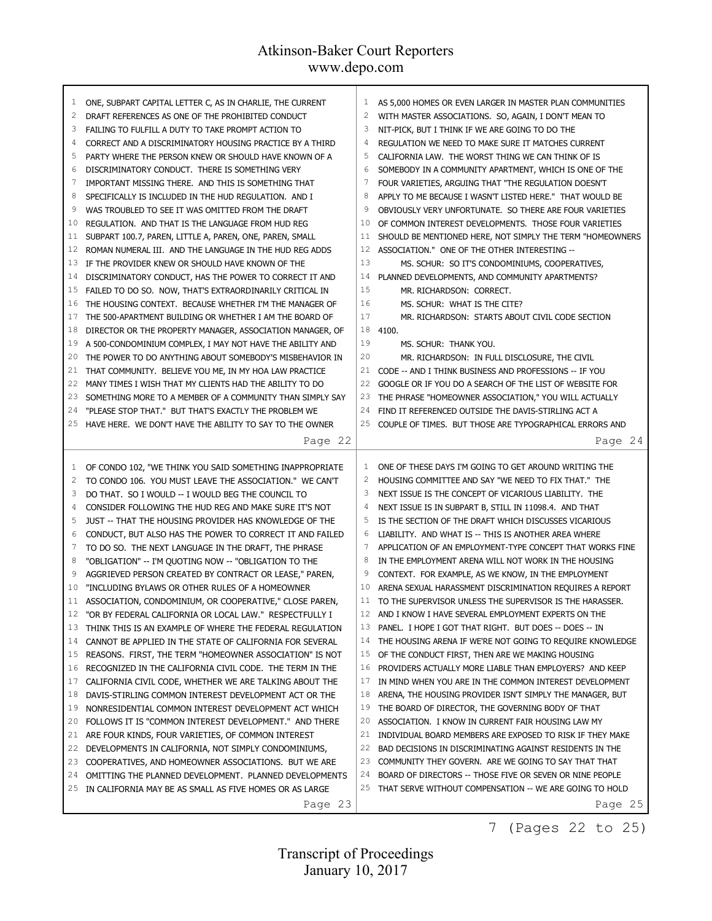ONE, SUBPART CAPITAL LETTER C, AS IN CHARLIE, THE CURRENT DRAFT REFERENCES AS ONE OF THE PROHIBITED CONDUCT FAILING TO FULFILL A DUTY TO TAKE PROMPT ACTION TO CORRECT AND A DISCRIMINATORY HOUSING PRACTICE BY A THIRD PARTY WHERE THE PERSON KNEW OR SHOULD HAVE KNOWN OF A DISCRIMINATORY CONDUCT. THERE IS SOMETHING VERY IMPORTANT MISSING THERE. AND THIS IS SOMETHING THAT SPECIFICALLY IS INCLUDED IN THE HUD REGULATION. AND I WAS TROUBLED TO SEE IT WAS OMITTED FROM THE DRAFT REGULATION. AND THAT IS THE LANGUAGE FROM HUD REG SUBPART 100.7, PAREN, LITTLE A, PAREN, ONE, PAREN, SMALL ROMAN NUMERAL III. AND THE LANGUAGE IN THE HUD REG ADDS IF THE PROVIDER KNEW OR SHOULD HAVE KNOWN OF THE DISCRIMINATORY CONDUCT, HAS THE POWER TO CORRECT IT AND FAILED TO DO SO. NOW, THAT'S EXTRAORDINARILY CRITICAL IN THE HOUSING CONTEXT. BECAUSE WHETHER I'M THE MANAGER OF THE 500-APARTMENT BUILDING OR WHETHER I AM THE BOARD OF DIRECTOR OR THE PROPERTY MANAGER, ASSOCIATION MANAGER, OF A 500-CONDOMINIUM COMPLEX, I MAY NOT HAVE THE ABILITY AND THE POWER TO DO ANYTHING ABOUT SOMEBODY'S MISBEHAVIOR IN THAT COMMUNITY. BELIEVE YOU ME, IN MY HOA LAW PRACTICE MANY TIMES I WISH THAT MY CLIENTS HAD THE ABILITY TO DO SOMETHING MORE TO A MEMBER OF A COMMUNITY THAN SIMPLY SAY "PLEASE STOP THAT." BUT THAT'S EXACTLY THE PROBLEM WE HAVE HERE. WE DON'T HAVE THE ABILITY TO SAY TO THE OWNER OF CONDO 102, "WE THINK YOU SAID SOMETHING INAPPROPRIATE TO CONDO 106. YOU MUST LEAVE THE ASSOCIATION." WE CAN'T DO THAT. SO I WOULD -- I WOULD BEG THE COUNCIL TO CONSIDER FOLLOWING THE HUD REG AND MAKE SURE IT'S NOT JUST -- THAT THE HOUSING PROVIDER HAS KNOWLEDGE OF THE CONDUCT, BUT ALSO HAS THE POWER TO CORRECT IT AND FAILED TO DO SO. THE NEXT LANGUAGE IN THE DRAFT, THE PHRASE "OBLIGATION" -- I'M QUOTING NOW -- "OBLIGATION TO THE AGGRIEVED PERSON CREATED BY CONTRACT OR LEASE," PAREN, "INCLUDING BYLAWS OR OTHER RULES OF A HOMEOWNER ASSOCIATION, CONDOMINIUM, OR COOPERATIVE," CLOSE PAREN, "OR BY FEDERAL CALIFORNIA OR LOCAL LAW." RESPECTFULLY I THINK THIS IS AN EXAMPLE OF WHERE THE FEDERAL REGULATION CANNOT BE APPLIED IN THE STATE OF CALIFORNIA FOR SEVERAL REASONS. FIRST, THE TERM "HOMEOWNER ASSOCIATION" IS NOT RECOGNIZED IN THE CALIFORNIA CIVIL CODE. THE TERM IN THE CALIFORNIA CIVIL CODE, WHETHER WE ARE TALKING ABOUT THE DAVIS-STIRLING COMMON INTEREST DEVELOPMENT ACT OR THE NONRESIDENTIAL COMMON INTEREST DEVELOPMENT ACT WHICH FOLLOWS IT IS "COMMON INTEREST DEVELOPMENT." AND THERE ARE FOUR KINDS, FOUR VARIETIES, OF COMMON INTEREST DEVELOPMENTS IN CALIFORNIA, NOT SIMPLY CONDOMINIUMS, COOPERATIVES, AND HOMEOWNER ASSOCIATIONS. BUT WE ARE OMITTING THE PLANNED DEVELOPMENT. PLANNED DEVELOPMENTS IN CALIFORNIA MAY BE AS SMALL AS FIVE HOMES OR AS LARGE AS 5,000 HOMES OR EVEN LARGER IN MASTER PLAN COMMUNITIES WITH MASTER ASSOCIATIONS. SO, AGAIN, I DON'T MEAN TO NIT-PICK, BUT I THINK IF WE ARE GOING TO DO THE REGULATION WE NEED TO MAKE SURE IT MATCHES CURRENT CALIFORNIA LAW. THE WORST THING WE CAN THINK OF IS SOMEBODY IN A COMMUNITY APARTMENT, WHICH IS ONE OF THE FOUR VARIETIES, ARGUING THAT "THE REGULATION DOESN'T APPLY TO ME BECAUSE I WASN'T LISTED HERE." THAT WOULD BE OBVIOUSLY VERY UNFORTUNATE. SO THERE ARE FOUR VARIETIES OF COMMON INTEREST DEVELOPMENTS. THOSE FOUR VARIETIES SHOULD BE MENTIONED HERE, NOT SIMPLY THE TERM "HOMEOWNERS ASSOCIATION." ONE OF THE OTHER INTERESTING --

MS. SCHUR: SO IT'S CONDOMINIUMS, COOPERATIVES, PLANNED DEVELOPMENTS, AND COMMUNITY APARTMENTS?

MR. RICHARDSON: CORRECT.

MS. SCHUR: WHAT IS THE CITE?

MR. RICHARDSON: STARTS ABOUT CIVIL CODE SECTION 4100.

MS. SCHUR: THANK YOU.

MR. RICHARDSON: IN FULL DISCLOSURE, THE CIVIL CODE -- AND I THINK BUSINESS AND PROFESSIONS -- IF YOU GOOGLE OR IF YOU DO A SEARCH OF THE LIST OF WEBSITE FOR THE PHRASE "HOMEOWNER ASSOCIATION," YOU WILL ACTUALLY FIND IT REFERENCED OUTSIDE THE DAVIS-STIRLING ACT A COUPLE OF TIMES. BUT THOSE ARE TYPOGRAPHICAL ERRORS AND ONE OF THESE DAYS I'M GOING TO GET AROUND WRITING THE HOUSING COMMITTEE AND SAY "WE NEED TO FIX THAT." THE NEXT ISSUE IS THE CONCEPT OF VICARIOUS LIABILITY. THE NEXT ISSUE IS IN SUBPART B, STILL IN 11098.4. AND THAT IS THE SECTION OF THE DRAFT WHICH DISCUSSES VICARIOUS LIABILITY. AND WHAT IS -- THIS IS ANOTHER AREA WHERE APPLICATION OF AN EMPLOYMENT-TYPE CONCEPT THAT WORKS FINE IN THE EMPLOYMENT ARENA WILL NOT WORK IN THE HOUSING CONTEXT. FOR EXAMPLE, AS WE KNOW, IN THE EMPLOYMENT ARENA SEXUAL HARASSMENT DISCRIMINATION REQUIRES A REPORT TO THE SUPERVISOR UNLESS THE SUPERVISOR IS THE HARASSER. AND I KNOW I HAVE SEVERAL EMPLOYMENT EXPERTS ON THE PANEL. I HOPE I GOT THAT RIGHT. BUT DOES -- DOES -- IN THE HOUSING ARENA IF WE'RE NOT GOING TO REQUIRE KNOWLEDGE OF THE CONDUCT FIRST, THEN ARE WE MAKING HOUSING PROVIDERS ACTUALLY MORE LIABLE THAN EMPLOYERS? AND KEEP IN MIND WHEN YOU ARE IN THE COMMON INTEREST DEVELOPMENT ARENA, THE HOUSING PROVIDER ISN'T SIMPLY THE MANAGER, BUT THE BOARD OF DIRECTOR, THE GOVERNING BODY OF THAT ASSOCIATION. I KNOW IN CURRENT FAIR HOUSING LAW MY INDIVIDUAL BOARD MEMBERS ARE EXPOSED TO RISK IF THEY MAKE BAD DECISIONS IN DISCRIMINATING AGAINST RESIDENTS IN THE COMMUNITY THEY GOVERN. ARE WE GOING TO SAY THAT THAT BOARD OF DIRECTORS -- THOSE FIVE OR SEVEN OR NINE PEOPLE THAT SERVE WITHOUT COMPENSATION -- WE ARE GOING TO HOLD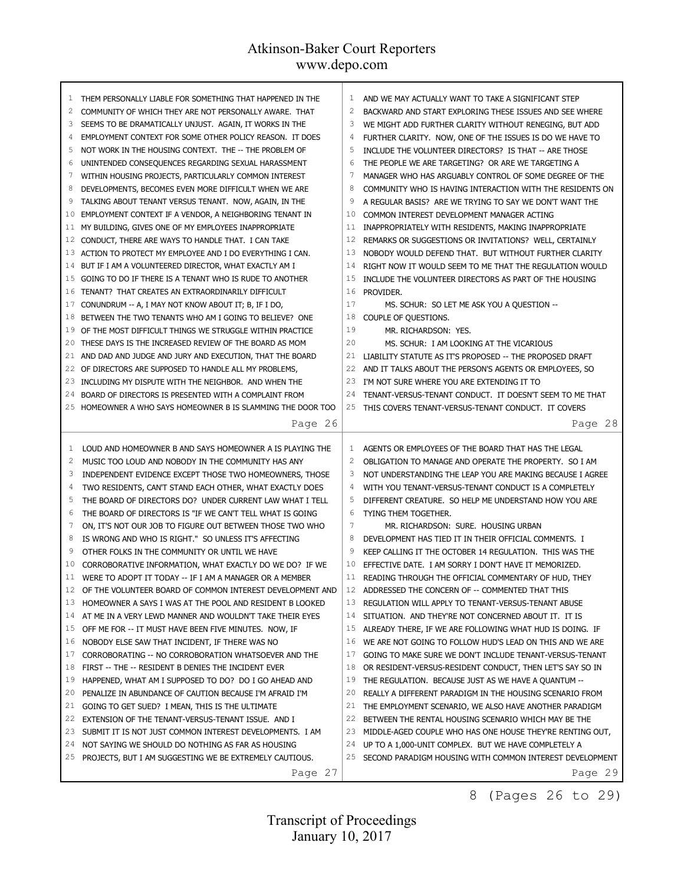THEM PERSONALLY LIABLE FOR SOMETHING THAT HAPPENED IN THE COMMUNITY OF WHICH THEY ARE NOT PERSONALLY AWARE. THAT SEEMS TO BE DRAMATICALLY UNJUST. AGAIN, IT WORKS IN THE EMPLOYMENT CONTEXT FOR SOME OTHER POLICY REASON. IT DOES NOT WORK IN THE HOUSING CONTEXT. THE -- THE PROBLEM OF UNINTENDED CONSEQUENCES REGARDING SEXUAL HARASSMENT WITHIN HOUSING PROJECTS, PARTICULARLY COMMON INTEREST DEVELOPMENTS, BECOMES EVEN MORE DIFFICULT WHEN WE ARE TALKING ABOUT TENANT VERSUS TENANT. NOW, AGAIN, IN THE EMPLOYMENT CONTEXT IF A VENDOR, A NEIGHBORING TENANT IN MY BUILDING, GIVES ONE OF MY EMPLOYEES INAPPROPRIATE CONDUCT, THERE ARE WAYS TO HANDLE THAT. I CAN TAKE ACTION TO PROTECT MY EMPLOYEE AND I DO EVERYTHING I CAN. BUT IF I AM A VOLUNTEERED DIRECTOR, WHAT EXACTLY AM I GOING TO DO IF THERE IS A TENANT WHO IS RUDE TO ANOTHER TENANT? THAT CREATES AN EXTRAORDINARILY DIFFICULT CONUNDRUM -- A, I MAY NOT KNOW ABOUT IT; B, IF I DO, BETWEEN THE TWO TENANTS WHO AM I GOING TO BELIEVE? ONE OF THE MOST DIFFICULT THINGS WE STRUGGLE WITHIN PRACTICE THESE DAYS IS THE INCREASED REVIEW OF THE BOARD AS MOM AND DAD AND JUDGE AND JURY AND EXECUTION, THAT THE BOARD OF DIRECTORS ARE SUPPOSED TO HANDLE ALL MY PROBLEMS, INCLUDING MY DISPUTE WITH THE NEIGHBOR. AND WHEN THE BOARD OF DIRECTORS IS PRESENTED WITH A COMPLAINT FROM HOMEOWNER A WHO SAYS HOMEOWNER B IS SLAMMING THE DOOR TOO LOUD AND HOMEOWNER B AND SAYS HOMEOWNER A IS PLAYING THE MUSIC TOO LOUD AND NOBODY IN THE COMMUNITY HAS ANY INDEPENDENT EVIDENCE EXCEPT THOSE TWO HOMEOWNERS, THOSE TWO RESIDENTS, CAN'T STAND EACH OTHER, WHAT EXACTLY DOES THE BOARD OF DIRECTORS DO? UNDER CURRENT LAW WHAT I TELL THE BOARD OF DIRECTORS IS "IF WE CAN'T TELL WHAT IS GOING ON, IT'S NOT OUR JOB TO FIGURE OUT BETWEEN THOSE TWO WHO IS WRONG AND WHO IS RIGHT." SO UNLESS IT'S AFFECTING OTHER FOLKS IN THE COMMUNITY OR UNTIL WE HAVE CORROBORATIVE INFORMATION, WHAT EXACTLY DO WE DO? IF WE WERE TO ADOPT IT TODAY -- IF I AM A MANAGER OR A MEMBER OF THE VOLUNTEER BOARD OF COMMON INTEREST DEVELOPMENT AND HOMEOWNER A SAYS I WAS AT THE POOL AND RESIDENT B LOOKED AT ME IN A VERY LEWD MANNER AND WOULDN'T TAKE THEIR EYES OFF ME FOR -- IT MUST HAVE BEEN FIVE MINUTES. NOW, IF NOBODY ELSE SAW THAT INCIDENT, IF THERE WAS NO CORROBORATING -- NO CORROBORATION WHATSOEVER AND THE FIRST -- THE -- RESIDENT B DENIES THE INCIDENT EVER HAPPENED, WHAT AM I SUPPOSED TO DO? DO I GO AHEAD AND PENALIZE IN ABUNDANCE OF CAUTION BECAUSE I'M AFRAID I'M GOING TO GET SUED? I MEAN, THIS IS THE ULTIMATE EXTENSION OF THE TENANT-VERSUS-TENANT ISSUE. AND I SUBMIT IT IS NOT JUST COMMON INTEREST DEVELOPMENTS. I AM NOT SAYING WE SHOULD DO NOTHING AS FAR AS HOUSING PROJECTS, BUT I AM SUGGESTING WE BE EXTREMELY CAUTIOUS.

AND WE MAY ACTUALLY WANT TO TAKE A SIGNIFICANT STEP BACKWARD AND START EXPLORING THESE ISSUES AND SEE WHERE WE MIGHT ADD FURTHER CLARITY WITHOUT RENEGING, BUT ADD FURTHER CLARITY. NOW, ONE OF THE ISSUES IS DO WE HAVE TO INCLUDE THE VOLUNTEER DIRECTORS? IS THAT -- ARE THOSE THE PEOPLE WE ARE TARGETING? OR ARE WE TARGETING A MANAGER WHO HAS ARGUABLY CONTROL OF SOME DEGREE OF THE COMMUNITY WHO IS HAVING INTERACTION WITH THE RESIDENTS ON A REGULAR BASIS? ARE WE TRYING TO SAY WE DON'T WANT THE COMMON INTEREST DEVELOPMENT MANAGER ACTING INAPPROPRIATELY WITH RESIDENTS, MAKING INAPPROPRIATE REMARKS OR SUGGESTIONS OR INVITATIONS? WELL, CERTAINLY NOBODY WOULD DEFEND THAT. BUT WITHOUT FURTHER CLARITY RIGHT NOW IT WOULD SEEM TO ME THAT THE REGULATION WOULD INCLUDE THE VOLUNTEER DIRECTORS AS PART OF THE HOUSING PROVIDER.

MS. SCHUR: SO LET ME ASK YOU A QUESTION -- COUPLE OF QUESTIONS.

MR. RICHARDSON: YES.

MS. SCHUR: I AM LOOKING AT THE VICARIOUS LIABILITY STATUTE AS IT'S PROPOSED -- THE PROPOSED DRAFT AND IT TALKS ABOUT THE PERSON'S AGENTS OR EMPLOYEES, SO I'M NOT SURE WHERE YOU ARE EXTENDING IT TO TENANT-VERSUS-TENANT CONDUCT. IT DOESN'T SEEM TO ME THAT THIS COVERS TENANT-VERSUS-TENANT CONDUCT. IT COVERS AGENTS OR EMPLOYEES OF THE BOARD THAT HAS THE LEGAL OBLIGATION TO MANAGE AND OPERATE THE PROPERTY. SO I AM NOT UNDERSTANDING THE LEAP YOU ARE MAKING BECAUSE I AGREE WITH YOU TENANT-VERSUS-TENANT CONDUCT IS A COMPLETELY DIFFERENT CREATURE. SO HELP ME UNDERSTAND HOW YOU ARE TYING THEM TOGETHER.

MR. RICHARDSON: SURE. HOUSING URBAN DEVELOPMENT HAS TIED IT IN THEIR OFFICIAL COMMENTS. I KEEP CALLING IT THE OCTOBER 14 REGULATION. THIS WAS THE EFFECTIVE DATE. I AM SORRY I DON'T HAVE IT MEMORIZED. READING THROUGH THE OFFICIAL COMMENTARY OF HUD, THEY ADDRESSED THE CONCERN OF -- COMMENTED THAT THIS REGULATION WILL APPLY TO TENANT-VERSUS-TENANT ABUSE SITUATION. AND THEY'RE NOT CONCERNED ABOUT IT. IT IS ALREADY THERE, IF WE ARE FOLLOWING WHAT HUD IS DOING. IF WE ARE NOT GOING TO FOLLOW HUD'S LEAD ON THIS AND WE ARE GOING TO MAKE SURE WE DON'T INCLUDE TENANT-VERSUS-TENANT OR RESIDENT-VERSUS-RESIDENT CONDUCT, THEN LET'S SAY SO IN THE REGULATION. BECAUSE JUST AS WE HAVE A QUANTUM -- REALLY A DIFFERENT PARADIGM IN THE HOUSING SCENARIO FROM THE EMPLOYMENT SCENARIO, WE ALSO HAVE ANOTHER PARADIGM BETWEEN THE RENTAL HOUSING SCENARIO WHICH MAY BE THE MIDDLE-AGED COUPLE WHO HAS ONE HOUSE THEY'RE RENTING OUT, UP TO A 1,000-UNIT COMPLEX. BUT WE HAVE COMPLETELY A SECOND PARADIGM HOUSING WITH COMMON INTEREST DEVELOPMENT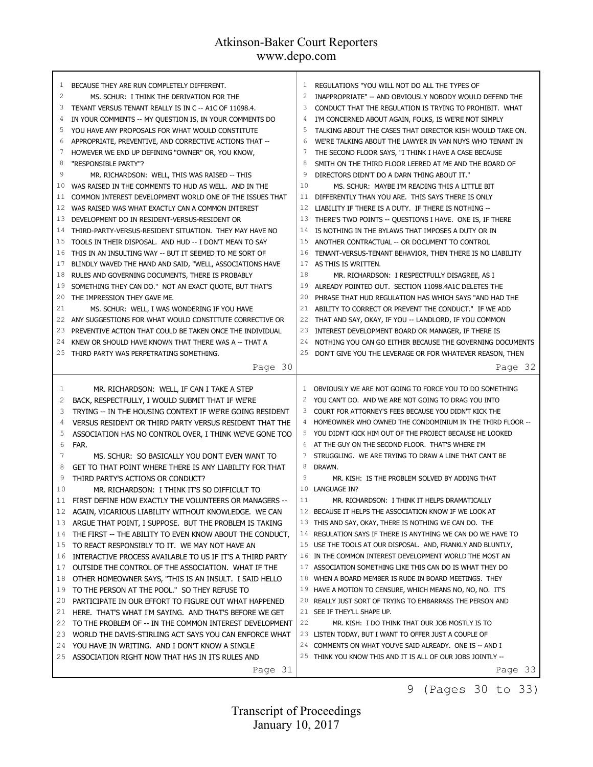BECAUSE THEY ARE RUN COMPLETELY DIFFERENT.

MS. SCHUR: I THINK THE DERIVATION FOR THE TENANT VERSUS TENANT REALLY IS IN C -- A1C OF 11098.4. IN YOUR COMMENTS -- MY QUESTION IS, IN YOUR COMMENTS DO YOU HAVE ANY PROPOSALS FOR WHAT WOULD CONSTITUTE APPROPRIATE, PREVENTIVE, AND CORRECTIVE ACTIONS THAT -- HOWEVER WE END UP DEFINING "OWNER" OR, YOU KNOW, "RESPONSIBLE PARTY"?

MR. RICHARDSON: WELL, THIS WAS RAISED -- THIS WAS RAISED IN THE COMMENTS TO HUD AS WELL. AND IN THE COMMON INTEREST DEVELOPMENT WORLD ONE OF THE ISSUES THAT WAS RAISED WAS WHAT EXACTLY CAN A COMMON INTEREST DEVELOPMENT DO IN RESIDENT-VERSUS-RESIDENT OR THIRD-PARTY-VERSUS-RESIDENT SITUATION. THEY MAY HAVE NO TOOLS IN THEIR DISPOSAL. AND HUD -- I DON'T MEAN TO SAY THIS IN AN INSULTING WAY -- BUT IT SEEMED TO ME SORT OF BLINDLY WAVED THE HAND AND SAID, "WELL, ASSOCIATIONS HAVE RULES AND GOVERNING DOCUMENTS, THERE IS PROBABLY SOMETHING THEY CAN DO." NOT AN EXACT QUOTE, BUT THAT'S THE IMPRESSION THEY GAVE ME.

MS. SCHUR: WELL, I WAS WONDERING IF YOU HAVE ANY SUGGESTIONS FOR WHAT WOULD CONSTITUTE CORRECTIVE OR PREVENTIVE ACTION THAT COULD BE TAKEN ONCE THE INDIVIDUAL KNEW OR SHOULD HAVE KNOWN THAT THERE WAS A -- THAT A THIRD PARTY WAS PERPETRATING SOMETHING.

MR. RICHARDSON: WELL, IF CAN I TAKE A STEP BACK, RESPECTFULLY, I WOULD SUBMIT THAT IF WE'RE TRYING -- IN THE HOUSING CONTEXT IF WE'RE GOING RESIDENT VERSUS RESIDENT OR THIRD PARTY VERSUS RESIDENT THAT THE ASSOCIATION HAS NO CONTROL OVER, I THINK WE'VE GONE TOO FAR.

MS. SCHUR: SO BASICALLY YOU DON'T EVEN WANT TO GET TO THAT POINT WHERE THERE IS ANY LIABILITY FOR THAT THIRD PARTY'S ACTIONS OR CONDUCT?

MR. RICHARDSON: I THINK IT'S SO DIFFICULT TO FIRST DEFINE HOW EXACTLY THE VOLUNTEERS OR MANAGERS -- AGAIN, VICARIOUS LIABILITY WITHOUT KNOWLEDGE. WE CAN ARGUE THAT POINT, I SUPPOSE. BUT THE PROBLEM IS TAKING THE FIRST -- THE ABILITY TO EVEN KNOW ABOUT THE CONDUCT, TO REACT RESPONSIBLY TO IT. WE MAY NOT HAVE AN INTERACTIVE PROCESS AVAILABLE TO US IF IT'S A THIRD PARTY OUTSIDE THE CONTROL OF THE ASSOCIATION. WHAT IF THE OTHER HOMEOWNER SAYS, "THIS IS AN INSULT. I SAID HELLO TO THE PERSON AT THE POOL." SO THEY REFUSE TO PARTICIPATE IN OUR EFFORT TO FIGURE OUT WHAT HAPPENED HERE. THAT'S WHAT I'M SAYING. AND THAT'S BEFORE WE GET TO THE PROBLEM OF -- IN THE COMMON INTEREST DEVELOPMENT WORLD THE DAVIS-STIRLING ACT SAYS YOU CAN ENFORCE WHAT YOU HAVE IN WRITING. AND I DON'T KNOW A SINGLE ASSOCIATION RIGHT NOW THAT HAS IN ITS RULES AND REGULATIONS "YOU WILL NOT DO ALL THE TYPES OF INAPPROPRIATE" -- AND OBVIOUSLY NOBODY WOULD DEFEND THE CONDUCT THAT THE REGULATION IS TRYING TO PROHIBIT. WHAT I'M CONCERNED ABOUT AGAIN, FOLKS, IS WE'RE NOT SIMPLY TALKING ABOUT THE CASES THAT DIRECTOR KISH WOULD TAKE ON. WE'RE TALKING ABOUT THE LAWYER IN VAN NUYS WHO TENANT IN THE SECOND FLOOR SAYS, "I THINK I HAVE A CASE BECAUSE SMITH ON THE THIRD FLOOR LEERED AT ME AND THE BOARD OF DIRECTORS DIDN'T DO A DARN THING ABOUT IT."

MS. SCHUR: MAYBE I'M READING THIS A LITTLE BIT DIFFERENTLY THAN YOU ARE. THIS SAYS THERE IS ONLY LIABILITY IF THERE IS A DUTY. IF THERE IS NOTHING -- THERE'S TWO POINTS -- QUESTIONS I HAVE. ONE IS, IF THERE IS NOTHING IN THE BYLAWS THAT IMPOSES A DUTY OR IN ANOTHER CONTRACTUAL -- OR DOCUMENT TO CONTROL TENANT-VERSUS-TENANT BEHAVIOR, THEN THERE IS NO LIABILITY AS THIS IS WRITTEN.

MR. RICHARDSON: I RESPECTFULLY DISAGREE, AS I ALREADY POINTED OUT. SECTION 11098.4A1C DELETES THE PHRASE THAT HUD REGULATION HAS WHICH SAYS "AND HAD THE ABILITY TO CORRECT OR PREVENT THE CONDUCT." IF WE ADD THAT AND SAY, OKAY, IF YOU -- LANDLORD, IF YOU COMMON INTEREST DEVELOPMENT BOARD OR MANAGER, IF THERE IS NOTHING YOU CAN GO EITHER BECAUSE THE GOVERNING DOCUMENTS DON'T GIVE YOU THE LEVERAGE OR FOR WHATEVER REASON, THEN OBVIOUSLY WE ARE NOT GOING TO FORCE YOU TO DO SOMETHING YOU CAN'T DO. AND WE ARE NOT GOING TO DRAG YOU INTO COURT FOR ATTORNEY'S FEES BECAUSE YOU DIDN'T KICK THE HOMEOWNER WHO OWNED THE CONDOMINIUM IN THE THIRD FLOOR -- YOU DIDN'T KICK HIM OUT OF THE PROJECT BECAUSE HE LOOKED AT THE GUY ON THE SECOND FLOOR. THAT'S WHERE I'M STRUGGLING. WE ARE TRYING TO DRAW A LINE THAT CAN'T BE DRAWN.

MR. KISH: IS THE PROBLEM SOLVED BY ADDING THAT LANGUAGE IN?

MR. RICHARDSON: I THINK IT HELPS DRAMATICALLY BECAUSE IT HELPS THE ASSOCIATION KNOW IF WE LOOK AT THIS AND SAY, OKAY, THERE IS NOTHING WE CAN DO. THE REGULATION SAYS IF THERE IS ANYTHING WE CAN DO WE HAVE TO USE THE TOOLS AT OUR DISPOSAL. AND, FRANKLY AND BLUNTLY, IN THE COMMON INTEREST DEVELOPMENT WORLD THE MOST AN ASSOCIATION SOMETHING LIKE THIS CAN DO IS WHAT THEY DO WHEN A BOARD MEMBER IS RUDE IN BOARD MEETINGS. THEY HAVE A MOTION TO CENSURE, WHICH MEANS NO, NO, NO. IT'S REALLY JUST SORT OF TRYING TO EMBARRASS THE PERSON AND SEE IF THEY'LL SHAPE UP.

MR. KISH: I DO THINK THAT OUR JOB MOSTLY IS TO LISTEN TODAY, BUT I WANT TO OFFER JUST A COUPLE OF COMMENTS ON WHAT YOU'VE SAID ALREADY. ONE IS -- AND I THINK YOU KNOW THIS AND IT IS ALL OF OUR JOBS JOINTLY --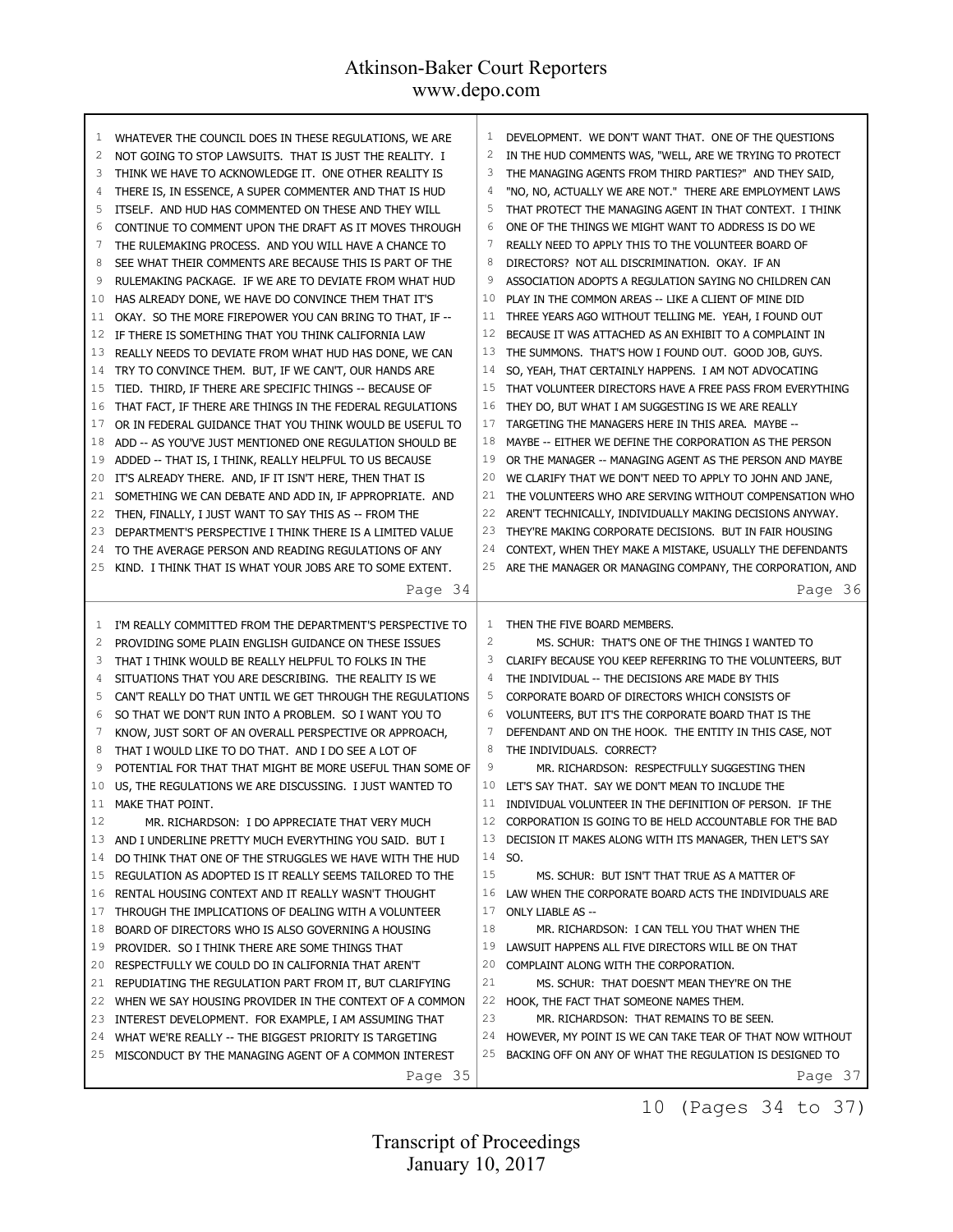WHATEVER THE COUNCIL DOES IN THESE REGULATIONS, WE ARE NOT GOING TO STOP LAWSUITS. THAT IS JUST THE REALITY. I THINK WE HAVE TO ACKNOWLEDGE IT. ONE OTHER REALITY IS THERE IS, IN ESSENCE, A SUPER COMMENTER AND THAT IS HUD ITSELF. AND HUD HAS COMMENTED ON THESE AND THEY WILL CONTINUE TO COMMENT UPON THE DRAFT AS IT MOVES THROUGH THE RULEMAKING PROCESS. AND YOU WILL HAVE A CHANCE TO SEE WHAT THEIR COMMENTS ARE BECAUSE THIS IS PART OF THE RULEMAKING PACKAGE. IF WE ARE TO DEVIATE FROM WHAT HUD HAS ALREADY DONE, WE HAVE DO CONVINCE THEM THAT IT'S OKAY. SO THE MORE FIREPOWER YOU CAN BRING TO THAT, IF -- IF THERE IS SOMETHING THAT YOU THINK CALIFORNIA LAW REALLY NEEDS TO DEVIATE FROM WHAT HUD HAS DONE, WE CAN TRY TO CONVINCE THEM. BUT, IF WE CAN'T, OUR HANDS ARE TIED. THIRD, IF THERE ARE SPECIFIC THINGS -- BECAUSE OF THAT FACT, IF THERE ARE THINGS IN THE FEDERAL REGULATIONS OR IN FEDERAL GUIDANCE THAT YOU THINK WOULD BE USEFUL TO ADD -- AS YOU'VE JUST MENTIONED ONE REGULATION SHOULD BE ADDED -- THAT IS, I THINK, REALLY HELPFUL TO US BECAUSE IT'S ALREADY THERE. AND, IF IT ISN'T HERE, THEN THAT IS SOMETHING WE CAN DEBATE AND ADD IN, IF APPROPRIATE. AND THEN, FINALLY, I JUST WANT TO SAY THIS AS -- FROM THE DEPARTMENT'S PERSPECTIVE I THINK THERE IS A LIMITED VALUE TO THE AVERAGE PERSON AND READING REGULATIONS OF ANY KIND. I THINK THAT IS WHAT YOUR JOBS ARE TO SOME EXTENT. I'M REALLY COMMITTED FROM THE DEPARTMENT'S PERSPECTIVE TO PROVIDING SOME PLAIN ENGLISH GUIDANCE ON THESE ISSUES THAT I THINK WOULD BE REALLY HELPFUL TO FOLKS IN THE SITUATIONS THAT YOU ARE DESCRIBING. THE REALITY IS WE CAN'T REALLY DO THAT UNTIL WE GET THROUGH THE REGULATIONS SO THAT WE DON'T RUN INTO A PROBLEM. SO I WANT YOU TO KNOW, JUST SORT OF AN OVERALL PERSPECTIVE OR APPROACH, THAT I WOULD LIKE TO DO THAT. AND I DO SEE A LOT OF POTENTIAL FOR THAT THAT MIGHT BE MORE USEFUL THAN SOME OF US, THE REGULATIONS WE ARE DISCUSSING. I JUST WANTED TO MAKE THAT POINT.

MR. RICHARDSON: I DO APPRECIATE THAT VERY MUCH AND I UNDERLINE PRETTY MUCH EVERYTHING YOU SAID. BUT I DO THINK THAT ONE OF THE STRUGGLES WE HAVE WITH THE HUD REGULATION AS ADOPTED IS IT REALLY SEEMS TAILORED TO THE RENTAL HOUSING CONTEXT AND IT REALLY WASN'T THOUGHT THROUGH THE IMPLICATIONS OF DEALING WITH A VOLUNTEER BOARD OF DIRECTORS WHO IS ALSO GOVERNING A HOUSING PROVIDER. SO I THINK THERE ARE SOME THINGS THAT RESPECTFULLY WE COULD DO IN CALIFORNIA THAT AREN'T REPUDIATING THE REGULATION PART FROM IT, BUT CLARIFYING WHEN WE SAY HOUSING PROVIDER IN THE CONTEXT OF A COMMON INTEREST DEVELOPMENT. FOR EXAMPLE, I AM ASSUMING THAT WHAT WE'RE REALLY -- THE BIGGEST PRIORITY IS TARGETING MISCONDUCT BY THE MANAGING AGENT OF A COMMON INTEREST DEVELOPMENT. WE DON'T WANT THAT. ONE OF THE QUESTIONS IN THE HUD COMMENTS WAS, "WELL, ARE WE TRYING TO PROTECT THE MANAGING AGENTS FROM THIRD PARTIES?" AND THEY SAID, "NO, NO, ACTUALLY WE ARE NOT." THERE ARE EMPLOYMENT LAWS THAT PROTECT THE MANAGING AGENT IN THAT CONTEXT. I THINK ONE OF THE THINGS WE MIGHT WANT TO ADDRESS IS DO WE REALLY NEED TO APPLY THIS TO THE VOLUNTEER BOARD OF DIRECTORS? NOT ALL DISCRIMINATION. OKAY. IF AN ASSOCIATION ADOPTS A REGULATION SAYING NO CHILDREN CAN PLAY IN THE COMMON AREAS -- LIKE A CLIENT OF MINE DID THREE YEARS AGO WITHOUT TELLING ME. YEAH, I FOUND OUT BECAUSE IT WAS ATTACHED AS AN EXHIBIT TO A COMPLAINT IN THE SUMMONS. THAT'S HOW I FOUND OUT. GOOD JOB, GUYS. SO, YEAH, THAT CERTAINLY HAPPENS. I AM NOT ADVOCATING THAT VOLUNTEER DIRECTORS HAVE A FREE PASS FROM EVERYTHING THEY DO, BUT WHAT I AM SUGGESTING IS WE ARE REALLY TARGETING THE MANAGERS HERE IN THIS AREA. MAYBE -- MAYBE -- EITHER WE DEFINE THE CORPORATION AS THE PERSON OR THE MANAGER -- MANAGING AGENT AS THE PERSON AND MAYBE WE CLARIFY THAT WE DON'T NEED TO APPLY TO JOHN AND JANE, THE VOLUNTEERS WHO ARE SERVING WITHOUT COMPENSATION WHO AREN'T TECHNICALLY, INDIVIDUALLY MAKING DECISIONS ANYWAY. THEY'RE MAKING CORPORATE DECISIONS. BUT IN FAIR HOUSING CONTEXT, WHEN THEY MAKE A MISTAKE, USUALLY THE DEFENDANTS ARE THE MANAGER OR MANAGING COMPANY, THE CORPORATION, AND THEN THE FIVE BOARD MEMBERS.

MS. SCHUR: THAT'S ONE OF THE THINGS I WANTED TO CLARIFY BECAUSE YOU KEEP REFERRING TO THE VOLUNTEERS, BUT THE INDIVIDUAL -- THE DECISIONS ARE MADE BY THIS CORPORATE BOARD OF DIRECTORS WHICH CONSISTS OF VOLUNTEERS, BUT IT'S THE CORPORATE BOARD THAT IS THE DEFENDANT AND ON THE HOOK. THE ENTITY IN THIS CASE, NOT THE INDIVIDUALS. CORRECT?

MR. RICHARDSON: RESPECTFULLY SUGGESTING THEN LET'S SAY THAT. SAY WE DON'T MEAN TO INCLUDE THE INDIVIDUAL VOLUNTEER IN THE DEFINITION OF PERSON. IF THE CORPORATION IS GOING TO BE HELD ACCOUNTABLE FOR THE BAD DECISION IT MAKES ALONG WITH ITS MANAGER, THEN LET'S SAY SO.

MS. SCHUR: BUT ISN'T THAT TRUE AS A MATTER OF LAW WHEN THE CORPORATE BOARD ACTS THE INDIVIDUALS ARE ONLY LIABLE AS --

MR. RICHARDSON: I CAN TELL YOU THAT WHEN THE LAWSUIT HAPPENS ALL FIVE DIRECTORS WILL BE ON THAT COMPLAINT ALONG WITH THE CORPORATION.

MS. SCHUR: THAT DOESN'T MEAN THEY'RE ON THE HOOK, THE FACT THAT SOMEONE NAMES THEM.

MR. RICHARDSON: THAT REMAINS TO BE SEEN. HOWEVER, MY POINT IS WE CAN TAKE TEAR OF THAT NOW WITHOUT BACKING OFF ON ANY OF WHAT THE REGULATION IS DESIGNED TO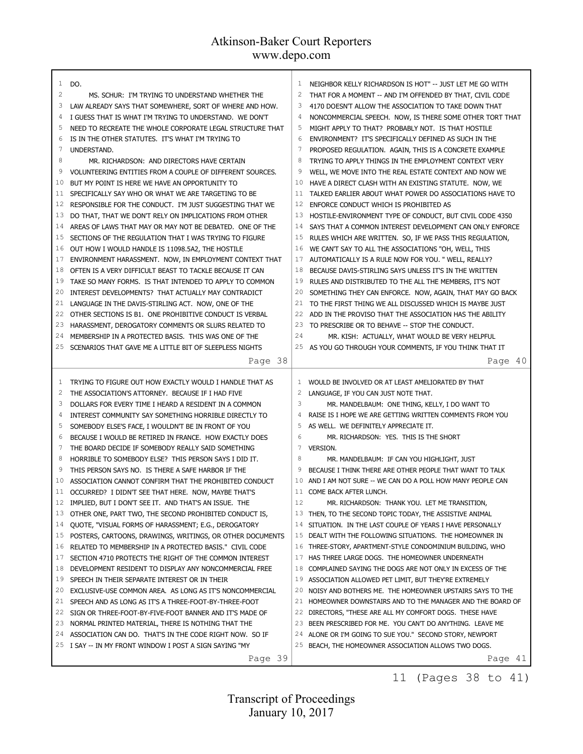DO.

MS. SCHUR: I'M TRYING TO UNDERSTAND WHETHER THE LAW ALREADY SAYS THAT SOMEWHERE, SORT OF WHERE AND HOW. I GUESS THAT IS WHAT I'M TRYING TO UNDERSTAND. WE DON'T NEED TO RECREATE THE WHOLE CORPORATE LEGAL STRUCTURE THAT IS IN THE OTHER STATUTES. IT'S WHAT I'M TRYING TO UNDERSTAND.

MR. RICHARDSON: AND DIRECTORS HAVE CERTAIN VOLUNTEERING ENTITIES FROM A COUPLE OF DIFFERENT SOURCES. BUT MY POINT IS HERE WE HAVE AN OPPORTUNITY TO SPECIFICALLY SAY WHO OR WHAT WE ARE TARGETING TO BE RESPONSIBLE FOR THE CONDUCT. I'M JUST SUGGESTING THAT WE DO THAT, THAT WE DON'T RELY ON IMPLICATIONS FROM OTHER AREAS OF LAWS THAT MAY OR MAY NOT BE DEBATED. ONE OF THE SECTIONS OF THE REGULATION THAT I WAS TRYING TO FIGURE OUT HOW I WOULD HANDLE IS 11098.5A2, THE HOSTILE ENVIRONMENT HARASSMENT. NOW, IN EMPLOYMENT CONTEXT THAT OFTEN IS A VERY DIFFICULT BEAST TO TACKLE BECAUSE IT CAN TAKE SO MANY FORMS. IS THAT INTENDED TO APPLY TO COMMON INTEREST DEVELOPMENTS? THAT ACTUALLY MAY CONTRADICT LANGUAGE IN THE DAVIS-STIRLING ACT. NOW, ONE OF THE OTHER SECTIONS IS B1. ONE PROHIBITIVE CONDUCT IS VERBAL HARASSMENT, DEROGATORY COMMENTS OR SLURS RELATED TO MEMBERSHIP IN A PROTECTED BASIS. THIS WAS ONE OF THE SCENARIOS THAT GAVE ME A LITTLE BIT OF SLEEPLESS NIGHTS TRYING TO FIGURE OUT HOW EXACTLY WOULD I HANDLE THAT AS THE ASSOCIATION'S ATTORNEY. BECAUSE IF I HAD FIVE DOLLARS FOR EVERY TIME I HEARD A RESIDENT IN A COMMON INTEREST COMMUNITY SAY SOMETHING HORRIBLE DIRECTLY TO SOMEBODY ELSE'S FACE, I WOULDN'T BE IN FRONT OF YOU BECAUSE I WOULD BE RETIRED IN FRANCE. HOW EXACTLY DOES THE BOARD DECIDE IF SOMEBODY REALLY SAID SOMETHING HORRIBLE TO SOMEBODY ELSE? THIS PERSON SAYS I DID IT. THIS PERSON SAYS NO. IS THERE A SAFE HARBOR IF THE ASSOCIATION CANNOT CONFIRM THAT THE PROHIBITED CONDUCT OCCURRED? I DIDN'T SEE THAT HERE. NOW, MAYBE THAT'S IMPLIED, BUT I DON'T SEE IT. AND THAT'S AN ISSUE. THE OTHER ONE, PART TWO, THE SECOND PROHIBITED CONDUCT IS, QUOTE, "VISUAL FORMS OF HARASSMENT; E.G., DEROGATORY POSTERS, CARTOONS, DRAWINGS, WRITINGS, OR OTHER DOCUMENTS RELATED TO MEMBERSHIP IN A PROTECTED BASIS." CIVIL CODE SECTION 4710 PROTECTS THE RIGHT OF THE COMMON INTEREST DEVELOPMENT RESIDENT TO DISPLAY ANY NONCOMMERCIAL FREE SPEECH IN THEIR SEPARATE INTEREST OR IN THEIR EXCLUSIVE-USE COMMON AREA. AS LONG AS IT'S NONCOMMERCIAL SPEECH AND AS LONG AS IT'S A THREE-FOOT-BY-THREE-FOOT SIGN OR THREE-FOOT-BY-FIVE-FOOT BANNER AND IT'S MADE OF NORMAL PRINTED MATERIAL, THERE IS NOTHING THAT THE ASSOCIATION CAN DO. THAT'S IN THE CODE RIGHT NOW. SO IF I SAY -- IN MY FRONT WINDOW I POST A SIGN SAYING "MY NEIGHBOR KELLY RICHARDSON IS HOT" -- JUST LET ME GO WITH THAT FOR A MOMENT -- AND I'M OFFENDED BY THAT, CIVIL CODE 4170 DOESN'T ALLOW THE ASSOCIATION TO TAKE DOWN THAT NONCOMMERCIAL SPEECH. NOW, IS THERE SOME OTHER TORT THAT MIGHT APPLY TO THAT? PROBABLY NOT. IS THAT HOSTILE ENVIRONMENT? IT'S SPECIFICALLY DEFINED AS SUCH IN THE PROPOSED REGULATION. AGAIN, THIS IS A CONCRETE EXAMPLE TRYING TO APPLY THINGS IN THE EMPLOYMENT CONTEXT VERY WELL, WE MOVE INTO THE REAL ESTATE CONTEXT AND NOW WE HAVE A DIRECT CLASH WITH AN EXISTING STATUTE. NOW, WE TALKED EARLIER ABOUT WHAT POWER DO ASSOCIATIONS HAVE TO ENFORCE CONDUCT WHICH IS PROHIBITED AS HOSTILE-ENVIRONMENT TYPE OF CONDUCT, BUT CIVIL CODE 4350 SAYS THAT A COMMON INTEREST DEVELOPMENT CAN ONLY ENFORCE RULES WHICH ARE WRITTEN. SO, IF WE PASS THIS REGULATION, WE CAN'T SAY TO ALL THE ASSOCIATIONS "OH, WELL, THIS AUTOMATICALLY IS A RULE NOW FOR YOU. " WELL, REALLY? BECAUSE DAVIS-STIRLING SAYS UNLESS IT'S IN THE WRITTEN RULES AND DISTRIBUTED TO THE ALL THE MEMBERS, IT'S NOT SOMETHING THEY CAN ENFORCE. NOW, AGAIN, THAT MAY GO BACK TO THE FIRST THING WE ALL DISCUSSED WHICH IS MAYBE JUST ADD IN THE PROVISO THAT THE ASSOCIATION HAS THE ABILITY TO PRESCRIBE OR TO BEHAVE -- STOP THE CONDUCT.

MR. KISH: ACTUALLY, WHAT WOULD BE VERY HELPFUL AS YOU GO THROUGH YOUR COMMENTS, IF YOU THINK THAT IT WOULD BE INVOLVED OR AT LEAST AMELIORATED BY THAT LANGUAGE, IF YOU CAN JUST NOTE THAT.

MR. MANDELBAUM: ONE THING, KELLY, I DO WANT TO RAISE IS I HOPE WE ARE GETTING WRITTEN COMMENTS FROM YOU AS WELL. WE DEFINITELY APPRECIATE IT.

MR. RICHARDSON: YES. THIS IS THE SHORT VERSION.

MR. MANDELBAUM: IF CAN YOU HIGHLIGHT, JUST BECAUSE I THINK THERE ARE OTHER PEOPLE THAT WANT TO TALK AND I AM NOT SURE -- WE CAN DO A POLL HOW MANY PEOPLE CAN COME BACK AFTER LUNCH.

MR. RICHARDSON: THANK YOU. LET ME TRANSITION, THEN, TO THE SECOND TOPIC TODAY, THE ASSISTIVE ANIMAL SITUATION. IN THE LAST COUPLE OF YEARS I HAVE PERSONALLY DEALT WITH THE FOLLOWING SITUATIONS. THE HOMEOWNER IN THREE-STORY, APARTMENT-STYLE CONDOMINIUM BUILDING, WHO HAS THREE LARGE DOGS. THE HOMEOWNER UNDERNEATH COMPLAINED SAYING THE DOGS ARE NOT ONLY IN EXCESS OF THE ASSOCIATION ALLOWED PET LIMIT, BUT THEY'RE EXTREMELY NOISY AND BOTHERS ME. THE HOMEOWNER UPSTAIRS SAYS TO THE HOMEOWNER DOWNSTAIRS AND TO THE MANAGER AND THE BOARD OF DIRECTORS, "THESE ARE ALL MY COMFORT DOGS. THESE HAVE BEEN PRESCRIBED FOR ME. YOU CAN'T DO ANYTHING. LEAVE ME ALONE OR I'M GOING TO SUE YOU." SECOND STORY, NEWPORT BEACH, THE HOMEOWNER ASSOCIATION ALLOWS TWO DOGS.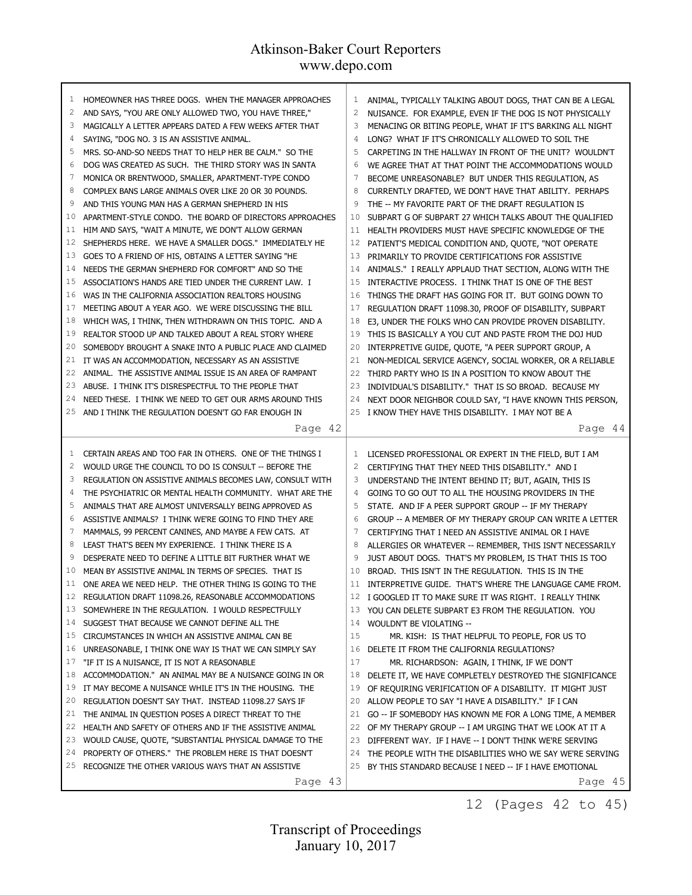HOMEOWNER HAS THREE DOGS. WHEN THE MANAGER APPROACHES AND SAYS, "YOU ARE ONLY ALLOWED TWO, YOU HAVE THREE," MAGICALLY A LETTER APPEARS DATED A FEW WEEKS AFTER THAT SAYING, "DOG NO. 3 IS AN ASSISTIVE ANIMAL. MRS. SO-AND-SO NEEDS THAT TO HELP HER BE CALM." SO THE DOG WAS CREATED AS SUCH. THE THIRD STORY WAS IN SANTA MONICA OR BRENTWOOD, SMALLER, APARTMENT-TYPE CONDO COMPLEX BANS LARGE ANIMALS OVER LIKE 20 OR 30 POUNDS. AND THIS YOUNG MAN HAS A GERMAN SHEPHERD IN HIS APARTMENT-STYLE CONDO. THE BOARD OF DIRECTORS APPROACHES HIM AND SAYS, "WAIT A MINUTE, WE DON'T ALLOW GERMAN SHEPHERDS HERE. WE HAVE A SMALLER DOGS." IMMEDIATELY HE GOES TO A FRIEND OF HIS, OBTAINS A LETTER SAYING "HE NEEDS THE GERMAN SHEPHERD FOR COMFORT" AND SO THE ASSOCIATION'S HANDS ARE TIED UNDER THE CURRENT LAW. I WAS IN THE CALIFORNIA ASSOCIATION REALTORS HOUSING MEETING ABOUT A YEAR AGO. WE WERE DISCUSSING THE BILL WHICH WAS, I THINK, THEN WITHDRAWN ON THIS TOPIC. AND A REALTOR STOOD UP AND TALKED ABOUT A REAL STORY WHERE SOMEBODY BROUGHT A SNAKE INTO A PUBLIC PLACE AND CLAIMED IT WAS AN ACCOMMODATION, NECESSARY AS AN ASSISTIVE ANIMAL. THE ASSISTIVE ANIMAL ISSUE IS AN AREA OF RAMPANT ABUSE. I THINK IT'S DISRESPECTFUL TO THE PEOPLE THAT NEED THESE. I THINK WE NEED TO GET OUR ARMS AROUND THIS AND I THINK THE REGULATION DOESN'T GO FAR ENOUGH IN

CERTAIN AREAS AND TOO FAR IN OTHERS. ONE OF THE THINGS I WOULD URGE THE COUNCIL TO DO IS CONSULT -- BEFORE THE REGULATION ON ASSISTIVE ANIMALS BECOMES LAW, CONSULT WITH THE PSYCHIATRIC OR MENTAL HEALTH COMMUNITY. WHAT ARE THE ANIMALS THAT ARE ALMOST UNIVERSALLY BEING APPROVED AS ASSISTIVE ANIMALS? I THINK WE'RE GOING TO FIND THEY ARE MAMMALS, 99 PERCENT CANINES, AND MAYBE A FEW CATS. AT LEAST THAT'S BEEN MY EXPERIENCE. I THINK THERE IS A DESPERATE NEED TO DEFINE A LITTLE BIT FURTHER WHAT WE MEAN BY ASSISTIVE ANIMAL IN TERMS OF SPECIES. THAT IS ONE AREA WE NEED HELP. THE OTHER THING IS GOING TO THE REGULATION DRAFT 11098.26, REASONABLE ACCOMMODATIONS SOMEWHERE IN THE REGULATION. I WOULD RESPECTFULLY SUGGEST THAT BECAUSE WE CANNOT DEFINE ALL THE CIRCUMSTANCES IN WHICH AN ASSISTIVE ANIMAL CAN BE UNREASONABLE, I THINK ONE WAY IS THAT WE CAN SIMPLY SAY "IF IT IS A NUISANCE, IT IS NOT A REASONABLE ACCOMMODATION." AN ANIMAL MAY BE A NUISANCE GOING IN OR IT MAY BECOME A NUISANCE WHILE IT'S IN THE HOUSING. THE REGULATION DOESN'T SAY THAT. INSTEAD 11098.27 SAYS IF THE ANIMAL IN QUESTION POSES A DIRECT THREAT TO THE HEALTH AND SAFETY OF OTHERS AND IF THE ASSISTIVE ANIMAL WOULD CAUSE, QUOTE, "SUBSTANTIAL PHYSICAL DAMAGE TO THE PROPERTY OF OTHERS." THE PROBLEM HERE IS THAT DOESN'T RECOGNIZE THE OTHER VARIOUS WAYS THAT AN ASSISTIVE

ANIMAL, TYPICALLY TALKING ABOUT DOGS, THAT CAN BE A LEGAL NUISANCE. FOR EXAMPLE, EVEN IF THE DOG IS NOT PHYSICALLY MENACING OR BITING PEOPLE, WHAT IF IT'S BARKING ALL NIGHT LONG? WHAT IF IT'S CHRONICALLY ALLOWED TO SOIL THE CARPETING IN THE HALLWAY IN FRONT OF THE UNIT? WOULDN'T WE AGREE THAT AT THAT POINT THE ACCOMMODATIONS WOULD BECOME UNREASONABLE? BUT UNDER THIS REGULATION, AS CURRENTLY DRAFTED, WE DON'T HAVE THAT ABILITY. PERHAPS THE -- MY FAVORITE PART OF THE DRAFT REGULATION IS SUBPART G OF SUBPART 27 WHICH TALKS ABOUT THE QUALIFIED HEALTH PROVIDERS MUST HAVE SPECIFIC KNOWLEDGE OF THE PATIENT'S MEDICAL CONDITION AND, QUOTE, "NOT OPERATE PRIMARILY TO PROVIDE CERTIFICATIONS FOR ASSISTIVE ANIMALS." I REALLY APPLAUD THAT SECTION, ALONG WITH THE INTERACTIVE PROCESS. I THINK THAT IS ONE OF THE BEST THINGS THE DRAFT HAS GOING FOR IT. BUT GOING DOWN TO REGULATION DRAFT 11098.30, PROOF OF DISABILITY, SUBPART E3, UNDER THE FOLKS WHO CAN PROVIDE PROVEN DISABILITY. THIS IS BASICALLY A YOU CUT AND PASTE FROM THE DOJ HUD INTERPRETIVE GUIDE, QUOTE, "A PEER SUPPORT GROUP, A NON-MEDICAL SERVICE AGENCY, SOCIAL WORKER, OR A RELIABLE THIRD PARTY WHO IS IN A POSITION TO KNOW ABOUT THE INDIVIDUAL'S DISABILITY." THAT IS SO BROAD. BECAUSE MY NEXT DOOR NEIGHBOR COULD SAY, "I HAVE KNOWN THIS PERSON, I KNOW THEY HAVE THIS DISABILITY. I MAY NOT BE A

LICENSED PROFESSIONAL OR EXPERT IN THE FIELD, BUT I AM CERTIFYING THAT THEY NEED THIS DISABILITY." AND I UNDERSTAND THE INTENT BEHIND IT; BUT, AGAIN, THIS IS GOING TO GO OUT TO ALL THE HOUSING PROVIDERS IN THE STATE. AND IF A PEER SUPPORT GROUP -- IF MY THERAPY GROUP -- A MEMBER OF MY THERAPY GROUP CAN WRITE A LETTER CERTIFYING THAT I NEED AN ASSISTIVE ANIMAL OR I HAVE ALLERGIES OR WHATEVER -- REMEMBER, THIS ISN'T NECESSARILY JUST ABOUT DOGS. THAT'S MY PROBLEM, IS THAT THIS IS TOO BROAD. THIS ISN'T IN THE REGULATION. THIS IS IN THE INTERPRETIVE GUIDE. THAT'S WHERE THE LANGUAGE CAME FROM. I GOOGLED IT TO MAKE SURE IT WAS RIGHT. I REALLY THINK YOU CAN DELETE SUBPART E3 FROM THE REGULATION. YOU WOULDN'T BE VIOLATING --

MR. KISH: IS THAT HELPFUL TO PEOPLE, FOR US TO DELETE IT FROM THE CALIFORNIA REGULATIONS?

MR. RICHARDSON: AGAIN, I THINK, IF WE DON'T DELETE IT, WE HAVE COMPLETELY DESTROYED THE SIGNIFICANCE OF REQUIRING VERIFICATION OF A DISABILITY. IT MIGHT JUST ALLOW PEOPLE TO SAY "I HAVE A DISABILITY." IF I CAN GO -- IF SOMEBODY HAS KNOWN ME FOR A LONG TIME, A MEMBER OF MY THERAPY GROUP -- I AM URGING THAT WE LOOK AT IT A DIFFERENT WAY. IF I HAVE -- I DON'T THINK WE'RE SERVING THE PEOPLE WITH THE DISABILITIES WHO WE SAY WE'RE SERVING BY THIS STANDARD BECAUSE I NEED -- IF I HAVE EMOTIONAL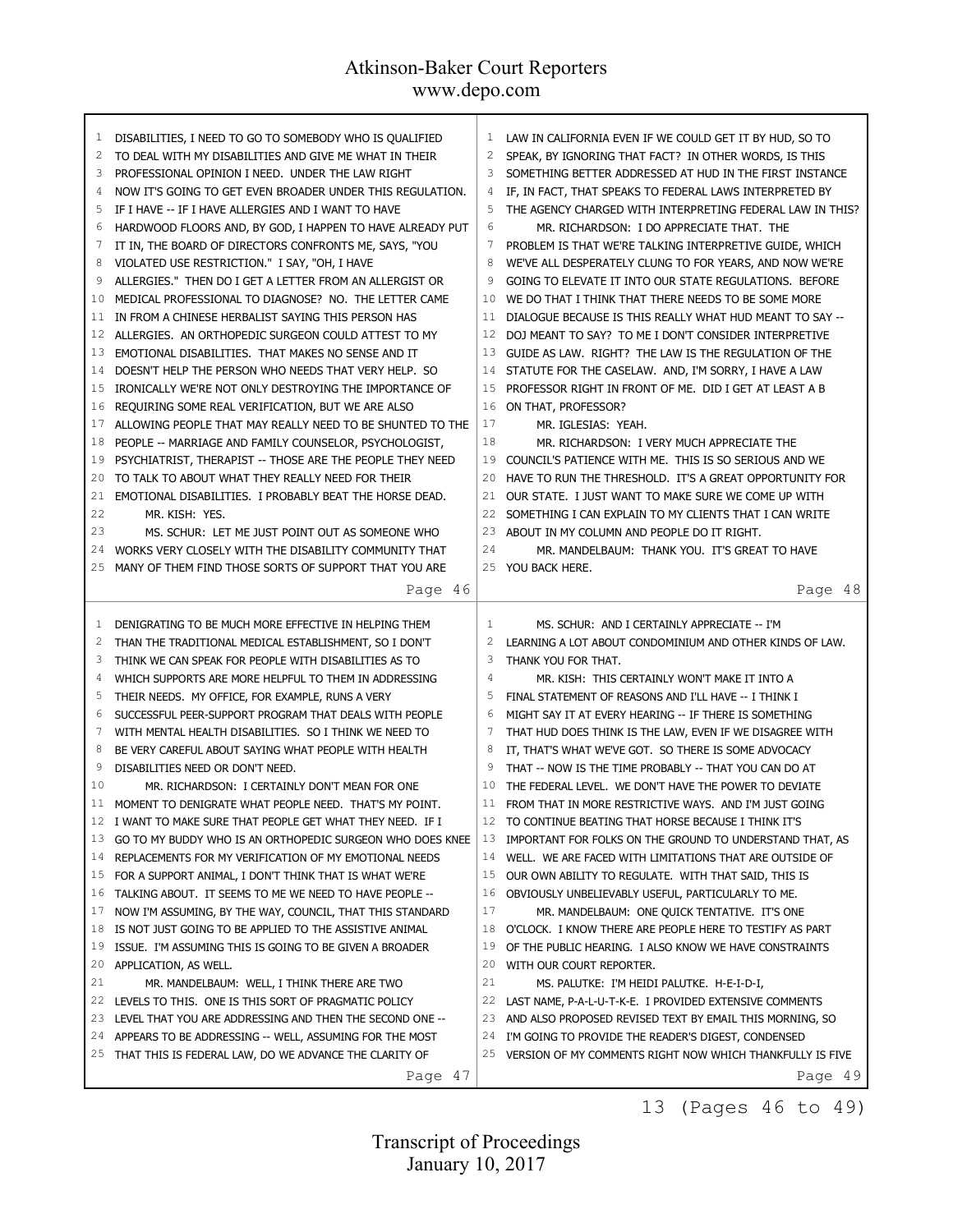DISABILITIES, I NEED TO GO TO SOMEBODY WHO IS QUALIFIED TO DEAL WITH MY DISABILITIES AND GIVE ME WHAT IN THEIR PROFESSIONAL OPINION I NEED. UNDER THE LAW RIGHT NOW IT'S GOING TO GET EVEN BROADER UNDER THIS REGULATION. IF I HAVE -- IF I HAVE ALLERGIES AND I WANT TO HAVE HARDWOOD FLOORS AND, BY GOD, I HAPPEN TO HAVE ALREADY PUT IT IN, THE BOARD OF DIRECTORS CONFRONTS ME, SAYS, "YOU VIOLATED USE RESTRICTION." I SAY, "OH, I HAVE ALLERGIES." THEN DO I GET A LETTER FROM AN ALLERGIST OR MEDICAL PROFESSIONAL TO DIAGNOSE? NO. THE LETTER CAME IN FROM A CHINESE HERBALIST SAYING THIS PERSON HAS ALLERGIES. AN ORTHOPEDIC SURGEON COULD ATTEST TO MY EMOTIONAL DISABILITIES. THAT MAKES NO SENSE AND IT DOESN'T HELP THE PERSON WHO NEEDS THAT VERY HELP. SO IRONICALLY WE'RE NOT ONLY DESTROYING THE IMPORTANCE OF REQUIRING SOME REAL VERIFICATION, BUT WE ARE ALSO ALLOWING PEOPLE THAT MAY REALLY NEED TO BE SHUNTED TO THE PEOPLE -- MARRIAGE AND FAMILY COUNSELOR, PSYCHOLOGIST, PSYCHIATRIST, THERAPIST -- THOSE ARE THE PEOPLE THEY NEED TO TALK TO ABOUT WHAT THEY REALLY NEED FOR THEIR EMOTIONAL DISABILITIES. I PROBABLY BEAT THE HORSE DEAD.

MR. KISH: YES.

MS. SCHUR: LET ME JUST POINT OUT AS SOMEONE WHO WORKS VERY CLOSELY WITH THE DISABILITY COMMUNITY THAT MANY OF THEM FIND THOSE SORTS OF SUPPORT THAT YOU ARE DENIGRATING TO BE MUCH MORE EFFECTIVE IN HELPING THEM THAN THE TRADITIONAL MEDICAL ESTABLISHMENT, SO I DON'T THINK WE CAN SPEAK FOR PEOPLE WITH DISABILITIES AS TO WHICH SUPPORTS ARE MORE HELPFUL TO THEM IN ADDRESSING THEIR NEEDS. MY OFFICE, FOR EXAMPLE, RUNS A VERY SUCCESSFUL PEER-SUPPORT PROGRAM THAT DEALS WITH PEOPLE WITH MENTAL HEALTH DISABILITIES. SO I THINK WE NEED TO BE VERY CAREFUL ABOUT SAYING WHAT PEOPLE WITH HEALTH DISABILITIES NEED OR DON'T NEED.

MR. RICHARDSON: I CERTAINLY DON'T MEAN FOR ONE MOMENT TO DENIGRATE WHAT PEOPLE NEED. THAT'S MY POINT. I WANT TO MAKE SURE THAT PEOPLE GET WHAT THEY NEED. IF I GO TO MY BUDDY WHO IS AN ORTHOPEDIC SURGEON WHO DOES KNEE REPLACEMENTS FOR MY VERIFICATION OF MY EMOTIONAL NEEDS FOR A SUPPORT ANIMAL, I DON'T THINK THAT IS WHAT WE'RE TALKING ABOUT. IT SEEMS TO ME WE NEED TO HAVE PEOPLE -- NOW I'M ASSUMING, BY THE WAY, COUNCIL, THAT THIS STANDARD IS NOT JUST GOING TO BE APPLIED TO THE ASSISTIVE ANIMAL ISSUE. I'M ASSUMING THIS IS GOING TO BE GIVEN A BROADER APPLICATION, AS WELL.

MR. MANDELBAUM: WELL, I THINK THERE ARE TWO LEVELS TO THIS. ONE IS THIS SORT OF PRAGMATIC POLICY LEVEL THAT YOU ARE ADDRESSING AND THEN THE SECOND ONE -- APPEARS TO BE ADDRESSING -- WELL, ASSUMING FOR THE MOST THAT THIS IS FEDERAL LAW, DO WE ADVANCE THE CLARITY OF LAW IN CALIFORNIA EVEN IF WE COULD GET IT BY HUD, SO TO SPEAK, BY IGNORING THAT FACT? IN OTHER WORDS, IS THIS SOMETHING BETTER ADDRESSED AT HUD IN THE FIRST INSTANCE IF, IN FACT, THAT SPEAKS TO FEDERAL LAWS INTERPRETED BY THE AGENCY CHARGED WITH INTERPRETING FEDERAL LAW IN THIS?

MR. RICHARDSON: I DO APPRECIATE THAT. THE PROBLEM IS THAT WE'RE TALKING INTERPRETIVE GUIDE, WHICH WE'VE ALL DESPERATELY CLUNG TO FOR YEARS, AND NOW WE'RE GOING TO ELEVATE IT INTO OUR STATE REGULATIONS. BEFORE WE DO THAT I THINK THAT THERE NEEDS TO BE SOME MORE DIALOGUE BECAUSE IS THIS REALLY WHAT HUD MEANT TO SAY -- DOJ MEANT TO SAY? TO ME I DON'T CONSIDER INTERPRETIVE GUIDE AS LAW. RIGHT? THE LAW IS THE REGULATION OF THE STATUTE FOR THE CASELAW. AND, I'M SORRY, I HAVE A LAW PROFESSOR RIGHT IN FRONT OF ME. DID I GET AT LEAST A B ON THAT, PROFESSOR?

MR. IGLESIAS: YEAH.

MR. RICHARDSON: I VERY MUCH APPRECIATE THE COUNCIL'S PATIENCE WITH ME. THIS IS SO SERIOUS AND WE HAVE TO RUN THE THRESHOLD. IT'S A GREAT OPPORTUNITY FOR OUR STATE. I JUST WANT TO MAKE SURE WE COME UP WITH SOMETHING I CAN EXPLAIN TO MY CLIENTS THAT I CAN WRITE ABOUT IN MY COLUMN AND PEOPLE DO IT RIGHT.

MR. MANDELBAUM: THANK YOU. IT'S GREAT TO HAVE YOU BACK HERE.

MS. SCHUR: AND I CERTAINLY APPRECIATE -- I'M LEARNING A LOT ABOUT CONDOMINIUM AND OTHER KINDS OF LAW. THANK YOU FOR THAT.

MR. KISH: THIS CERTAINLY WON'T MAKE IT INTO A FINAL STATEMENT OF REASONS AND I'LL HAVE -- I THINK I MIGHT SAY IT AT EVERY HEARING -- IF THERE IS SOMETHING THAT HUD DOES THINK IS THE LAW, EVEN IF WE DISAGREE WITH IT, THAT'S WHAT WE'VE GOT. SO THERE IS SOME ADVOCACY THAT -- NOW IS THE TIME PROBABLY -- THAT YOU CAN DO AT THE FEDERAL LEVEL. WE DON'T HAVE THE POWER TO DEVIATE FROM THAT IN MORE RESTRICTIVE WAYS. AND I'M JUST GOING TO CONTINUE BEATING THAT HORSE BECAUSE I THINK IT'S IMPORTANT FOR FOLKS ON THE GROUND TO UNDERSTAND THAT, AS WELL. WE ARE FACED WITH LIMITATIONS THAT ARE OUTSIDE OF OUR OWN ABILITY TO REGULATE. WITH THAT SAID, THIS IS OBVIOUSLY UNBELIEVABLY USEFUL, PARTICULARLY TO ME.

MR. MANDELBAUM: ONE QUICK TENTATIVE. IT'S ONE O'CLOCK. I KNOW THERE ARE PEOPLE HERE TO TESTIFY AS PART OF THE PUBLIC HEARING. I ALSO KNOW WE HAVE CONSTRAINTS WITH OUR COURT REPORTER.

MS. PALUTKE: I'M HEIDI PALUTKE. H-E-I-D-I, LAST NAME, P-A-L-U-T-K-E. I PROVIDED EXTENSIVE COMMENTS AND ALSO PROPOSED REVISED TEXT BY EMAIL THIS MORNING, SO I'M GOING TO PROVIDE THE READER'S DIGEST, CONDENSED VERSION OF MY COMMENTS RIGHT NOW WHICH THANKFULLY IS FIVE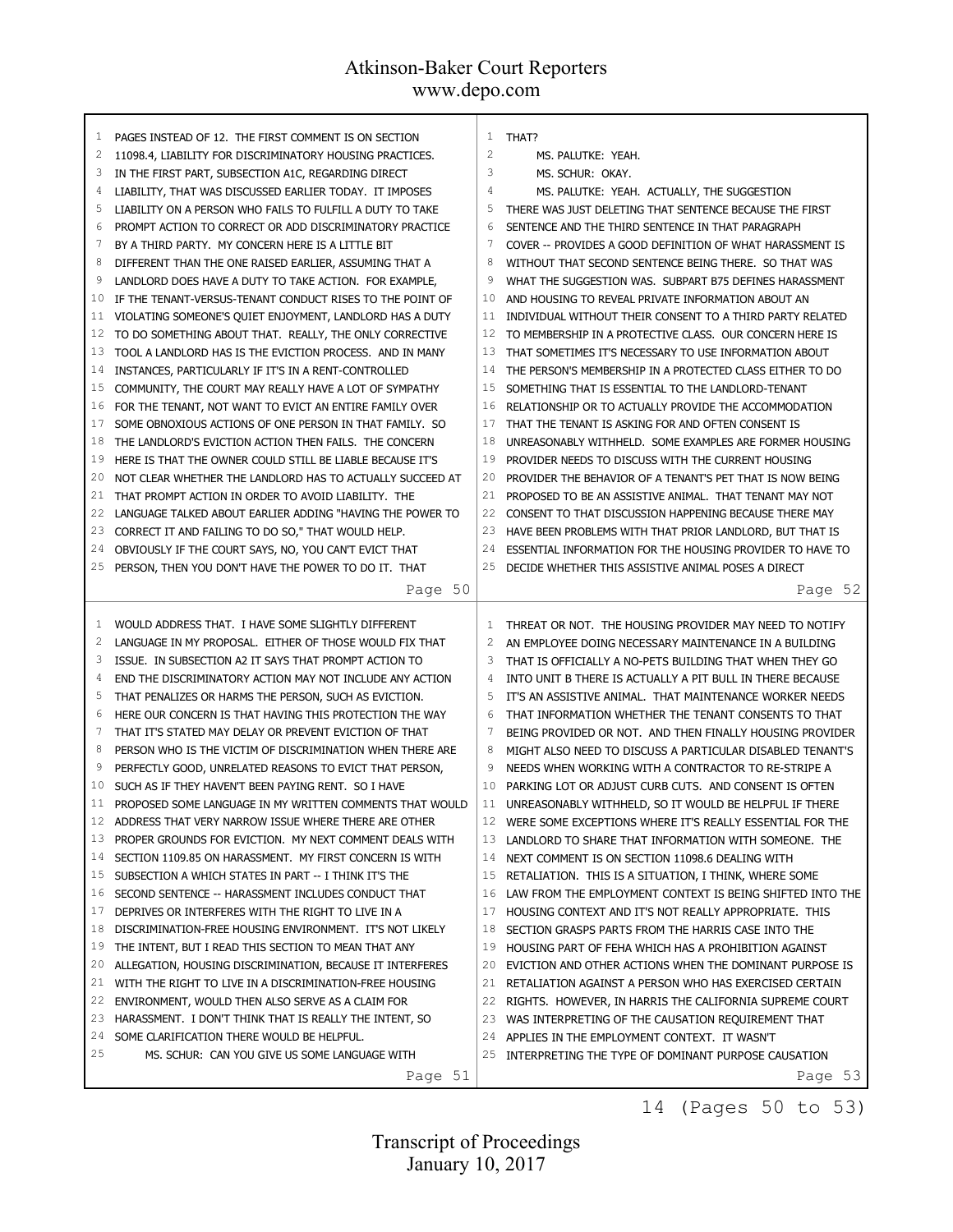PAGES INSTEAD OF 12. THE FIRST COMMENT IS ON SECTION 11098.4, LIABILITY FOR DISCRIMINATORY HOUSING PRACTICES. IN THE FIRST PART, SUBSECTION A1C, REGARDING DIRECT LIABILITY, THAT WAS DISCUSSED EARLIER TODAY. IT IMPOSES LIABILITY ON A PERSON WHO FAILS TO FULFILL A DUTY TO TAKE PROMPT ACTION TO CORRECT OR ADD DISCRIMINATORY PRACTICE BY A THIRD PARTY. MY CONCERN HERE IS A LITTLE BIT DIFFERENT THAN THE ONE RAISED EARLIER, ASSUMING THAT A LANDLORD DOES HAVE A DUTY TO TAKE ACTION. FOR EXAMPLE, IF THE TENANT-VERSUS-TENANT CONDUCT RISES TO THE POINT OF VIOLATING SOMEONE'S QUIET ENJOYMENT, LANDLORD HAS A DUTY TO DO SOMETHING ABOUT THAT. REALLY, THE ONLY CORRECTIVE TOOL A LANDLORD HAS IS THE EVICTION PROCESS. AND IN MANY INSTANCES, PARTICULARLY IF IT'S IN A RENT-CONTROLLED COMMUNITY, THE COURT MAY REALLY HAVE A LOT OF SYMPATHY FOR THE TENANT, NOT WANT TO EVICT AN ENTIRE FAMILY OVER SOME OBNOXIOUS ACTIONS OF ONE PERSON IN THAT FAMILY. SO THE LANDLORD'S EVICTION ACTION THEN FAILS. THE CONCERN HERE IS THAT THE OWNER COULD STILL BE LIABLE BECAUSE IT'S NOT CLEAR WHETHER THE LANDLORD HAS TO ACTUALLY SUCCEED AT THAT PROMPT ACTION IN ORDER TO AVOID LIABILITY. THE LANGUAGE TALKED ABOUT EARLIER ADDING "HAVING THE POWER TO CORRECT IT AND FAILING TO DO SO," THAT WOULD HELP. OBVIOUSLY IF THE COURT SAYS, NO, YOU CAN'T EVICT THAT PERSON, THEN YOU DON'T HAVE THE POWER TO DO IT. THAT

WOULD ADDRESS THAT. I HAVE SOME SLIGHTLY DIFFERENT LANGUAGE IN MY PROPOSAL. EITHER OF THOSE WOULD FIX THAT ISSUE. IN SUBSECTION A2 IT SAYS THAT PROMPT ACTION TO END THE DISCRIMINATORY ACTION MAY NOT INCLUDE ANY ACTION THAT PENALIZES OR HARMS THE PERSON, SUCH AS EVICTION. HERE OUR CONCERN IS THAT HAVING THIS PROTECTION THE WAY THAT IT'S STATED MAY DELAY OR PREVENT EVICTION OF THAT PERSON WHO IS THE VICTIM OF DISCRIMINATION WHEN THERE ARE PERFECTLY GOOD, UNRELATED REASONS TO EVICT THAT PERSON, SUCH AS IF THEY HAVEN'T BEEN PAYING RENT. SO I HAVE PROPOSED SOME LANGUAGE IN MY WRITTEN COMMENTS THAT WOULD ADDRESS THAT VERY NARROW ISSUE WHERE THERE ARE OTHER PROPER GROUNDS FOR EVICTION. MY NEXT COMMENT DEALS WITH SECTION 1109.85 ON HARASSMENT. MY FIRST CONCERN IS WITH SUBSECTION A WHICH STATES IN PART -- I THINK IT'S THE SECOND SENTENCE -- HARASSMENT INCLUDES CONDUCT THAT DEPRIVES OR INTERFERES WITH THE RIGHT TO LIVE IN A DISCRIMINATION-FREE HOUSING ENVIRONMENT. IT'S NOT LIKELY THE INTENT, BUT I READ THIS SECTION TO MEAN THAT ANY ALLEGATION, HOUSING DISCRIMINATION, BECAUSE IT INTERFERES WITH THE RIGHT TO LIVE IN A DISCRIMINATION-FREE HOUSING ENVIRONMENT, WOULD THEN ALSO SERVE AS A CLAIM FOR HARASSMENT. I DON'T THINK THAT IS REALLY THE INTENT, SO SOME CLARIFICATION THERE WOULD BE HELPFUL.

MS. SCHUR: CAN YOU GIVE US SOME LANGUAGE WITH THAT?

MS. PALUTKE: YEAH.

MS. SCHUR: OKAY.

MS. PALUTKE: YEAH. ACTUALLY, THE SUGGESTION THERE WAS JUST DELETING THAT SENTENCE BECAUSE THE FIRST SENTENCE AND THE THIRD SENTENCE IN THAT PARAGRAPH COVER -- PROVIDES A GOOD DEFINITION OF WHAT HARASSMENT IS WITHOUT THAT SECOND SENTENCE BEING THERE. SO THAT WAS WHAT THE SUGGESTION WAS. SUBPART B75 DEFINES HARASSMENT AND HOUSING TO REVEAL PRIVATE INFORMATION ABOUT AN INDIVIDUAL WITHOUT THEIR CONSENT TO A THIRD PARTY RELATED TO MEMBERSHIP IN A PROTECTIVE CLASS. OUR CONCERN HERE IS THAT SOMETIMES IT'S NECESSARY TO USE INFORMATION ABOUT THE PERSON'S MEMBERSHIP IN A PROTECTED CLASS EITHER TO DO SOMETHING THAT IS ESSENTIAL TO THE LANDLORD-TENANT RELATIONSHIP OR TO ACTUALLY PROVIDE THE ACCOMMODATION THAT THE TENANT IS ASKING FOR AND OFTEN CONSENT IS UNREASONABLY WITHHELD. SOME EXAMPLES ARE FORMER HOUSING PROVIDER NEEDS TO DISCUSS WITH THE CURRENT HOUSING PROVIDER THE BEHAVIOR OF A TENANT'S PET THAT IS NOW BEING PROPOSED TO BE AN ASSISTIVE ANIMAL. THAT TENANT MAY NOT CONSENT TO THAT DISCUSSION HAPPENING BECAUSE THERE MAY HAVE BEEN PROBLEMS WITH THAT PRIOR LANDLORD, BUT THAT IS ESSENTIAL INFORMATION FOR THE HOUSING PROVIDER TO HAVE TO DECIDE WHETHER THIS ASSISTIVE ANIMAL POSES A DIRECT

THREAT OR NOT. THE HOUSING PROVIDER MAY NEED TO NOTIFY AN EMPLOYEE DOING NECESSARY MAINTENANCE IN A BUILDING THAT IS OFFICIALLY A NO-PETS BUILDING THAT WHEN THEY GO INTO UNIT B THERE IS ACTUALLY A PIT BULL IN THERE BECAUSE IT'S AN ASSISTIVE ANIMAL. THAT MAINTENANCE WORKER NEEDS THAT INFORMATION WHETHER THE TENANT CONSENTS TO THAT BEING PROVIDED OR NOT. AND THEN FINALLY HOUSING PROVIDER MIGHT ALSO NEED TO DISCUSS A PARTICULAR DISABLED TENANT'S NEEDS WHEN WORKING WITH A CONTRACTOR TO RE-STRIPE A PARKING LOT OR ADJUST CURB CUTS. AND CONSENT IS OFTEN UNREASONABLY WITHHELD, SO IT WOULD BE HELPFUL IF THERE WERE SOME EXCEPTIONS WHERE IT'S REALLY ESSENTIAL FOR THE LANDLORD TO SHARE THAT INFORMATION WITH SOMEONE. THE NEXT COMMENT IS ON SECTION 11098.6 DEALING WITH RETALIATION. THIS IS A SITUATION, I THINK, WHERE SOME LAW FROM THE EMPLOYMENT CONTEXT IS BEING SHIFTED INTO THE HOUSING CONTEXT AND IT'S NOT REALLY APPROPRIATE. THIS SECTION GRASPS PARTS FROM THE HARRIS CASE INTO THE HOUSING PART OF FEHA WHICH HAS A PROHIBITION AGAINST EVICTION AND OTHER ACTIONS WHEN THE DOMINANT PURPOSE IS RETALIATION AGAINST A PERSON WHO HAS EXERCISED CERTAIN RIGHTS. HOWEVER, IN HARRIS THE CALIFORNIA SUPREME COURT WAS INTERPRETING OF THE CAUSATION REQUIREMENT THAT APPLIES IN THE EMPLOYMENT CONTEXT. IT WASN'T INTERPRETING THE TYPE OF DOMINANT PURPOSE CAUSATION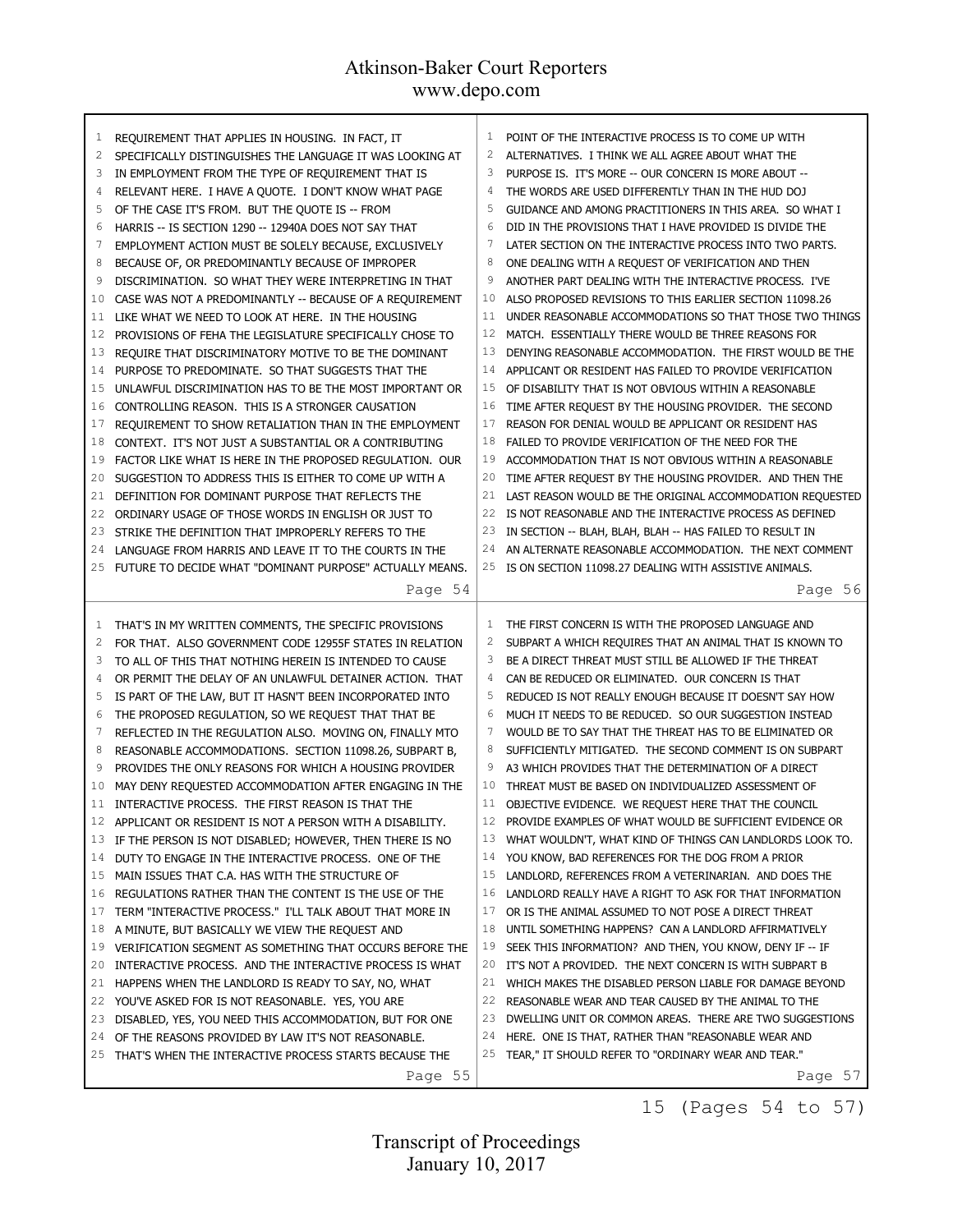REQUIREMENT THAT APPLIES IN HOUSING. IN FACT, IT SPECIFICALLY DISTINGUISHES THE LANGUAGE IT WAS LOOKING AT IN EMPLOYMENT FROM THE TYPE OF REQUIREMENT THAT IS RELEVANT HERE. I HAVE A QUOTE. I DON'T KNOW WHAT PAGE OF THE CASE IT'S FROM. BUT THE QUOTE IS -- FROM HARRIS -- IS SECTION 1290 -- 12940A DOES NOT SAY THAT EMPLOYMENT ACTION MUST BE SOLELY BECAUSE, EXCLUSIVELY BECAUSE OF, OR PREDOMINANTLY BECAUSE OF IMPROPER DISCRIMINATION. SO WHAT THEY WERE INTERPRETING IN THAT CASE WAS NOT A PREDOMINANTLY -- BECAUSE OF A REQUIREMENT LIKE WHAT WE NEED TO LOOK AT HERE. IN THE HOUSING PROVISIONS OF FEHA THE LEGISLATURE SPECIFICALLY CHOSE TO REQUIRE THAT DISCRIMINATORY MOTIVE TO BE THE DOMINANT PURPOSE TO PREDOMINATE. SO THAT SUGGESTS THAT THE UNLAWFUL DISCRIMINATION HAS TO BE THE MOST IMPORTANT OR CONTROLLING REASON. THIS IS A STRONGER CAUSATION REQUIREMENT TO SHOW RETALIATION THAN IN THE EMPLOYMENT CONTEXT. IT'S NOT JUST A SUBSTANTIAL OR A CONTRIBUTING FACTOR LIKE WHAT IS HERE IN THE PROPOSED REGULATION. OUR SUGGESTION TO ADDRESS THIS IS EITHER TO COME UP WITH A DEFINITION FOR DOMINANT PURPOSE THAT REFLECTS THE ORDINARY USAGE OF THOSE WORDS IN ENGLISH OR JUST TO STRIKE THE DEFINITION THAT IMPROPERLY REFERS TO THE LANGUAGE FROM HARRIS AND LEAVE IT TO THE COURTS IN THE FUTURE TO DECIDE WHAT "DOMINANT PURPOSE" ACTUALLY MEANS.

THAT'S IN MY WRITTEN COMMENTS, THE SPECIFIC PROVISIONS FOR THAT. ALSO GOVERNMENT CODE 12955F STATES IN RELATION TO ALL OF THIS THAT NOTHING HEREIN IS INTENDED TO CAUSE OR PERMIT THE DELAY OF AN UNLAWFUL DETAINER ACTION. THAT IS PART OF THE LAW, BUT IT HASN'T BEEN INCORPORATED INTO THE PROPOSED REGULATION, SO WE REQUEST THAT THAT BE REFLECTED IN THE REGULATION ALSO. MOVING ON, FINALLY MTO REASONABLE ACCOMMODATIONS. SECTION 11098.26, SUBPART B, PROVIDES THE ONLY REASONS FOR WHICH A HOUSING PROVIDER MAY DENY REQUESTED ACCOMMODATION AFTER ENGAGING IN THE INTERACTIVE PROCESS. THE FIRST REASON IS THAT THE APPLICANT OR RESIDENT IS NOT A PERSON WITH A DISABILITY. IF THE PERSON IS NOT DISABLED; HOWEVER, THEN THERE IS NO DUTY TO ENGAGE IN THE INTERACTIVE PROCESS. ONE OF THE MAIN ISSUES THAT C.A. HAS WITH THE STRUCTURE OF REGULATIONS RATHER THAN THE CONTENT IS THE USE OF THE TERM "INTERACTIVE PROCESS." I'LL TALK ABOUT THAT MORE IN A MINUTE, BUT BASICALLY WE VIEW THE REQUEST AND VERIFICATION SEGMENT AS SOMETHING THAT OCCURS BEFORE THE INTERACTIVE PROCESS. AND THE INTERACTIVE PROCESS IS WHAT HAPPENS WHEN THE LANDLORD IS READY TO SAY, NO, WHAT YOU'VE ASKED FOR IS NOT REASONABLE. YES, YOU ARE DISABLED, YES, YOU NEED THIS ACCOMMODATION, BUT FOR ONE OF THE REASONS PROVIDED BY LAW IT'S NOT REASONABLE. THAT'S WHEN THE INTERACTIVE PROCESS STARTS BECAUSE THE POINT OF THE INTERACTIVE PROCESS IS TO COME UP WITH ALTERNATIVES. I THINK WE ALL AGREE ABOUT WHAT THE PURPOSE IS. IT'S MORE -- OUR CONCERN IS MORE ABOUT -- THE WORDS ARE USED DIFFERENTLY THAN IN THE HUD DOJ GUIDANCE AND AMONG PRACTITIONERS IN THIS AREA. SO WHAT I DID IN THE PROVISIONS THAT I HAVE PROVIDED IS DIVIDE THE LATER SECTION ON THE INTERACTIVE PROCESS INTO TWO PARTS. ONE DEALING WITH A REQUEST OF VERIFICATION AND THEN ANOTHER PART DEALING WITH THE INTERACTIVE PROCESS. I'VE ALSO PROPOSED REVISIONS TO THIS EARLIER SECTION 11098.26 UNDER REASONABLE ACCOMMODATIONS SO THAT THOSE TWO THINGS MATCH. ESSENTIALLY THERE WOULD BE THREE REASONS FOR DENYING REASONABLE ACCOMMODATION. THE FIRST WOULD BE THE APPLICANT OR RESIDENT HAS FAILED TO PROVIDE VERIFICATION OF DISABILITY THAT IS NOT OBVIOUS WITHIN A REASONABLE TIME AFTER REQUEST BY THE HOUSING PROVIDER. THE SECOND REASON FOR DENIAL WOULD BE APPLICANT OR RESIDENT HAS FAILED TO PROVIDE VERIFICATION OF THE NEED FOR THE ACCOMMODATION THAT IS NOT OBVIOUS WITHIN A REASONABLE TIME AFTER REQUEST BY THE HOUSING PROVIDER. AND THEN THE LAST REASON WOULD BE THE ORIGINAL ACCOMMODATION REQUESTED IS NOT REASONABLE AND THE INTERACTIVE PROCESS AS DEFINED IN SECTION -- BLAH, BLAH, BLAH -- HAS FAILED TO RESULT IN AN ALTERNATE REASONABLE ACCOMMODATION. THE NEXT COMMENT IS ON SECTION 11098.27 DEALING WITH ASSISTIVE ANIMALS.

THE FIRST CONCERN IS WITH THE PROPOSED LANGUAGE AND SUBPART A WHICH REQUIRES THAT AN ANIMAL THAT IS KNOWN TO BE A DIRECT THREAT MUST STILL BE ALLOWED IF THE THREAT CAN BE REDUCED OR ELIMINATED. OUR CONCERN IS THAT REDUCED IS NOT REALLY ENOUGH BECAUSE IT DOESN'T SAY HOW MUCH IT NEEDS TO BE REDUCED. SO OUR SUGGESTION INSTEAD WOULD BE TO SAY THAT THE THREAT HAS TO BE ELIMINATED OR SUFFICIENTLY MITIGATED. THE SECOND COMMENT IS ON SUBPART A3 WHICH PROVIDES THAT THE DETERMINATION OF A DIRECT THREAT MUST BE BASED ON INDIVIDUALIZED ASSESSMENT OF OBJECTIVE EVIDENCE. WE REQUEST HERE THAT THE COUNCIL PROVIDE EXAMPLES OF WHAT WOULD BE SUFFICIENT EVIDENCE OR WHAT WOULDN'T, WHAT KIND OF THINGS CAN LANDLORDS LOOK TO. YOU KNOW, BAD REFERENCES FOR THE DOG FROM A PRIOR LANDLORD, REFERENCES FROM A VETERINARIAN. AND DOES THE LANDLORD REALLY HAVE A RIGHT TO ASK FOR THAT INFORMATION OR IS THE ANIMAL ASSUMED TO NOT POSE A DIRECT THREAT UNTIL SOMETHING HAPPENS? CAN A LANDLORD AFFIRMATIVELY SEEK THIS INFORMATION? AND THEN, YOU KNOW, DENY IF -- IF IT'S NOT A PROVIDED. THE NEXT CONCERN IS WITH SUBPART B WHICH MAKES THE DISABLED PERSON LIABLE FOR DAMAGE BEYOND REASONABLE WEAR AND TEAR CAUSED BY THE ANIMAL TO THE DWELLING UNIT OR COMMON AREAS. THERE ARE TWO SUGGESTIONS HERE. ONE IS THAT, RATHER THAN "REASONABLE WEAR AND TEAR," IT SHOULD REFER TO "ORDINARY WEAR AND TEAR."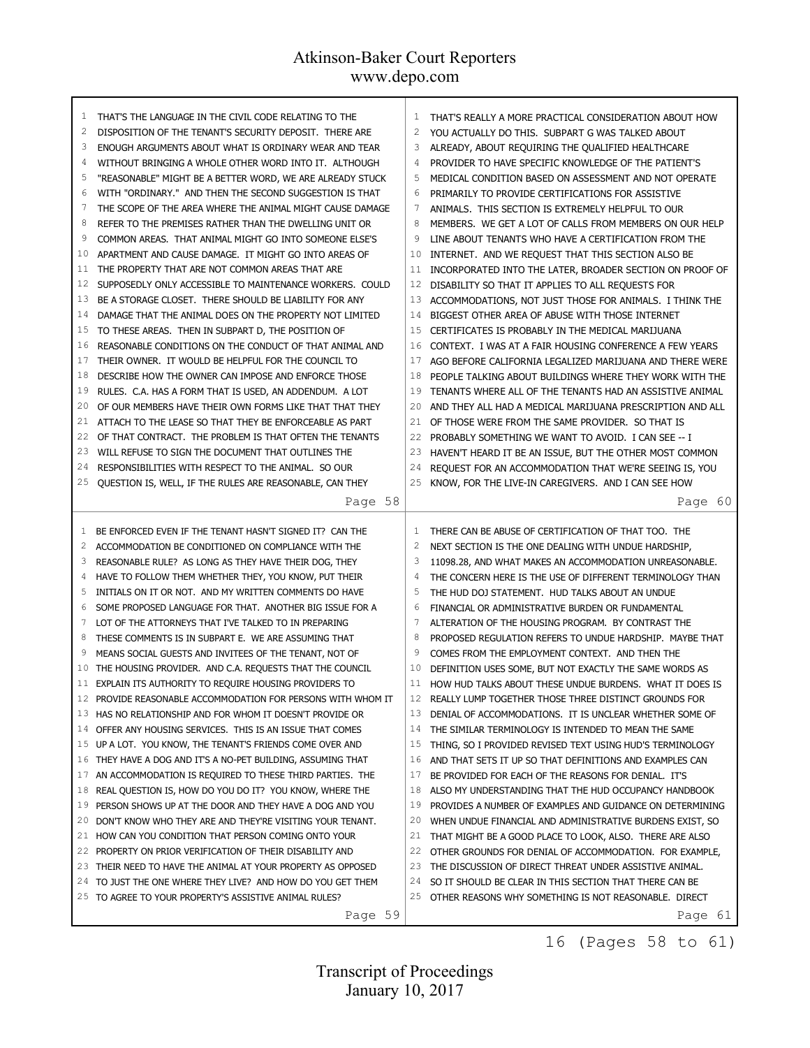THAT'S THE LANGUAGE IN THE CIVIL CODE RELATING TO THE DISPOSITION OF THE TENANT'S SECURITY DEPOSIT. THERE ARE ENOUGH ARGUMENTS ABOUT WHAT IS ORDINARY WEAR AND TEAR WITHOUT BRINGING A WHOLE OTHER WORD INTO IT. ALTHOUGH "REASONABLE" MIGHT BE A BETTER WORD, WE ARE ALREADY STUCK WITH "ORDINARY." AND THEN THE SECOND SUGGESTION IS THAT THE SCOPE OF THE AREA WHERE THE ANIMAL MIGHT CAUSE DAMAGE REFER TO THE PREMISES RATHER THAN THE DWELLING UNIT OR COMMON AREAS. THAT ANIMAL MIGHT GO INTO SOMEONE ELSE'S APARTMENT AND CAUSE DAMAGE. IT MIGHT GO INTO AREAS OF THE PROPERTY THAT ARE NOT COMMON AREAS THAT ARE SUPPOSEDLY ONLY ACCESSIBLE TO MAINTENANCE WORKERS. COULD BE A STORAGE CLOSET. THERE SHOULD BE LIABILITY FOR ANY DAMAGE THAT THE ANIMAL DOES ON THE PROPERTY NOT LIMITED TO THESE AREAS. THEN IN SUBPART D, THE POSITION OF REASONABLE CONDITIONS ON THE CONDUCT OF THAT ANIMAL AND THEIR OWNER. IT WOULD BE HELPFUL FOR THE COUNCIL TO DESCRIBE HOW THE OWNER CAN IMPOSE AND ENFORCE THOSE RULES. C.A. HAS A FORM THAT IS USED, AN ADDENDUM. A LOT OF OUR MEMBERS HAVE THEIR OWN FORMS LIKE THAT THAT THEY ATTACH TO THE LEASE SO THAT THEY BE ENFORCEABLE AS PART OF THAT CONTRACT. THE PROBLEM IS THAT OFTEN THE TENANTS WILL REFUSE TO SIGN THE DOCUMENT THAT OUTLINES THE RESPONSIBILITIES WITH RESPECT TO THE ANIMAL. SO OUR QUESTION IS, WELL, IF THE RULES ARE REASONABLE, CAN THEY BE ENFORCED EVEN IF THE TENANT HASN'T SIGNED IT? CAN THE ACCOMMODATION BE CONDITIONED ON COMPLIANCE WITH THE REASONABLE RULE? AS LONG AS THEY HAVE THEIR DOG, THEY HAVE TO FOLLOW THEM WHETHER THEY, YOU KNOW, PUT THEIR INITIALS ON IT OR NOT. AND MY WRITTEN COMMENTS DO HAVE SOME PROPOSED LANGUAGE FOR THAT. ANOTHER BIG ISSUE FOR A LOT OF THE ATTORNEYS THAT I'VE TALKED TO IN PREPARING THESE COMMENTS IS IN SUBPART E. WE ARE ASSUMING THAT MEANS SOCIAL GUESTS AND INVITEES OF THE TENANT, NOT OF THE HOUSING PROVIDER. AND C.A. REQUESTS THAT THE COUNCIL EXPLAIN ITS AUTHORITY TO REQUIRE HOUSING PROVIDERS TO PROVIDE REASONABLE ACCOMMODATION FOR PERSONS WITH WHOM IT HAS NO RELATIONSHIP AND FOR WHOM IT DOESN'T PROVIDE OR OFFER ANY HOUSING SERVICES. THIS IS AN ISSUE THAT COMES UP A LOT. YOU KNOW, THE TENANT'S FRIENDS COME OVER AND THEY HAVE A DOG AND IT'S A NO-PET BUILDING, ASSUMING THAT AN ACCOMMODATION IS REQUIRED TO THESE THIRD PARTIES. THE REAL QUESTION IS, HOW DO YOU DO IT? YOU KNOW, WHERE THE PERSON SHOWS UP AT THE DOOR AND THEY HAVE A DOG AND YOU DON'T KNOW WHO THEY ARE AND THEY'RE VISITING YOUR TENANT. HOW CAN YOU CONDITION THAT PERSON COMING ONTO YOUR PROPERTY ON PRIOR VERIFICATION OF THEIR DISABILITY AND THEIR NEED TO HAVE THE ANIMAL AT YOUR PROPERTY AS OPPOSED TO JUST THE ONE WHERE THEY LIVE? AND HOW DO YOU GET THEM TO AGREE TO YOUR PROPERTY'S ASSISTIVE ANIMAL RULES?

THAT'S REALLY A MORE PRACTICAL CONSIDERATION ABOUT HOW YOU ACTUALLY DO THIS. SUBPART G WAS TALKED ABOUT ALREADY, ABOUT REQUIRING THE QUALIFIED HEALTHCARE PROVIDER TO HAVE SPECIFIC KNOWLEDGE OF THE PATIENT'S MEDICAL CONDITION BASED ON ASSESSMENT AND NOT OPERATE PRIMARILY TO PROVIDE CERTIFICATIONS FOR ASSISTIVE ANIMALS. THIS SECTION IS EXTREMELY HELPFUL TO OUR MEMBERS. WE GET A LOT OF CALLS FROM MEMBERS ON OUR HELP LINE ABOUT TENANTS WHO HAVE A CERTIFICATION FROM THE INTERNET. AND WE REQUEST THAT THIS SECTION ALSO BE INCORPORATED INTO THE LATER, BROADER SECTION ON PROOF OF DISABILITY SO THAT IT APPLIES TO ALL REQUESTS FOR ACCOMMODATIONS, NOT JUST THOSE FOR ANIMALS. I THINK THE BIGGEST OTHER AREA OF ABUSE WITH THOSE INTERNET CERTIFICATES IS PROBABLY IN THE MEDICAL MARIJUANA CONTEXT. I WAS AT A FAIR HOUSING CONFERENCE A FEW YEARS AGO BEFORE CALIFORNIA LEGALIZED MARIJUANA AND THERE WERE PEOPLE TALKING ABOUT BUILDINGS WHERE THEY WORK WITH THE TENANTS WHERE ALL OF THE TENANTS HAD AN ASSISTIVE ANIMAL AND THEY ALL HAD A MEDICAL MARIJUANA PRESCRIPTION AND ALL OF THOSE WERE FROM THE SAME PROVIDER. SO THAT IS PROBABLY SOMETHING WE WANT TO AVOID. I CAN SEE -- I HAVEN'T HEARD IT BE AN ISSUE, BUT THE OTHER MOST COMMON REQUEST FOR AN ACCOMMODATION THAT WE'RE SEEING IS, YOU KNOW, FOR THE LIVE-IN CAREGIVERS. AND I CAN SEE HOW THERE CAN BE ABUSE OF CERTIFICATION OF THAT TOO. THE NEXT SECTION IS THE ONE DEALING WITH UNDUE HARDSHIP, 11098.28, AND WHAT MAKES AN ACCOMMODATION UNREASONABLE. THE CONCERN HERE IS THE USE OF DIFFERENT TERMINOLOGY THAN THE HUD DOJ STATEMENT. HUD TALKS ABOUT AN UNDUE FINANCIAL OR ADMINISTRATIVE BURDEN OR FUNDAMENTAL ALTERATION OF THE HOUSING PROGRAM. BY CONTRAST THE PROPOSED REGULATION REFERS TO UNDUE HARDSHIP. MAYBE THAT COMES FROM THE EMPLOYMENT CONTEXT. AND THEN THE DEFINITION USES SOME, BUT NOT EXACTLY THE SAME WORDS AS HOW HUD TALKS ABOUT THESE UNDUE BURDENS. WHAT IT DOES IS REALLY LUMP TOGETHER THOSE THREE DISTINCT GROUNDS FOR DENIAL OF ACCOMMODATIONS. IT IS UNCLEAR WHETHER SOME OF THE SIMILAR TERMINOLOGY IS INTENDED TO MEAN THE SAME THING, SO I PROVIDED REVISED TEXT USING HUD'S TERMINOLOGY AND THAT SETS IT UP SO THAT DEFINITIONS AND EXAMPLES CAN BE PROVIDED FOR EACH OF THE REASONS FOR DENIAL. IT'S ALSO MY UNDERSTANDING THAT THE HUD OCCUPANCY HANDBOOK PROVIDES A NUMBER OF EXAMPLES AND GUIDANCE ON DETERMINING WHEN UNDUE FINANCIAL AND ADMINISTRATIVE BURDENS EXIST, SO THAT MIGHT BE A GOOD PLACE TO LOOK, ALSO. THERE ARE ALSO OTHER GROUNDS FOR DENIAL OF ACCOMMODATION. FOR EXAMPLE, THE DISCUSSION OF DIRECT THREAT UNDER ASSISTIVE ANIMAL. SO IT SHOULD BE CLEAR IN THIS SECTION THAT THERE CAN BE OTHER REASONS WHY SOMETHING IS NOT REASONABLE. DIRECT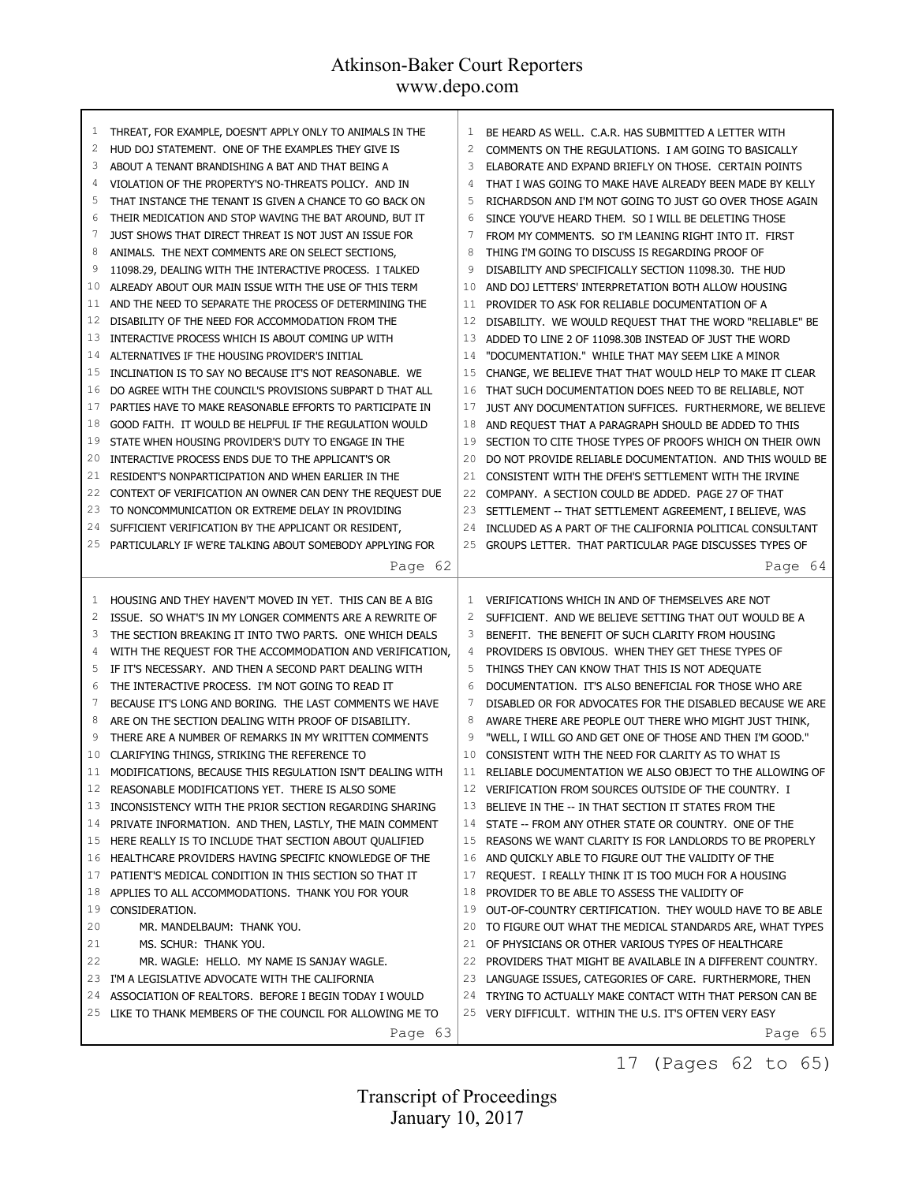THREAT, FOR EXAMPLE, DOESN'T APPLY ONLY TO ANIMALS IN THE HUD DOJ STATEMENT. ONE OF THE EXAMPLES THEY GIVE IS ABOUT A TENANT BRANDISHING A BAT AND THAT BEING A VIOLATION OF THE PROPERTY'S NO-THREATS POLICY. AND IN THAT INSTANCE THE TENANT IS GIVEN A CHANCE TO GO BACK ON THEIR MEDICATION AND STOP WAVING THE BAT AROUND, BUT IT JUST SHOWS THAT DIRECT THREAT IS NOT JUST AN ISSUE FOR ANIMALS. THE NEXT COMMENTS ARE ON SELECT SECTIONS, 11098.29, DEALING WITH THE INTERACTIVE PROCESS. I TALKED ALREADY ABOUT OUR MAIN ISSUE WITH THE USE OF THIS TERM AND THE NEED TO SEPARATE THE PROCESS OF DETERMINING THE DISABILITY OF THE NEED FOR ACCOMMODATION FROM THE INTERACTIVE PROCESS WHICH IS ABOUT COMING UP WITH ALTERNATIVES IF THE HOUSING PROVIDER'S INITIAL INCLINATION IS TO SAY NO BECAUSE IT'S NOT REASONABLE. WE DO AGREE WITH THE COUNCIL'S PROVISIONS SUBPART D THAT ALL PARTIES HAVE TO MAKE REASONABLE EFFORTS TO PARTICIPATE IN GOOD FAITH. IT WOULD BE HELPFUL IF THE REGULATION WOULD STATE WHEN HOUSING PROVIDER'S DUTY TO ENGAGE IN THE INTERACTIVE PROCESS ENDS DUE TO THE APPLICANT'S OR RESIDENT'S NONPARTICIPATION AND WHEN EARLIER IN THE CONTEXT OF VERIFICATION AN OWNER CAN DENY THE REQUEST DUE TO NONCOMMUNICATION OR EXTREME DELAY IN PROVIDING SUFFICIENT VERIFICATION BY THE APPLICANT OR RESIDENT, PARTICULARLY IF WE'RE TALKING ABOUT SOMEBODY APPLYING FOR

HOUSING AND THEY HAVEN'T MOVED IN YET. THIS CAN BE A BIG ISSUE. SO WHAT'S IN MY LONGER COMMENTS ARE A REWRITE OF THE SECTION BREAKING IT INTO TWO PARTS. ONE WHICH DEALS WITH THE REQUEST FOR THE ACCOMMODATION AND VERIFICATION, IF IT'S NECESSARY. AND THEN A SECOND PART DEALING WITH THE INTERACTIVE PROCESS. I'M NOT GOING TO READ IT BECAUSE IT'S LONG AND BORING. THE LAST COMMENTS WE HAVE ARE ON THE SECTION DEALING WITH PROOF OF DISABILITY. THERE ARE A NUMBER OF REMARKS IN MY WRITTEN COMMENTS CLARIFYING THINGS, STRIKING THE REFERENCE TO MODIFICATIONS, BECAUSE THIS REGULATION ISN'T DEALING WITH REASONABLE MODIFICATIONS YET. THERE IS ALSO SOME INCONSISTENCY WITH THE PRIOR SECTION REGARDING SHARING PRIVATE INFORMATION. AND THEN, LASTLY, THE MAIN COMMENT HERE REALLY IS TO INCLUDE THAT SECTION ABOUT QUALIFIED HEALTHCARE PROVIDERS HAVING SPECIFIC KNOWLEDGE OF THE PATIENT'S MEDICAL CONDITION IN THIS SECTION SO THAT IT APPLIES TO ALL ACCOMMODATIONS. THANK YOU FOR YOUR CONSIDERATION.

MR. MANDELBAUM: THANK YOU.

MS. SCHUR: THANK YOU.

MR. WAGLE: HELLO. MY NAME IS SANJAY WAGLE. I'M A LEGISLATIVE ADVOCATE WITH THE CALIFORNIA ASSOCIATION OF REALTORS. BEFORE I BEGIN TODAY I WOULD LIKE TO THANK MEMBERS OF THE COUNCIL FOR ALLOWING ME TO BE HEARD AS WELL. C.A.R. HAS SUBMITTED A LETTER WITH COMMENTS ON THE REGULATIONS. I AM GOING TO BASICALLY ELABORATE AND EXPAND BRIEFLY ON THOSE. CERTAIN POINTS THAT I WAS GOING TO MAKE HAVE ALREADY BEEN MADE BY KELLY RICHARDSON AND I'M NOT GOING TO JUST GO OVER THOSE AGAIN SINCE YOU'VE HEARD THEM. SO I WILL BE DELETING THOSE FROM MY COMMENTS. SO I'M LEANING RIGHT INTO IT. FIRST THING I'M GOING TO DISCUSS IS REGARDING PROOF OF DISABILITY AND SPECIFICALLY SECTION 11098.30. THE HUD AND DOJ LETTERS' INTERPRETATION BOTH ALLOW HOUSING PROVIDER TO ASK FOR RELIABLE DOCUMENTATION OF A DISABILITY. WE WOULD REQUEST THAT THE WORD "RELIABLE" BE ADDED TO LINE 2 OF 11098.30B INSTEAD OF JUST THE WORD "DOCUMENTATION." WHILE THAT MAY SEEM LIKE A MINOR CHANGE, WE BELIEVE THAT THAT WOULD HELP TO MAKE IT CLEAR THAT SUCH DOCUMENTATION DOES NEED TO BE RELIABLE, NOT JUST ANY DOCUMENTATION SUFFICES. FURTHERMORE, WE BELIEVE AND REQUEST THAT A PARAGRAPH SHOULD BE ADDED TO THIS SECTION TO CITE THOSE TYPES OF PROOFS WHICH ON THEIR OWN DO NOT PROVIDE RELIABLE DOCUMENTATION. AND THIS WOULD BE CONSISTENT WITH THE DFEH'S SETTLEMENT WITH THE IRVINE COMPANY. A SECTION COULD BE ADDED. PAGE 27 OF THAT SETTLEMENT -- THAT SETTLEMENT AGREEMENT, I BELIEVE, WAS INCLUDED AS A PART OF THE CALIFORNIA POLITICAL CONSULTANT GROUPS LETTER. THAT PARTICULAR PAGE DISCUSSES TYPES OF

VERIFICATIONS WHICH IN AND OF THEMSELVES ARE NOT SUFFICIENT. AND WE BELIEVE SETTING THAT OUT WOULD BE A BENEFIT. THE BENEFIT OF SUCH CLARITY FROM HOUSING PROVIDERS IS OBVIOUS. WHEN THEY GET THESE TYPES OF THINGS THEY CAN KNOW THAT THIS IS NOT ADEQUATE DOCUMENTATION. IT'S ALSO BENEFICIAL FOR THOSE WHO ARE DISABLED OR FOR ADVOCATES FOR THE DISABLED BECAUSE WE ARE AWARE THERE ARE PEOPLE OUT THERE WHO MIGHT JUST THINK, "WELL, I WILL GO AND GET ONE OF THOSE AND THEN I'M GOOD." CONSISTENT WITH THE NEED FOR CLARITY AS TO WHAT IS RELIABLE DOCUMENTATION WE ALSO OBJECT TO THE ALLOWING OF VERIFICATION FROM SOURCES OUTSIDE OF THE COUNTRY. I BELIEVE IN THE -- IN THAT SECTION IT STATES FROM THE STATE -- FROM ANY OTHER STATE OR COUNTRY. ONE OF THE REASONS WE WANT CLARITY IS FOR LANDLORDS TO BE PROPERLY AND QUICKLY ABLE TO FIGURE OUT THE VALIDITY OF THE REQUEST. I REALLY THINK IT IS TOO MUCH FOR A HOUSING PROVIDER TO BE ABLE TO ASSESS THE VALIDITY OF OUT-OF-COUNTRY CERTIFICATION. THEY WOULD HAVE TO BE ABLE TO FIGURE OUT WHAT THE MEDICAL STANDARDS ARE, WHAT TYPES OF PHYSICIANS OR OTHER VARIOUS TYPES OF HEALTHCARE PROVIDERS THAT MIGHT BE AVAILABLE IN A DIFFERENT COUNTRY. LANGUAGE ISSUES, CATEGORIES OF CARE. FURTHERMORE, THEN TRYING TO ACTUALLY MAKE CONTACT WITH THAT PERSON CAN BE VERY DIFFICULT. WITHIN THE U.S. IT'S OFTEN VERY EASY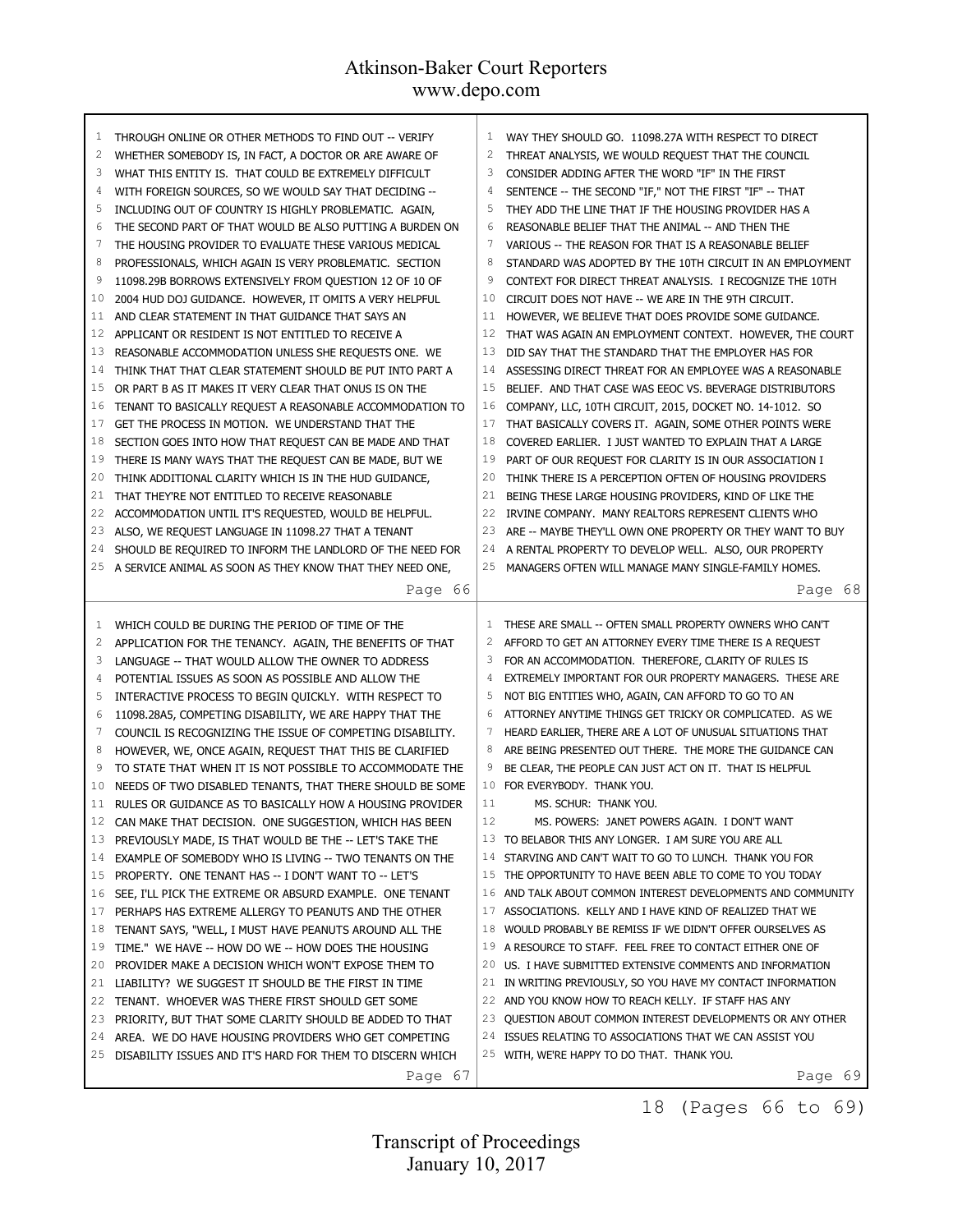THROUGH ONLINE OR OTHER METHODS TO FIND OUT -- VERIFY WHETHER SOMEBODY IS, IN FACT, A DOCTOR OR ARE AWARE OF WHAT THIS ENTITY IS. THAT COULD BE EXTREMELY DIFFICULT WITH FOREIGN SOURCES, SO WE WOULD SAY THAT DECIDING -- INCLUDING OUT OF COUNTRY IS HIGHLY PROBLEMATIC. AGAIN, THE SECOND PART OF THAT WOULD BE ALSO PUTTING A BURDEN ON THE HOUSING PROVIDER TO EVALUATE THESE VARIOUS MEDICAL PROFESSIONALS, WHICH AGAIN IS VERY PROBLEMATIC. SECTION 11098.29B BORROWS EXTENSIVELY FROM QUESTION 12 OF 10 OF 2004 HUD DOJ GUIDANCE. HOWEVER, IT OMITS A VERY HELPFUL AND CLEAR STATEMENT IN THAT GUIDANCE THAT SAYS AN APPLICANT OR RESIDENT IS NOT ENTITLED TO RECEIVE A REASONABLE ACCOMMODATION UNLESS SHE REQUESTS ONE. WE THINK THAT THAT CLEAR STATEMENT SHOULD BE PUT INTO PART A OR PART B AS IT MAKES IT VERY CLEAR THAT ONUS IS ON THE TENANT TO BASICALLY REQUEST A REASONABLE ACCOMMODATION TO GET THE PROCESS IN MOTION. WE UNDERSTAND THAT THE SECTION GOES INTO HOW THAT REQUEST CAN BE MADE AND THAT THERE IS MANY WAYS THAT THE REQUEST CAN BE MADE, BUT WE THINK ADDITIONAL CLARITY WHICH IS IN THE HUD GUIDANCE, THAT THEY'RE NOT ENTITLED TO RECEIVE REASONABLE ACCOMMODATION UNTIL IT'S REQUESTED, WOULD BE HELPFUL. ALSO, WE REQUEST LANGUAGE IN 11098.27 THAT A TENANT SHOULD BE REQUIRED TO INFORM THE LANDLORD OF THE NEED FOR A SERVICE ANIMAL AS SOON AS THEY KNOW THAT THEY NEED ONE, WHICH COULD BE DURING THE PERIOD OF TIME OF THE APPLICATION FOR THE TENANCY. AGAIN, THE BENEFITS OF THAT LANGUAGE -- THAT WOULD ALLOW THE OWNER TO ADDRESS POTENTIAL ISSUES AS SOON AS POSSIBLE AND ALLOW THE INTERACTIVE PROCESS TO BEGIN QUICKLY. WITH RESPECT TO 11098.28A5, COMPETING DISABILITY, WE ARE HAPPY THAT THE COUNCIL IS RECOGNIZING THE ISSUE OF COMPETING DISABILITY. HOWEVER, WE, ONCE AGAIN, REQUEST THAT THIS BE CLARIFIED TO STATE THAT WHEN IT IS NOT POSSIBLE TO ACCOMMODATE THE NEEDS OF TWO DISABLED TENANTS, THAT THERE SHOULD BE SOME RULES OR GUIDANCE AS TO BASICALLY HOW A HOUSING PROVIDER CAN MAKE THAT DECISION. ONE SUGGESTION, WHICH HAS BEEN PREVIOUSLY MADE, IS THAT WOULD BE THE -- LET'S TAKE THE EXAMPLE OF SOMEBODY WHO IS LIVING -- TWO TENANTS ON THE PROPERTY. ONE TENANT HAS -- I DON'T WANT TO -- LET'S SEE, I'LL PICK THE EXTREME OR ABSURD EXAMPLE. ONE TENANT PERHAPS HAS EXTREME ALLERGY TO PEANUTS AND THE OTHER TENANT SAYS, "WELL, I MUST HAVE PEANUTS AROUND ALL THE TIME." WE HAVE -- HOW DO WE -- HOW DOES THE HOUSING PROVIDER MAKE A DECISION WHICH WON'T EXPOSE THEM TO LIABILITY? WE SUGGEST IT SHOULD BE THE FIRST IN TIME TENANT. WHOEVER WAS THERE FIRST SHOULD GET SOME PRIORITY, BUT THAT SOME CLARITY SHOULD BE ADDED TO THAT AREA. WE DO HAVE HOUSING PROVIDERS WHO GET COMPETING DISABILITY ISSUES AND IT'S HARD FOR THEM TO DISCERN WHICH WAY THEY SHOULD GO. 11098.27A WITH RESPECT TO DIRECT THREAT ANALYSIS, WE WOULD REQUEST THAT THE COUNCIL CONSIDER ADDING AFTER THE WORD "IF" IN THE FIRST SENTENCE -- THE SECOND "IF," NOT THE FIRST "IF" -- THAT THEY ADD THE LINE THAT IF THE HOUSING PROVIDER HAS A REASONABLE BELIEF THAT THE ANIMAL -- AND THEN THE VARIOUS -- THE REASON FOR THAT IS A REASONABLE BELIEF STANDARD WAS ADOPTED BY THE 10TH CIRCUIT IN AN EMPLOYMENT CONTEXT FOR DIRECT THREAT ANALYSIS. I RECOGNIZE THE 10TH CIRCUIT DOES NOT HAVE -- WE ARE IN THE 9TH CIRCUIT. HOWEVER, WE BELIEVE THAT DOES PROVIDE SOME GUIDANCE. THAT WAS AGAIN AN EMPLOYMENT CONTEXT. HOWEVER, THE COURT DID SAY THAT THE STANDARD THAT THE EMPLOYER HAS FOR ASSESSING DIRECT THREAT FOR AN EMPLOYEE WAS A REASONABLE BELIEF. AND THAT CASE WAS EEOC VS. BEVERAGE DISTRIBUTORS COMPANY, LLC, 10TH CIRCUIT, 2015, DOCKET NO. 14-1012. SO THAT BASICALLY COVERS IT. AGAIN, SOME OTHER POINTS WERE COVERED EARLIER. I JUST WANTED TO EXPLAIN THAT A LARGE PART OF OUR REQUEST FOR CLARITY IS IN OUR ASSOCIATION I THINK THERE IS A PERCEPTION OFTEN OF HOUSING PROVIDERS BEING THESE LARGE HOUSING PROVIDERS, KIND OF LIKE THE IRVINE COMPANY. MANY REALTORS REPRESENT CLIENTS WHO ARE -- MAYBE THEY'LL OWN ONE PROPERTY OR THEY WANT TO BUY A RENTAL PROPERTY TO DEVELOP WELL. ALSO, OUR PROPERTY MANAGERS OFTEN WILL MANAGE MANY SINGLE-FAMILY HOMES. THESE ARE SMALL -- OFTEN SMALL PROPERTY OWNERS WHO CAN'T AFFORD TO GET AN ATTORNEY EVERY TIME THERE IS A REQUEST FOR AN ACCOMMODATION. THEREFORE, CLARITY OF RULES IS EXTREMELY IMPORTANT FOR OUR PROPERTY MANAGERS. THESE ARE NOT BIG ENTITIES WHO, AGAIN, CAN AFFORD TO GO TO AN ATTORNEY ANYTIME THINGS GET TRICKY OR COMPLICATED. AS WE HEARD EARLIER, THERE ARE A LOT OF UNUSUAL SITUATIONS THAT ARE BEING PRESENTED OUT THERE. THE MORE THE GUIDANCE CAN BE CLEAR, THE PEOPLE CAN JUST ACT ON IT. THAT IS HELPFUL FOR EVERYBODY. THANK YOU.

MS. SCHUR: THANK YOU.

MS. POWERS: JANET POWERS AGAIN. I DON'T WANT TO BELABOR THIS ANY LONGER. I AM SURE YOU ARE ALL STARVING AND CAN'T WAIT TO GO TO LUNCH. THANK YOU FOR THE OPPORTUNITY TO HAVE BEEN ABLE TO COME TO YOU TODAY AND TALK ABOUT COMMON INTEREST DEVELOPMENTS AND COMMUNITY ASSOCIATIONS. KELLY AND I HAVE KIND OF REALIZED THAT WE WOULD PROBABLY BE REMISS IF WE DIDN'T OFFER OURSELVES AS A RESOURCE TO STAFF. FEEL FREE TO CONTACT EITHER ONE OF US. I HAVE SUBMITTED EXTENSIVE COMMENTS AND INFORMATION IN WRITING PREVIOUSLY, SO YOU HAVE MY CONTACT INFORMATION AND YOU KNOW HOW TO REACH KELLY. IF STAFF HAS ANY QUESTION ABOUT COMMON INTEREST DEVELOPMENTS OR ANY OTHER ISSUES RELATING TO ASSOCIATIONS THAT WE CAN ASSIST YOU WITH, WE'RE HAPPY TO DO THAT. THANK YOU.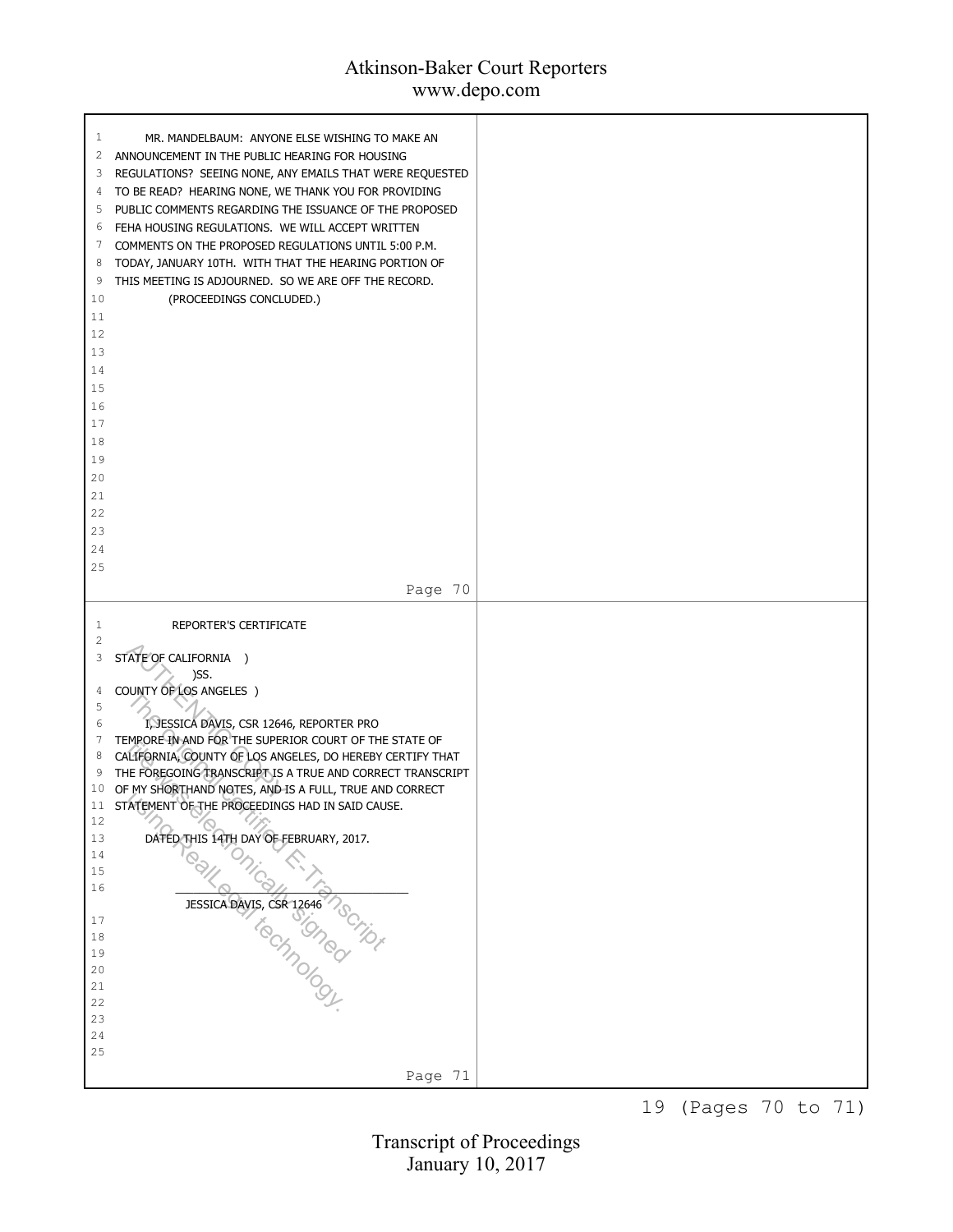MR. MANDELBAUM: ANYONE ELSE WISHING TO MAKE AN ANNOUNCEMENT IN THE PUBLIC HEARING FOR HOUSING REGULATIONS? SEEING NONE, ANY EMAILS THAT WERE REQUESTED TO BE READ? HEARING NONE, WE THANK YOU FOR PROVIDING PUBLIC COMMENTS REGARDING THE ISSUANCE OF THE PROPOSED FEHA HOUSING REGULATIONS. WE WILL ACCEPT WRITTEN COMMENTS ON THE PROPOSED REGULATIONS UNTIL 5:00 P.M. TODAY, JANUARY 10TH. WITH THAT THE HEARING PORTION OF THIS MEETING IS ADJOURNED. SO WE ARE OFF THE RECORD.

(PROCEEDINGS CONCLUDED.)

Page 70

REPORTER'S CERTIFICATE

STATE OF CALIFORNIA )
)SS.
COUNTY OF LOS ANGELES )

I, JESSICA DAVIS, CSR 12646, REPORTER PRO TEMPORE IN AND FOR THE SUPERIOR COURT OF THE STATE OF CALIFORNIA, COUNTY OF LOS ANGELES, DO HEREBY CERTIFY THAT THE FOREGOING TRANSCRIPT IS A TRUE AND CORRECT TRANSCRIPT OF MY SHORTHAND NOTES, AND IS A FULL, TRUE AND CORRECT STATEMENT OF THE PROCEEDINGS HAD IN SAID CAUSE.

DATED THIS 14TH DAY OF FEBRUARY, 2017.

______________________________
JESSICA DAVIS, CSR 12646

AUTHENTICATED COPY
The original certified E-Transcript file was electronically signed using RealLegal technology.

Page 71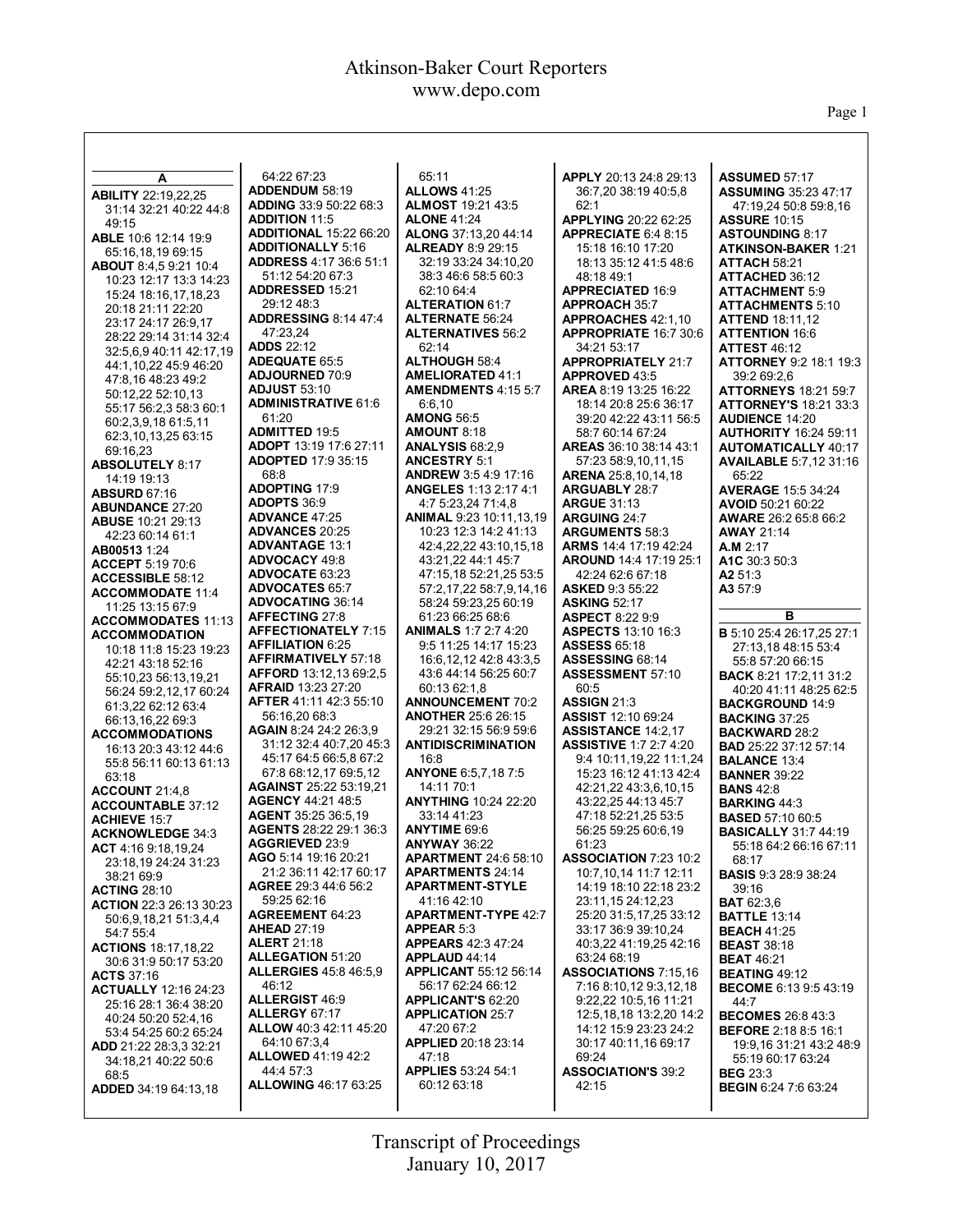**A**

**ABILITY** 22:19,22,25 31:14 32:21 40:22 44:8 49:15
**ABLE** 10:6 12:14 19:9 65:16,18,19 69:15
**ABOUT** 8:4,5 9:21 10:4 10:23 12:17 13:3 14:23 15:24 18:16,17,18,23 20:18 21:11 22:20 23:17 24:17 26:9,17 28:22 29:14 31:14 32:4 32:5,6,9 40:11 42:17,19 44:1,10,22 45:9 46:20 47:8,16 48:23 49:2 50:12,22 52:10,13 55:17 56:2,3 58:3 60:1 60:2,3,9,18 61:5,11 62:3,10,13,25 63:15 69:16,23
**ABSOLUTELY** 8:17 14:19 19:13
**ABSURD** 67:16
**ABUNDANCE** 27:20
**ABUSE** 10:21 29:13 42:23 60:14 61:1
**AB00513** 1:24
**ACCEPT** 5:19 70:6
**ACCESSIBLE** 58:12
**ACCOMMODATE** 11:4 11:25 13:15 67:9
**ACCOMMODATES** 11:13
**ACCOMMODATION** 10:18 11:8 15:23 19:23 42:21 43:18 52:16 55:10,23 56:13,19,21 56:24 59:2,12,17 60:24 61:3,22 62:12 63:4 66:13,16,22 69:3
**ACCOMMODATIONS** 16:13 20:3 43:12 44:6 55:8 56:11 60:13 61:13 63:18
**ACCOUNT** 21:4,8
**ACCOUNTABLE** 37:12
**ACHIEVE** 15:7
**ACKNOWLEDGE** 34:3
**ACT** 4:16 9:18,19,24 23:18,19 24:24 31:23 38:21 69:9
**ACTING** 28:10
**ACTION** 22:3 26:13 30:23 50:6,9,18,21 51:3,4,4 54:7 55:4
**ACTIONS** 18:17,18,22 30:6 31:9 50:17 53:20
**ACTS** 37:16
**ACTUALLY** 12:16 24:23 25:16 28:1 36:4 38:20 40:24 50:20 52:4,16 53:4 54:25 60:2 65:24
**ADD** 21:22 28:3,3 32:21 34:18,21 40:22 50:6 68:5
**ADDED** 34:19 64:13,18 64:22 67:23
**ADDENDUM** 58:19
**ADDING** 33:9 50:22 68:3
**ADDITION** 11:5
**ADDITIONAL** 15:22 66:20
**ADDITIONALLY** 5:16
**ADDRESS** 4:17 36:6 51:1 51:12 54:20 67:3
**ADDRESSED** 15:21 29:12 48:3
**ADDRESSING** 8:14 47:4 47:23,24
**ADDS** 22:12
**ADEQUATE** 65:5
**ADJOURNED** 70:9
**ADJUST** 53:10
**ADMINISTRATIVE** 61:6 61:20
**ADMITTED** 19:5
**ADOPT** 13:19 17:6 27:11
**ADOPTED** 17:9 35:15 68:8
**ADOPTING** 17:9
**ADOPTS** 36:9
**ADVANCE** 47:25
**ADVANCES** 20:25
**ADVANTAGE** 13:1
**ADVOCACY** 49:8
**ADVOCATE** 63:23
**ADVOCATES** 65:7
**ADVOCATING** 36:14
**AFFECTING** 27:8
**AFFECTIONATELY** 7:15
**AFFILIATION** 6:25
**AFFIRMATIVELY** 57:18
**AFFORD** 13:12,13 69:2,5
**AFRAID** 13:23 27:20
**AFTER** 41:11 42:3 55:10 56:16,20 68:3
**AGAIN** 8:24 24:2 26:3,9 31:12 32:4 40:7,20 45:3 45:17 64:5 66:5,8 67:2 67:8 68:12,17 69:5,12
**AGAINST** 25:22 53:19,21
**AGENCY** 44:21 48:5
**AGENT** 35:25 36:5,19
**AGENTS** 28:22 29:1 36:3
**AGGRIEVED** 23:9
**AGO** 5:14 19:16 20:21 21:2 36:11 42:17 60:17
**AGREE** 29:3 44:6 56:2 59:25 62:16
**AGREEMENT** 64:23
**AHEAD** 27:19
**ALERT** 21:18
**ALLEGATION** 51:20
**ALLERGIES** 45:8 46:5,9 46:12
**ALLERGIST** 46:9
**ALLERGY** 67:17
**ALLOW** 40:3 42:11 45:20 64:10 67:3,4
**ALLOWED** 41:19 42:2 44:4 57:3
**ALLOWING** 46:17 63:25
65:11
**ALLOWS** 41:25
**ALMOST** 19:21 43:5
**ALONE** 41:24
**ALONG** 37:13,20 44:14
**ALREADY** 8:9 29:15 32:19 33:24 34:10,20 38:3 46:6 58:5 60:3 62:10 64:4
**ALTERATION** 61:7
**ALTERNATE** 56:24
**ALTERNATIVES** 56:2 62:14
**ALTHOUGH** 58:4
**AMELIORATED** 41:1
**AMENDMENTS** 4:15 5:7 6:6,10
**AMONG** 56:5
**AMOUNT** 8:18
**ANALYSIS** 68:2,9
**ANCESTRY** 5:1
**ANDREW** 3:5 4:9 17:16
**ANGELES** 1:13 2:17 4:1 4:7 5:23,24 71:4,8
**ANIMAL** 9:23 10:11,13,19 10:23 12:3 14:2 41:13 42:4,22,22 43:10,15,18 43:21,22 44:1 45:7 47:15,18 52:21,25 53:5 57:2,17,22 58:7,9,14,16 58:24 59:23,25 60:19 61:23 66:25 68:6
**ANIMALS** 1:7 2:7 4:20 9:5 11:25 14:17 15:23 16:6,12,12 42:8 43:3,5 43:6 44:14 56:25 60:7 60:13 62:1,8
**ANNOUNCEMENT** 70:2
**ANOTHER** 25:6 26:15 29:21 32:15 56:9 59:6
**ANTIDISCRIMINATION** 16:8
**ANYONE** 6:5,7,18 7:5 14:11 70:1
**ANYTHING** 10:24 22:20 33:14 41:23
**ANYTIME** 69:6
**ANYWAY** 36:22
**APARTMENT** 24:6 58:10
**APARTMENTS** 24:14
**APARTMENT-STYLE** 41:16 42:10
**APARTMENT-TYPE** 42:7
**APPEAR** 5:3
**APPEARS** 42:3 47:24
**APPLAUD** 44:14
**APPLICANT** 55:12 56:14 56:17 62:24 66:12
**APPLICANT'S** 62:20
**APPLICATION** 25:7 47:20 67:2
**APPLIED** 20:18 23:14 47:18
**APPLIES** 53:24 54:1 60:12 63:18
**APPLY** 20:13 24:8 29:13 36:7,20 38:19 40:5,8 62:1
**APPLYING** 20:22 62:25
**APPRECIATE** 6:4 8:15 15:18 16:10 17:20 18:13 35:12 41:5 48:6 48:18 49:1
**APPRECIATED** 16:9
**APPROACH** 35:7
**APPROACHES** 42:1,10
**APPROPRIATE** 16:7 30:6 34:21 53:17
**APPROPRIATELY** 21:7
**APPROVED** 43:5
**AREA** 8:19 13:25 16:22 18:14 20:8 25:6 36:17 39:20 42:22 43:11 56:5 58:7 60:14 67:24
**AREAS** 36:10 38:14 43:1 57:23 58:9,10,11,15
**ARENA** 25:8,10,14,18
**ARGUABLY** 28:7
**ARGUE** 31:13
**ARGUING** 24:7
**ARGUMENTS** 58:3
**ARMS** 14:4 17:19 42:24
**AROUND** 14:4 17:19 25:1 42:24 62:6 67:18
**ASKED** 9:3 55:22
**ASKING** 52:17
**ASPECT** 8:22 9:9
**ASPECTS** 13:10 16:3
**ASSESS** 65:18
**ASSESSING** 68:14
**ASSESSMENT** 57:10 60:5
**ASSIGN** 21:3
**ASSIST** 12:10 69:24
**ASSISTANCE** 14:2,17
**ASSISTIVE** 1:7 2:7 4:20 9:4 10:11,19,22 11:1,24 15:23 16:12 41:13 42:4 42:21,22 43:3,6,10,15 43:22,25 44:13 45:7 47:18 52:21,25 53:5 56:25 59:25 60:6,19 61:23
**ASSOCIATION** 7:23 10:2 10:7,10,14 11:7 12:11 14:19 18:10 22:18 23:2 23:11,15 24:12,23 25:20 31:5,17,25 33:12 33:17 36:9 39:10,24 40:3,22 41:19,25 42:16 63:24 68:19
**ASSOCIATIONS** 7:15,16 7:16 8:10,12 9:3,12,18 9:22,22 10:5,16 11:21 12:5,18,18 13:2,20 14:2 14:12 15:9 23:23 24:2 30:17 40:11,16 69:17 69:24
**ASSOCIATION'S** 39:2 42:15
**ASSUMED** 57:17
**ASSUMING** 35:23 47:17 47:19,24 50:8 59:8,16
**ASSURE** 10:15
**ASTOUNDING** 8:17
**ATKINSON-BAKER** 1:21
**ATTACH** 58:21
**ATTACHED** 36:12
**ATTACHMENT** 5:9
**ATTACHMENTS** 5:10
**ATTEND** 18:11,12
**ATTENTION** 16:6
**ATTEST** 46:12
**ATTORNEY** 9:2 18:1 19:3 39:2 69:2,6
**ATTORNEYS** 18:21 59:7
**ATTORNEY'S** 18:21 33:3
**AUDIENCE** 14:20
**AUTHORITY** 16:24 59:11
**AUTOMATICALLY** 40:17
**AVAILABLE** 5:7,12 31:16 65:22
**AVERAGE** 15:5 34:24
**AVOID** 50:21 60:22
**AWARE** 26:2 65:8 66:2
**AWAY** 21:14
**A.M** 2:17
**A1C** 30:3 50:3
**A2** 51:3
**A3** 57:9

**B**

**B** 5:10 25:4 26:17,25 27:1 27:13,18 48:15 53:4 55:8 57:20 66:15
**BACK** 8:21 17:2,11 31:2 40:20 41:11 48:25 62:5
**BACKGROUND** 14:9
**BACKING** 37:25
**BACKWARD** 28:2
**BAD** 25:22 37:12 57:14
**BALANCE** 13:4
**BANNER** 39:22
**BANS** 42:8
**BARKING** 44:3
**BASED** 57:10 60:5
**BASICALLY** 31:7 44:19 55:18 64:2 66:16 67:11 68:17
**BASIS** 9:3 28:9 38:24 39:16
**BAT** 62:3,6
**BATTLE** 13:14
**BEACH** 41:25
**BEAST** 38:18
**BEAT** 46:21
**BEATING** 49:12
**BECOME** 6:13 9:5 43:19 44:7
**BECOMES** 26:8 43:3
**BEFORE** 2:18 8:5 16:1 19:9,16 31:21 43:2 48:9 55:19 60:17 63:24
**BEG** 23:3
**BEGIN** 6:24 7:6 63:24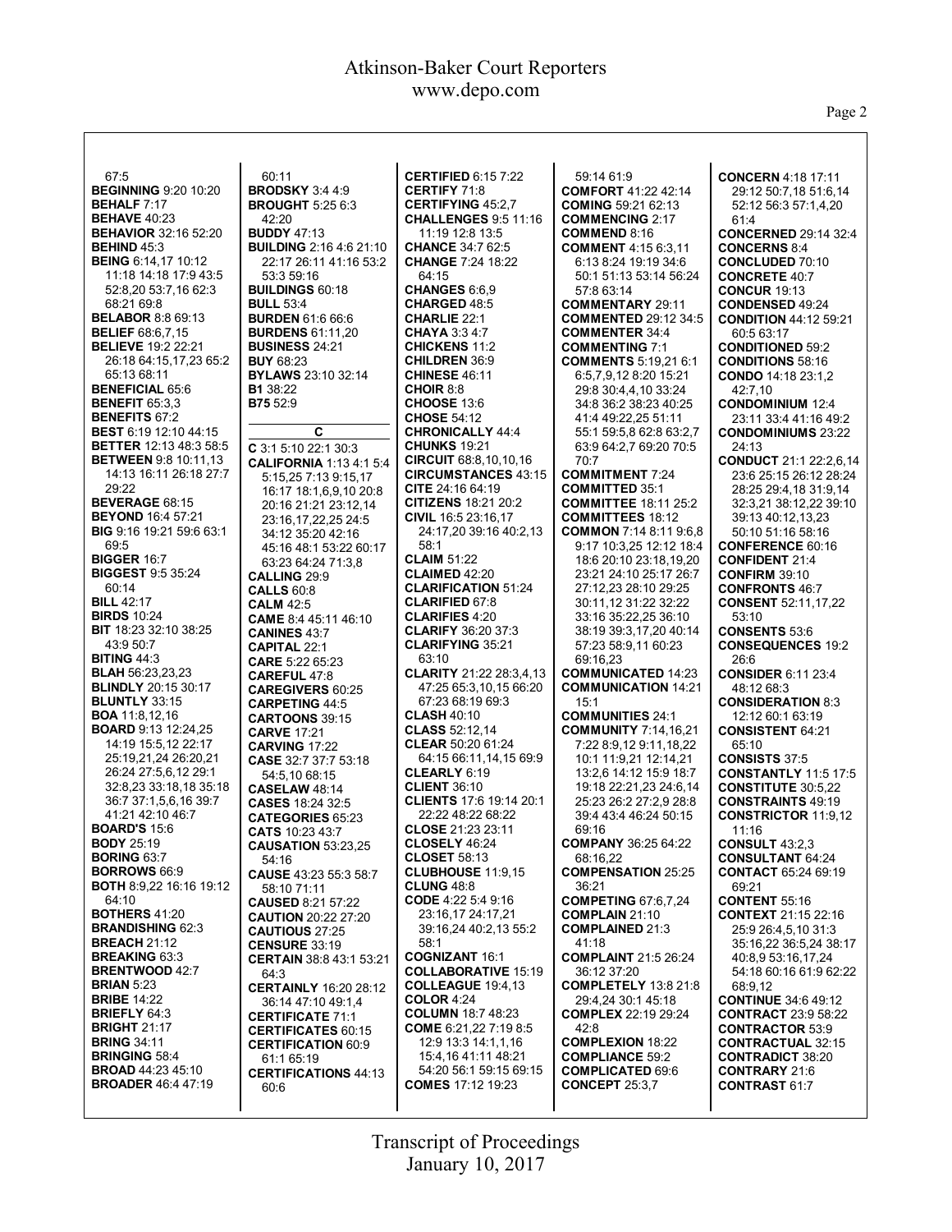67:5
**BEGINNING** 9:20 10:20
**BEHALF** 7:17
**BEHAVE** 40:23
**BEHAVIOR** 32:16 52:20
**BEHIND** 45:3
**BEING** 6:14,17 10:12 11:18 14:18 17:9 43:5 52:8,20 53:7,16 62:3 68:21 69:8
**BELABOR** 8:8 69:13
**BELIEF** 68:6,7,15
**BELIEVE** 19:2 22:21 26:18 64:15,17,23 65:2 65:13 68:11
**BENEFICIAL** 65:6
**BENEFIT** 65:3,3
**BENEFITS** 67:2
**BEST** 6:19 12:10 44:15
**BETTER** 12:13 48:3 58:5
**BETWEEN** 9:8 10:11,13 14:13 16:11 26:18 27:7 29:22
**BEVERAGE** 68:15
**BEYOND** 16:4 57:21
**BIG** 9:16 19:21 59:6 63:1 69:5
**BIGGER** 16:7
**BIGGEST** 9:5 35:24 60:14
**BILL** 42:17
**BIRDS** 10:24
**BIT** 18:23 32:10 38:25 43:9 50:7
**BITING** 44:3
**BLAH** 56:23,23,23
**BLINDLY** 20:15 30:17
**BLUNTLY** 33:15
**BOA** 11:8,12,16
**BOARD** 9:13 12:24,25 14:19 15:5,12 22:17 25:19,21,24 26:20,21 26:24 27:5,6,12 29:1 32:8,23 33:18,18 35:18 36:7 37:1,5,6,16 39:7 41:21 42:10 46:7
**BOARD'S** 15:6
**BODY** 25:19
**BORING** 63:7
**BORROWS** 66:9
**BOTH** 8:9,22 16:16 19:12 64:10
**BOTHERS** 41:20
**BRANDISHING** 62:3
**BREACH** 21:12
**BREAKING** 63:3
**BRENTWOOD** 42:7
**BRIAN** 5:23
**BRIBE** 14:22
**BRIEFLY** 64:3
**BRIGHT** 21:17
**BRING** 34:11
**BRINGING** 58:4
**BROAD** 44:23 45:10
**BROADER** 46:4 47:19
60:11
**BRODSKY** 3:4 4:9
**BROUGHT** 5:25 6:3 42:20
**BUDDY** 47:13
**BUILDING** 2:16 4:6 21:10 22:17 26:11 41:16 53:2 53:3 59:16
**BUILDINGS** 60:18
**BULL** 53:4
**BURDEN** 61:6 66:6
**BURDENS** 61:11,20
**BUSINESS** 24:21
**BUY** 68:23
**BYLAWS** 23:10 32:14
**B1** 38:22
**B75** 52:9

**C**

**C** 3:1 5:10 22:1 30:3
**CALIFORNIA** 1:13 4:1 5:4 5:15,25 7:13 9:15,17 16:17 18:1,6,9,10 20:8 20:16 21:21 23:12,14 23:16,17,22,25 24:5 34:12 35:20 42:16 45:16 48:1 53:22 60:17 63:23 64:24 71:3,8
**CALLING** 29:9
**CALLS** 60:8
**CALM** 42:5
**CAME** 8:4 45:11 46:10
**CANINES** 43:7
**CAPITAL** 22:1
**CARE** 5:22 65:23
**CAREFUL** 47:8
**CAREGIVERS** 60:25
**CARPETING** 44:5
**CARTOONS** 39:15
**CARVE** 17:21
**CARVING** 17:22
**CASE** 32:7 37:7 53:18 54:5,10 68:15
**CASELAW** 48:14
**CASES** 18:24 32:5
**CATEGORIES** 65:23
**CATS** 10:23 43:7
**CAUSATION** 53:23,25 54:16
**CAUSE** 43:23 55:3 58:7 58:10 71:11
**CAUSED** 8:21 57:22
**CAUTION** 20:22 27:20
**CAUTIOUS** 27:25
**CENSURE** 33:19
**CERTAIN** 38:8 43:1 53:21 64:3
**CERTAINLY** 16:20 28:12 36:14 47:10 49:1,4
**CERTIFICATE** 71:1
**CERTIFICATES** 60:15
**CERTIFICATION** 60:9 61:1 65:19
**CERTIFICATIONS** 44:13 60:6
**CERTIFIED** 6:15 7:22
**CERTIFY** 71:8
**CERTIFYING** 45:2,7
**CHALLENGES** 9:5 11:16 11:19 12:8 13:5
**CHANCE** 34:7 62:5
**CHANGE** 7:24 18:22 64:15
**CHANGES** 6:6,9
**CHARGED** 48:5
**CHARLIE** 22:1
**CHAYA** 3:3 4:7
**CHICKENS** 11:2
**CHILDREN** 36:9
**CHINESE** 46:11
**CHOIR** 8:8
**CHOOSE** 13:6
**CHOSE** 54:12
**CHRONICALLY** 44:4
**CHUNKS** 19:21
**CIRCUIT** 68:8,10,10,16
**CIRCUMSTANCES** 43:15
**CITE** 24:16 64:19
**CITIZENS** 18:21 20:2
**CIVIL** 16:5 23:16,17 24:17,20 39:16 40:2,13 58:1
**CLAIM** 51:22
**CLAIMED** 42:20
**CLARIFICATION** 51:24
**CLARIFIED** 67:8
**CLARIFIES** 4:20
**CLARIFY** 36:20 37:3
**CLARIFYING** 35:21 63:10
**CLARITY** 21:22 28:3,4,13 47:25 65:3,10,15 66:20 67:23 68:19 69:3
**CLASH** 40:10
**CLASS** 52:12,14
**CLEAR** 50:20 61:24 64:15 66:11,14,15 69:9
**CLEARLY** 6:19
**CLIENT** 36:10
**CLIENTS** 17:6 19:14 20:1 22:22 48:22 68:22
**CLOSE** 21:23 23:11
**CLOSELY** 46:24
**CLOSET** 58:13
**CLUBHOUSE** 11:9,15
**CLUNG** 48:8
**CODE** 4:22 5:4 9:16 23:16,17 24:17,21 39:16,24 40:2,13 55:2 58:1
**COGNIZANT** 16:1
**COLLABORATIVE** 15:19
**COLLEAGUE** 19:4,13
**COLOR** 4:24
**COLUMN** 18:7 48:23
**COME** 6:21,22 7:19 8:5 12:9 13:3 14:1,1,16 15:4,16 41:11 48:21 54:20 56:1 59:15 69:15
**COMES** 17:12 19:23
59:14 61:9
**COMFORT** 41:22 42:14
**COMING** 59:21 62:13
**COMMENCING** 2:17
**COMMEND** 8:16
**COMMENT** 4:15 6:3,11 6:13 8:24 19:19 34:6 50:1 51:13 53:14 56:24 57:8 63:14
**COMMENTARY** 29:11
**COMMENTED** 29:12 34:5
**COMMENTER** 34:4
**COMMENTING** 7:1
**COMMENTS** 5:19,21 6:1 6:5,7,9,12 8:20 15:21 29:8 30:4,4,10 33:24 34:8 36:2 38:23 40:25 41:4 49:22,25 51:11 55:1 59:5,8 62:8 63:2,7 63:9 64:2,7 69:20 70:5 70:7
**COMMITMENT** 7:24
**COMMITTED** 35:1
**COMMITTEE** 18:11 25:2
**COMMITTEES** 18:12
**COMMON** 7:14 8:11 9:6,8 9:17 10:3,25 12:12 18:4 18:6 20:10 23:18,19,20 23:21 24:10 25:17 26:7 27:12,23 28:10 29:25 30:11,12 31:22 32:22 33:16 35:22,25 36:10 38:19 39:3,17,20 40:14 57:23 58:9,11 60:23 69:16,23
**COMMUNICATED** 14:23
**COMMUNICATION** 14:21 15:1
**COMMUNITIES** 24:1
**COMMUNITY** 7:14,16,21 7:22 8:9,12 9:11,18,22 10:1 11:9,21 12:14,21 13:2,6 14:12 15:9 18:7 19:18 22:21,23 24:6,14 25:23 26:2 27:2,9 28:8 39:4 43:4 46:24 50:15 69:16
**COMPANY** 36:25 64:22 68:16,22
**COMPENSATION** 25:25 36:21
**COMPETING** 67:6,7,24
**COMPLAIN** 21:10
**COMPLAINED** 21:3 41:18
**COMPLAINT** 21:5 26:24 36:12 37:20
**COMPLETELY** 13:8 21:8 29:4,24 30:1 45:18
**COMPLEX** 22:19 29:24 42:8
**COMPLEXION** 18:22
**COMPLIANCE** 59:2
**COMPLICATED** 69:6
**CONCEPT** 25:3,7
**CONCERN** 4:18 17:11 29:12 50:7,18 51:6,14 52:12 56:3 57:1,4,20 61:4
**CONCERNED** 29:14 32:4
**CONCERNS** 8:4
**CONCLUDED** 70:10
**CONCRETE** 40:7
**CONCUR** 19:13
**CONDENSED** 49:24
**CONDITION** 44:12 59:21 60:5 63:17
**CONDITIONED** 59:2
**CONDITIONS** 58:16
**CONDO** 14:18 23:1,2 42:7,10
**CONDOMINIUM** 12:4 23:11 33:4 41:16 49:2
**CONDOMINIUMS** 23:22 24:13
**CONDUCT** 21:1 22:2,6,14 23:6 25:15 26:12 28:24 28:25 29:4,18 31:9,14 32:3,21 38:12,22 39:10 39:13 40:12,13,23 50:10 51:16 58:16
**CONFERENCE** 60:16
**CONFIDENT** 21:4
**CONFIRM** 39:10
**CONFRONTS** 46:7
**CONSENT** 52:11,17,22 53:10
**CONSENTS** 53:6
**CONSEQUENCES** 19:2 26:6
**CONSIDER** 6:11 23:4 48:12 68:3
**CONSIDERATION** 8:3 12:12 60:1 63:19
**CONSISTENT** 64:21 65:10
**CONSISTS** 37:5
**CONSTANTLY** 11:5 17:5
**CONSTITUTE** 30:5,22
**CONSTRAINTS** 49:19
**CONSTRICTOR** 11:9,12 11:16
**CONSULT** 43:2,3
**CONSULTANT** 64:24
**CONTACT** 65:24 69:19 69:21
**CONTENT** 55:16
**CONTEXT** 21:15 22:16 25:9 26:4,5,10 31:3 35:16,22 36:5,24 38:17 40:8,9 53:16,17,24 54:18 60:16 61:9 62:22 68:9,12
**CONTINUE** 34:6 49:12
**CONTRACT** 23:9 58:22
**CONTRACTOR** 53:9
**CONTRACTUAL** 32:15
**CONTRADICT** 38:20
**CONTRARY** 21:6
**CONTRAST** 61:7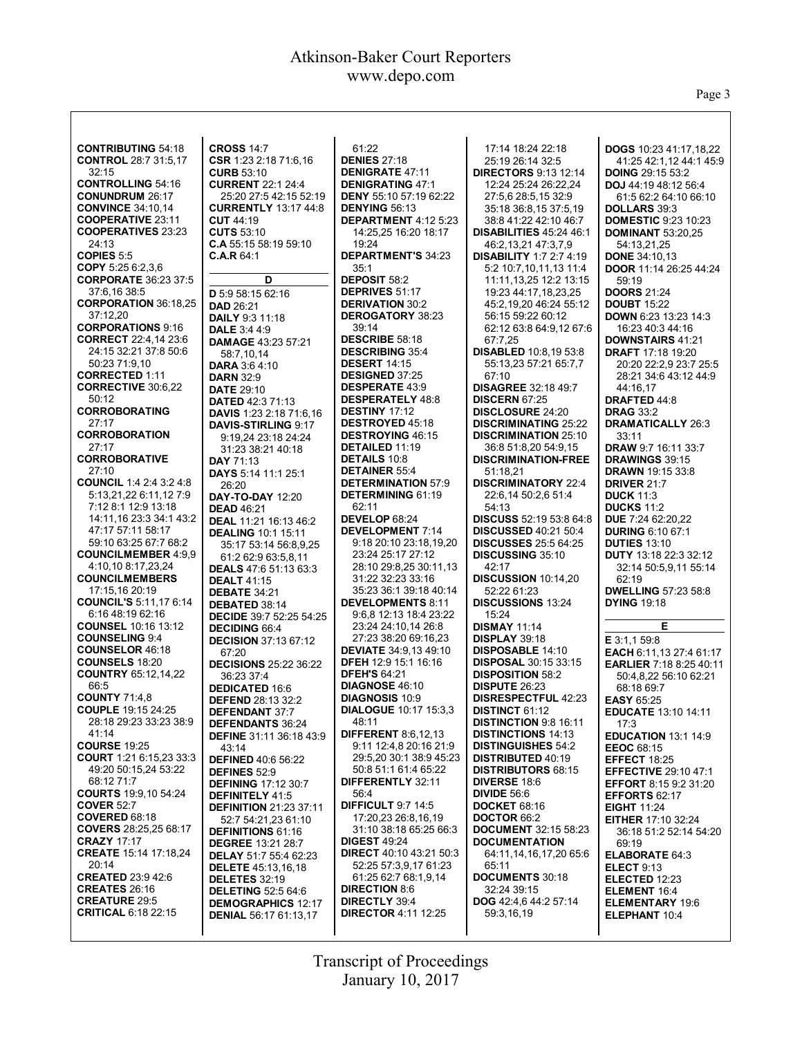**CONTRIBUTING** 54:18
**CONTROL** 28:7 31:5,17 32:15
**CONTROLLING** 54:16
**CONUNDRUM** 26:17
**CONVINCE** 34:10,14
**COOPERATIVE** 23:11
**COOPERATIVES** 23:23 24:13
**COPIES** 5:5
**COPY** 5:25 6:2,3,6
**CORPORATE** 36:23 37:5 37:6,16 38:5
**CORPORATION** 36:18,25 37:12,20
**CORPORATIONS** 9:16
**CORRECT** 22:4,14 23:6 24:15 32:21 37:8 50:6 50:23 71:9,10
**CORRECTED** 1:11
**CORRECTIVE** 30:6,22 50:12
**CORROBORATING** 27:17
**CORROBORATION** 27:17
**CORROBORATIVE** 27:10
**COUNCIL** 1:4 2:4 3:2 4:8 5:13,21,22 6:11,12 7:9 7:12 8:1 12:9 13:18 14:11,16 23:3 34:1 43:2 47:17 57:11 58:17 59:10 63:25 67:7 68:2
**COUNCILMEMBER** 4:9,9 4:10,10 8:17,23,24
**COUNCILMEMBERS** 17:15,16 20:19
**COUNCIL'S** 5:11,17 6:14 6:16 48:19 62:16
**COUNSEL** 10:16 13:12
**COUNSELING** 9:4
**COUNSELOR** 46:18
**COUNSELS** 18:20
**COUNTRY** 65:12,14,22 66:5
**COUNTY** 71:4,8
**COUPLE** 19:15 24:25 28:18 29:23 33:23 38:9 41:14
**COURSE** 19:25
**COURT** 1:21 6:15,23 33:3 49:20 50:15,24 53:22 68:12 71:7
**COURTS** 19:9,10 54:24
**COVER** 52:7
**COVERED** 68:18
**COVERS** 28:25,25 68:17
**CRAZY** 17:17
**CREATE** 15:14 17:18,24 20:14
**CREATED** 23:9 42:6
**CREATES** 26:16
**CREATURE** 29:5
**CRITICAL** 6:18 22:15
**CROSS** 14:7
**CSR** 1:23 2:18 71:6,16
**CURB** 53:10
**CURRENT** 22:1 24:4 25:20 27:5 42:15 52:19
**CURRENTLY** 13:17 44:8
**CUT** 44:19
**CUTS** 53:10
**C.A** 55:15 58:19 59:10
**C.A.R** 64:1

**D**

**D** 5:9 58:15 62:16
**DAD** 26:21
**DAILY** 9:3 11:18
**DALE** 3:4 4:9
**DAMAGE** 43:23 57:21 58:7,10,14
**DARA** 3:6 4:10
**DARN** 32:9
**DATE** 29:10
**DATED** 42:3 71:13
**DAVIS** 1:23 2:18 71:6,16
**DAVIS-STIRLING** 9:17 9:19,24 23:18 24:24 31:23 38:21 40:18
**DAY** 71:13
**DAYS** 5:14 11:1 25:1 26:20
**DAY-TO-DAY** 12:20
**DEAD** 46:21
**DEAL** 11:21 16:13 46:2
**DEALING** 10:1 15:11 35:17 53:14 56:8,9,25 61:2 62:9 63:5,8,11
**DEALS** 47:6 51:13 63:3
**DEALT** 41:15
**DEBATE** 34:21
**DEBATED** 38:14
**DECIDE** 39:7 52:25 54:25
**DECIDING** 66:4
**DECISION** 37:13 67:12 67:20
**DECISIONS** 25:22 36:22 36:23 37:4
**DEDICATED** 16:6
**DEFEND** 28:13 32:2
**DEFENDANT** 37:7
**DEFENDANTS** 36:24
**DEFINE** 31:11 36:18 43:9 43:14
**DEFINED** 40:6 56:22
**DEFINES** 52:9
**DEFINING** 17:12 30:7
**DEFINITELY** 41:5
**DEFINITION** 21:23 37:11 52:7 54:21,23 61:10
**DEFINITIONS** 61:16
**DEGREE** 13:21 28:7
**DELAY** 51:7 55:4 62:23
**DELETE** 45:13,16,18
**DELETES** 32:19
**DELETING** 52:5 64:6
**DEMOGRAPHICS** 12:17
**DENIAL** 56:17 61:13,17 61:22
**DENIES** 27:18
**DENIGRATE** 47:11
**DENIGRATING** 47:1
**DENY** 55:10 57:19 62:22
**DENYING** 56:13
**DEPARTMENT** 4:12 5:23 14:25,25 16:20 18:17 19:24
**DEPARTMENT'S** 34:23 35:1
**DEPOSIT** 58:2
**DEPRIVES** 51:17
**DERIVATION** 30:2
**DEROGATORY** 38:23 39:14
**DESCRIBE** 58:18
**DESCRIBING** 35:4
**DESERT** 14:15
**DESIGNED** 37:25
**DESPERATE** 43:9
**DESPERATELY** 48:8
**DESTINY** 17:12
**DESTROYED** 45:18
**DESTROYING** 46:15
**DETAILED** 11:19
**DETAILS** 10:8
**DETAINER** 55:4
**DETERMINATION** 57:9
**DETERMINING** 61:19 62:11
**DEVELOP** 68:24
**DEVELOPMENT** 7:14 9:18 20:10 23:18,19,20 23:24 25:17 27:12 28:10 29:8,25 30:11,13 31:22 32:23 33:16 35:23 36:1 39:18 40:14
**DEVELOPMENTS** 8:11 9:6,8 12:13 18:4 23:22 23:24 24:10,14 26:8 27:23 38:20 69:16,23
**DEVIATE** 34:9,13 49:10
**DFEH** 12:9 15:1 16:16
**DFEH'S** 64:21
**DIAGNOSE** 46:10
**DIAGNOSIS** 10:9
**DIALOGUE** 10:17 15:3,3 48:11
**DIFFERENT** 8:6,12,13 9:11 12:4,8 20:16 21:9 29:5,20 30:1 38:9 45:23 50:8 51:1 61:4 65:22
**DIFFERENTLY** 32:11 56:4
**DIFFICULT** 9:7 14:5 17:20,23 26:8,16,19 31:10 38:18 65:25 66:3
**DIGEST** 49:24
**DIRECT** 40:10 43:21 50:3 52:25 57:3,9,17 61:23 61:25 62:7 68:1,9,14
**DIRECTION** 8:6
**DIRECTLY** 39:4
**DIRECTOR** 4:11 12:25 17:14 18:24 22:18 25:19 26:14 32:5
**DIRECTORS** 9:13 12:14 12:24 25:24 26:22,24 27:5,6 28:5,15 32:9 35:18 36:8,15 37:5,19 38:8 41:22 42:10 46:7
**DISABILITIES** 45:24 46:1 46:2,13,21 47:3,7,9
**DISABILITY** 1:7 2:7 4:19 5:2 10:7,10,11,13 11:4 11:11,13,25 12:2 13:15 19:23 44:17,18,23,25 45:2,19,20 46:24 55:12 56:15 59:22 60:12 62:12 63:8 64:9,12 67:6 67:7,25
**DISABLED** 10:8,19 53:8 55:13,23 57:21 65:7,7 67:10
**DISAGREE** 32:18 49:7
**DISCERN** 67:25
**DISCLOSURE** 24:20
**DISCRIMINATING** 25:22
**DISCRIMINATION** 25:10 36:8 51:8,20 54:9,15
**DISCRIMINATION-FREE** 51:18,21
**DISCRIMINATORY** 22:4 22:6,14 50:2,6 51:4 54:13
**DISCUSS** 52:19 53:8 64:8
**DISCUSSED** 40:21 50:4
**DISCUSSES** 25:5 64:25
**DISCUSSING** 35:10 42:17
**DISCUSSION** 10:14,20 52:22 61:23
**DISCUSSIONS** 13:24 15:24
**DISMAY** 11:14
**DISPLAY** 39:18
**DISPOSABLE** 14:10
**DISPOSAL** 30:15 33:15
**DISPOSITION** 58:2
**DISPUTE** 26:23
**DISRESPECTFUL** 42:23
**DISTINCT** 61:12
**DISTINCTION** 9:8 16:11
**DISTINCTIONS** 14:13
**DISTINGUISHES** 54:2
**DISTRIBUTED** 40:19
**DISTRIBUTORS** 68:15
**DIVERSE** 18:6
**DIVIDE** 56:6
**DOCKET** 68:16
**DOCTOR** 66:2
**DOCUMENT** 32:15 58:23
**DOCUMENTATION** 64:11,14,16,17,20 65:6 65:11
**DOCUMENTS** 30:18 32:24 39:15
**DOG** 42:4,6 44:2 57:14 59:3,16,19
**DOGS** 10:23 41:17,18,22 41:25 42:1,12 44:1 45:9
**DOING** 29:15 53:2
**DOJ** 44:19 48:12 56:4 61:5 62:2 64:10 66:10
**DOLLARS** 39:3
**DOMESTIC** 9:23 10:23
**DOMINANT** 53:20,25 54:13,21,25
**DONE** 34:10,13
**DOOR** 11:14 26:25 44:24 59:19
**DOORS** 21:24
**DOUBT** 15:22
**DOWN** 6:23 13:23 14:3 16:23 40:3 44:16
**DOWNSTAIRS** 41:21
**DRAFT** 17:18 19:20 20:20 22:2,9 23:7 25:5 28:21 34:6 43:12 44:9 44:16,17
**DRAFTED** 44:8
**DRAG** 33:2
**DRAMATICALLY** 26:3 33:11
**DRAW** 9:7 16:11 33:7
**DRAWINGS** 39:15
**DRAWN** 19:15 33:8
**DRIVER** 21:7
**DUCK** 11:3
**DUCKS** 11:2
**DUE** 7:24 62:20,22
**DURING** 6:10 67:1
**DUTIES** 13:10
**DUTY** 13:18 22:3 32:12 32:14 50:5,9,11 55:14 62:19
**DWELLING** 57:23 58:8
**DYING** 19:18

**E**

**E** 3:1,1 59:8
**EACH** 6:11,13 27:4 61:17
**EARLIER** 7:18 8:25 40:11 50:4,8,22 56:10 62:21 68:18 69:7
**EASY** 65:25
**EDUCATE** 13:10 14:11 17:3
**EDUCATION** 13:1 14:9
**EEOC** 68:15
**EFFECT** 18:25
**EFFECTIVE** 29:10 47:1
**EFFORT** 8:15 9:2 31:20
**EFFORTS** 62:17
**EIGHT** 11:24
**EITHER** 17:10 32:24 36:18 51:2 52:14 54:20 69:19
**ELABORATE** 64:3
**ELECT** 9:13
**ELECTED** 12:23
**ELEMENT** 16:4
**ELEMENTARY** 19:6
**ELEPHANT** 10:4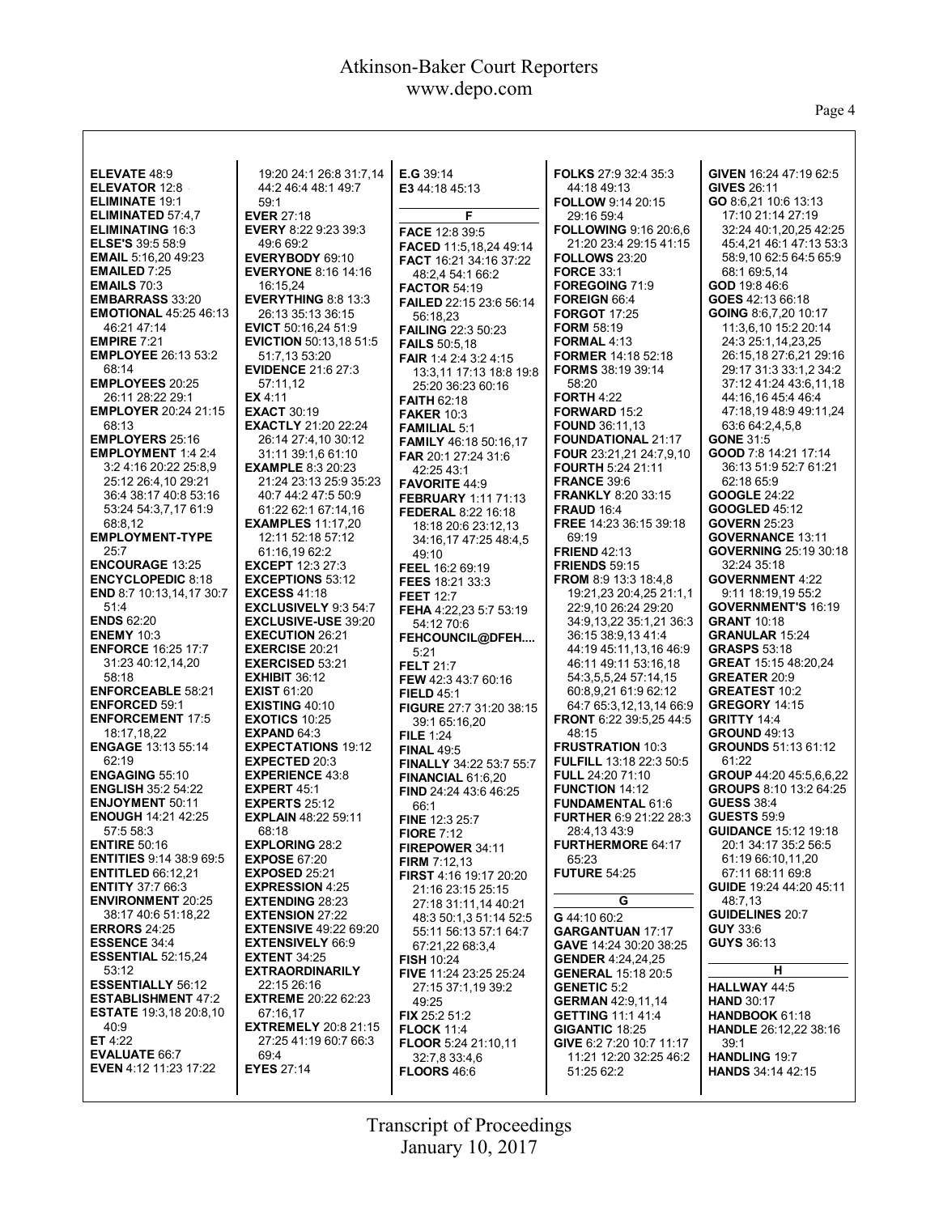**ELEVATE** 48:9
**ELEVATOR** 12:8
**ELIMINATE** 19:1
**ELIMINATED** 57:4,7
**ELIMINATING** 16:3
**ELSE'S** 39:5 58:9
**EMAIL** 5:16,20 49:23
**EMAILED** 7:25
**EMAILS** 70:3
**EMBARRASS** 33:20
**EMOTIONAL** 45:25 46:13 46:21 47:14
**EMPIRE** 7:21
**EMPLOYEE** 26:13 53:2 68:14
**EMPLOYEES** 20:25 26:11 28:22 29:1
**EMPLOYER** 20:24 21:15 68:13
**EMPLOYERS** 25:16
**EMPLOYMENT** 1:4 2:4 3:2 4:16 20:22 25:8,9 25:12 26:4,10 29:21 36:4 38:17 40:8 53:16 53:24 54:3,7,17 61:9 68:8,12
**EMPLOYMENT-TYPE** 25:7
**ENCOURAGE** 13:25
**ENCYCLOPEDIC** 8:18
**END** 8:7 10:13,14,17 30:7 51:4
**ENDS** 62:20
**ENEMY** 10:3
**ENFORCE** 16:25 17:7 31:23 40:12,14,20 58:18
**ENFORCEABLE** 58:21
**ENFORCED** 59:1
**ENFORCEMENT** 17:5 18:17,18,22
**ENGAGE** 13:13 55:14 62:19
**ENGAGING** 55:10
**ENGLISH** 35:2 54:22
**ENJOYMENT** 50:11
**ENOUGH** 14:21 42:25 57:5 58:3
**ENTIRE** 50:16
**ENTITIES** 9:14 38:9 69:5
**ENTITLED** 66:12,21
**ENTITY** 37:7 66:3
**ENVIRONMENT** 20:25 38:17 40:6 51:18,22
**ERRORS** 24:25
**ESSENCE** 34:4
**ESSENTIAL** 52:15,24 53:12
**ESSENTIALLY** 56:12
**ESTABLISHMENT** 47:2
**ESTATE** 19:3,18 20:8,10 40:9
**ET** 4:22
**EVALUATE** 66:7
**EVEN** 4:12 11:23 17:22 19:20 24:1 26:8 31:7,14 44:2 46:4 48:1 49:7 59:1
**EVER** 27:18
**EVERY** 8:22 9:23 39:3 49:6 69:2
**EVERYBODY** 69:10
**EVERYONE** 8:16 14:16 16:15,24
**EVERYTHING** 8:8 13:3 26:13 35:13 36:15
**EVICT** 50:16,24 51:9
**EVICTION** 50:13,18 51:5 51:7,13 53:20
**EVIDENCE** 21:6 27:3 57:11,12
**EX** 4:11
**EXACT** 30:19
**EXACTLY** 21:20 22:24 26:14 27:4,10 30:12 31:11 39:1,6 61:10
**EXAMPLE** 8:3 20:23 21:24 23:13 25:9 35:23 40:7 44:2 47:5 50:9 61:22 62:1 67:14,16
**EXAMPLES** 11:17,20 12:11 52:18 57:12 61:16,19 62:2
**EXCEPT** 12:3 27:3
**EXCEPTIONS** 53:12
**EXCESS** 41:18
**EXCLUSIVELY** 9:3 54:7
**EXCLUSIVE-USE** 39:20
**EXECUTION** 26:21
**EXERCISE** 20:21
**EXERCISED** 53:21
**EXHIBIT** 36:12
**EXIST** 61:20
**EXISTING** 40:10
**EXOTICS** 10:25
**EXPAND** 64:3
**EXPECTATIONS** 19:12
**EXPECTED** 20:3
**EXPERIENCE** 43:8
**EXPERT** 45:1
**EXPERTS** 25:12
**EXPLAIN** 48:22 59:11 68:18
**EXPLORING** 28:2
**EXPOSE** 67:20
**EXPOSED** 25:21
**EXPRESSION** 4:25
**EXTENDING** 28:23
**EXTENSION** 27:22
**EXTENSIVE** 49:22 69:20
**EXTENSIVELY** 66:9
**EXTENT** 34:25
**EXTRAORDINARILY** 22:15 26:16
**EXTREME** 20:22 62:23 67:16,17
**EXTREMELY** 20:8 21:15 27:25 41:19 60:7 66:3 69:4
**EYES** 27:14
**E.G** 39:14
**E3** 44:18 45:13

**F**

**FACE** 12:8 39:5
**FACED** 11:5,18,24 49:14
**FACT** 16:21 34:16 37:22 48:2,4 54:1 66:2
**FACTOR** 54:19
**FAILED** 22:15 23:6 56:14 56:18,23
**FAILING** 22:3 50:23
**FAILS** 50:5,18
**FAIR** 1:4 2:4 3:2 4:15 13:3,11 17:13 18:8 19:8 25:20 36:23 60:16
**FAITH** 62:18
**FAKER** 10:3
**FAMILIAL** 5:1
**FAMILY** 46:18 50:16,17
**FAR** 20:1 27:24 31:6 42:25 43:1
**FAVORITE** 44:9
**FEBRUARY** 1:11 71:13
**FEDERAL** 8:22 16:18 18:18 20:6 23:12,13 34:16,17 47:25 48:4,5 49:10
**FEEL** 16:2 69:19
**FEES** 18:21 33:3
**FEET** 12:7
**FEHA** 4:22,23 5:7 53:19 54:12 70:6
**FEHCOUNCIL@DFEH....** 5:21
**FELT** 21:7
**FEW** 42:3 43:7 60:16
**FIELD** 45:1
**FIGURE** 27:7 31:20 38:15 39:1 65:16,20
**FILE** 1:24
**FINAL** 49:5
**FINALLY** 34:22 53:7 55:7
**FINANCIAL** 61:6,20
**FIND** 24:24 43:6 46:25 66:1
**FINE** 12:3 25:7
**FIORE** 7:12
**FIREPOWER** 34:11
**FIRM** 7:12,13
**FIRST** 4:16 19:17 20:20 21:16 23:15 25:15 27:18 31:11,14 40:21 48:3 50:1,3 51:14 52:5 55:11 56:13 57:1 64:7 67:21,22 68:3,4
**FISH** 10:24
**FIVE** 11:24 23:25 25:24 27:15 37:1,19 39:2 49:25
**FIX** 25:2 51:2
**FLOCK** 11:4
**FLOOR** 5:24 21:10,11 32:7,8 33:4,6
**FLOORS** 46:6
**FOLKS** 27:9 32:4 35:3 44:18 49:13
**FOLLOW** 9:14 20:15 29:16 59:4
**FOLLOWING** 9:16 20:6,6 21:20 23:4 29:15 41:15
**FOLLOWS** 23:20
**FORCE** 33:1
**FOREGOING** 71:9
**FOREIGN** 66:4
**FORGOT** 17:25
**FORM** 58:19
**FORMAL** 4:13
**FORMER** 14:18 52:18
**FORMS** 38:19 39:14 58:20
**FORTH** 4:22
**FORWARD** 15:2
**FOUND** 36:11,13
**FOUNDATIONAL** 21:17
**FOUR** 23:21,21 24:7,9,10
**FOURTH** 5:24 21:11
**FRANCE** 39:6
**FRANKLY** 8:20 33:15
**FRAUD** 16:4
**FREE** 14:23 36:15 39:18 69:19
**FRIEND** 42:13
**FRIENDS** 59:15
**FROM** 8:9 13:3 18:4,8 19:21,23 20:4,25 21:1,1 22:9,10 26:24 29:20 34:9,13,22 35:1,21 36:3 36:15 38:9,13 41:4 44:19 45:11,13,16 46:9 46:11 49:11 53:16,18 54:3,5,5,24 57:14,15 60:8,9,21 61:9 62:12 64:7 65:3,12,13,14 66:9
**FRONT** 6:22 39:5,25 44:5 48:15
**FRUSTRATION** 10:3
**FULFILL** 13:18 22:3 50:5
**FULL** 24:20 71:10
**FUNCTION** 14:12
**FUNDAMENTAL** 61:6
**FURTHER** 6:9 21:22 28:3 28:4,13 43:9
**FURTHERMORE** 64:17 65:23
**FUTURE** 54:25

**G**

**G** 44:10 60:2
**GARGANTUAN** 17:17
**GAVE** 14:24 30:20 38:25
**GENDER** 4:24,24,25
**GENERAL** 15:18 20:5
**GENETIC** 5:2
**GERMAN** 42:9,11,14
**GETTING** 11:1 41:4
**GIGANTIC** 18:25
**GIVE** 6:2 7:20 10:7 11:17 11:21 12:20 32:25 46:2 51:25 62:2
**GIVEN** 16:24 47:19 62:5
**GIVES** 26:11
**GO** 8:6,21 10:6 13:13 17:10 21:14 27:19 32:24 40:1,20,25 42:25 45:4,21 46:1 47:13 53:3 58:9,10 62:5 64:5 65:9 68:1 69:5,14
**GOD** 19:8 46:6
**GOES** 42:13 66:18
**GOING** 8:6,7,20 10:17 11:3,6,10 15:2 20:14 24:3 25:1,14,23,25 26:15,18 27:6,21 29:16 29:17 31:3 33:1,2 34:2 37:12 41:24 43:6,11,18 44:16,16 45:4 46:4 47:18,19 48:9 49:11,24 63:6 64:2,4,5,8
**GONE** 31:5
**GOOD** 7:8 14:21 17:14 36:13 51:9 52:7 61:21 62:18 65:9
**GOOGLE** 24:22
**GOOGLED** 45:12
**GOVERN** 25:23
**GOVERNANCE** 13:11
**GOVERNING** 25:19 30:18 32:24 35:18
**GOVERNMENT** 4:22 9:11 18:19,19 55:2
**GOVERNMENT'S** 16:19
**GRANT** 10:18
**GRANULAR** 15:24
**GRASPS** 53:18
**GREAT** 15:15 48:20,24
**GREATER** 20:9
**GREATEST** 10:2
**GREGORY** 14:15
**GRITTY** 14:4
**GROUND** 49:13
**GROUNDS** 51:13 61:12 61:22
**GROUP** 44:20 45:5,6,6,22
**GROUPS** 8:10 13:2 64:25
**GUESS** 38:4
**GUESTS** 59:9
**GUIDANCE** 15:12 19:18 20:1 34:17 35:2 56:5 61:19 66:10,11,20 67:11 68:11 69:8
**GUIDE** 19:24 44:20 45:11 48:7,13
**GUIDELINES** 20:7
**GUY** 33:6
**GUYS** 36:13

**H**

**HALLWAY** 44:5
**HAND** 30:17
**HANDBOOK** 61:18
**HANDLE** 26:12,22 38:16 39:1
**HANDLING** 19:7
**HANDS** 34:14 42:15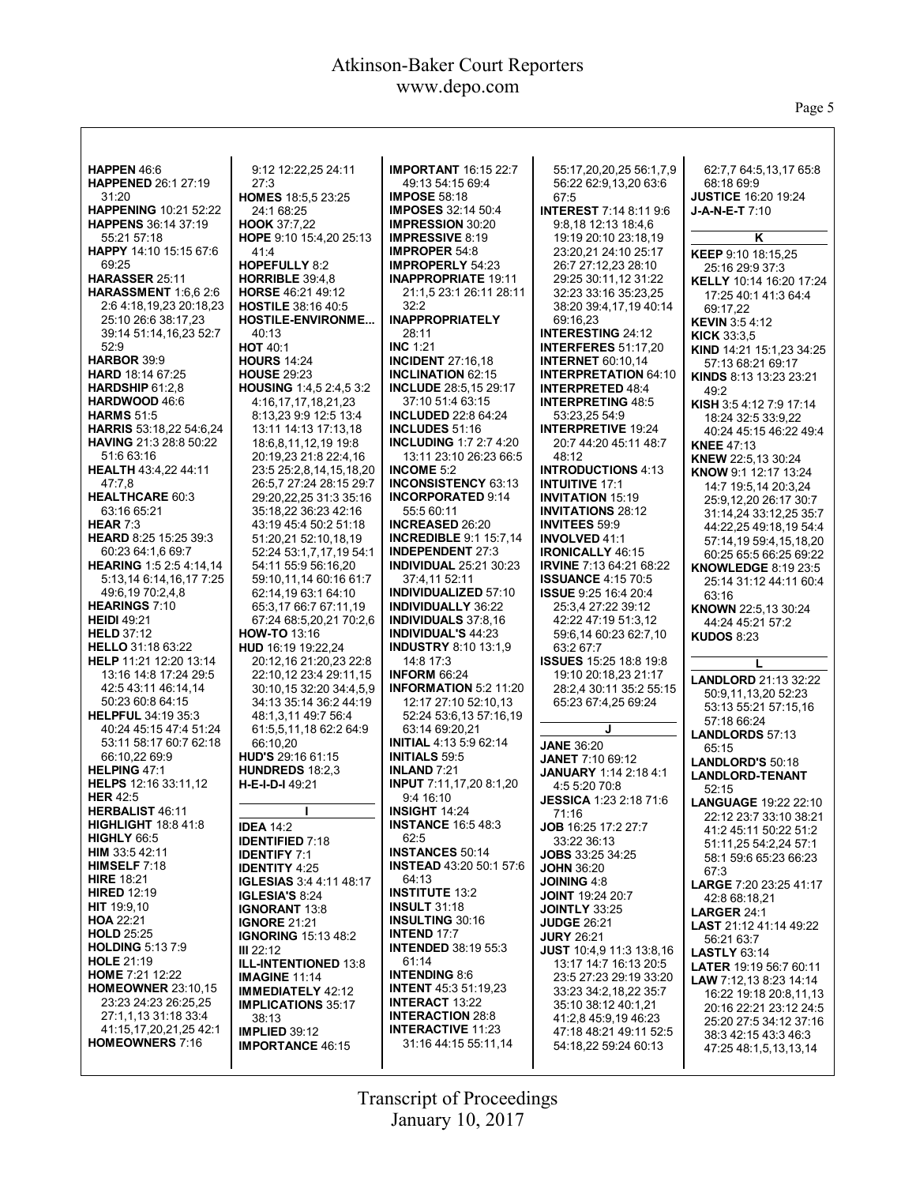**HAPPEN** 46:6
**HAPPENED** 26:1 27:19 31:20
**HAPPENING** 10:21 52:22
**HAPPENS** 36:14 37:19 55:21 57:18
**HAPPY** 14:10 15:15 67:6 69:25
**HARASSER** 25:11
**HARASSMENT** 1:6,6 2:6 2:6 4:18,19,23 20:18,23 25:10 26:6 38:17,23 39:14 51:14,16,23 52:7 52:9
**HARBOR** 39:9
**HARD** 18:14 67:25
**HARDSHIP** 61:2,8
**HARDWOOD** 46:6
**HARMS** 51:5
**HARRIS** 53:18,22 54:6,24
**HAVING** 21:3 28:8 50:22 51:6 63:16
**HEALTH** 43:4,22 44:11 47:7,8
**HEALTHCARE** 60:3 63:16 65:21
**HEAR** 7:3
**HEARD** 8:25 15:25 39:3 60:23 64:1,6 69:7
**HEARING** 1:5 2:5 4:14,14 5:13,14 6:14,16,17 7:25 49:6,19 70:2,4,8
**HEARINGS** 7:10
**HEIDI** 49:21
**HELD** 37:12
**HELLO** 31:18 63:22
**HELP** 11:21 12:20 13:14 13:16 14:8 17:24 29:5 42:5 43:11 46:14,14 50:23 60:8 64:15
**HELPFUL** 34:19 35:3 40:24 45:15 47:4 51:24 53:11 58:17 60:7 62:18 66:10,22 69:9
**HELPING** 47:1
**HELPS** 12:16 33:11,12
**HER** 42:5
**HERBALIST** 46:11
**HIGHLIGHT** 18:8 41:8
**HIGHLY** 66:5
**HIM** 33:5 42:11
**HIMSELF** 7:18
**HIRE** 18:21
**HIRED** 12:19
**HIT** 19:9,10
**HOA** 22:21
**HOLD** 25:25
**HOLDING** 5:13 7:9
**HOLE** 21:19
**HOME** 7:21 12:22
**HOMEOWNER** 23:10,15 23:23 24:23 26:25,25 27:1,1,13 31:18 33:4 41:15,17,20,21,25 42:1
**HOMEOWNERS** 7:16 9:12 12:22,25 24:11 27:3
**HOMES** 18:5,5 23:25 24:1 68:25
**HOOK** 37:7,22
**HOPE** 9:10 15:4,20 25:13 41:4
**HOPEFULLY** 8:2
**HORRIBLE** 39:4,8
**HORSE** 46:21 49:12
**HOSTILE** 38:16 40:5
**HOSTILE-ENVIRONME...** 40:13
**HOT** 40:1
**HOURS** 14:24
**HOUSE** 29:23
**HOUSING** 1:4,5 2:4,5 3:2 4:16,17,17,18,21,23 8:13,23 9:9 12:5 13:4 13:11 14:13 17:13,18 18:6,8,11,12,19 19:8 20:19,23 21:8 22:4,16 23:5 25:2,8,14,15,18,20 26:5,7 27:24 28:15 29:7 29:20,22,25 31:3 35:16 35:18,22 36:23 42:16 43:19 45:4 50:2 51:18 51:20,21 52:10,18,19 52:24 53:1,7,17,19 54:1 54:11 55:9 56:16,20 59:10,11,14 60:16 61:7 62:14,19 63:1 64:10 65:3,17 66:7 67:11,19 67:24 68:5,20,21 70:2,6
**HOW-TO** 13:16
**HUD** 16:19 19:22,24 20:12,16 21:20,23 22:8 22:10,12 23:4 29:11,15 30:10,15 32:20 34:4,5,9 34:13 35:14 36:2 44:19 48:1,3,11 49:7 56:4 61:5,5,11,18 62:2 64:9 66:10,20
**HUD'S** 29:16 61:15
**HUNDREDS** 18:2,3
**H-E-I-D-I** 49:21

**I**

**IDEA** 14:2
**IDENTIFIED** 7:18
**IDENTIFY** 7:1
**IDENTITY** 4:25
**IGLESIAS** 3:4 4:11 48:17
**IGLESIA'S** 8:24
**IGNORANT** 13:8
**IGNORE** 21:21
**IGNORING** 15:13 48:2
**III** 22:12
**ILL-INTENTIONED** 13:8
**IMAGINE** 11:14
**IMMEDIATELY** 42:12
**IMPLICATIONS** 35:17 38:13
**IMPLIED** 39:12
**IMPORTANCE** 46:15
**IMPORTANT** 16:15 22:7 49:13 54:15 69:4
**IMPOSE** 58:18
**IMPOSES** 32:14 50:4
**IMPRESSION** 30:20
**IMPRESSIVE** 8:19
**IMPROPER** 54:8
**IMPROPERLY** 54:23
**INAPPROPRIATE** 19:11 21:1,5 23:1 26:11 28:11 32:2
**INAPPROPRIATELY** 28:11
**INC** 1:21
**INCIDENT** 27:16,18
**INCLINATION** 62:15
**INCLUDE** 28:5,15 29:17 37:10 51:4 63:15
**INCLUDED** 22:8 64:24
**INCLUDES** 51:16
**INCLUDING** 1:7 2:7 4:20 13:11 23:10 26:23 66:5
**INCOME** 5:2
**INCONSISTENCY** 63:13
**INCORPORATED** 9:14 55:5 60:11
**INCREASED** 26:20
**INCREDIBLE** 9:1 15:7,14
**INDEPENDENT** 27:3
**INDIVIDUAL** 25:21 30:23 37:4,11 52:11
**INDIVIDUALIZED** 57:10
**INDIVIDUALLY** 36:22
**INDIVIDUALS** 37:8,16
**INDIVIDUAL'S** 44:23
**INDUSTRY** 8:10 13:1,9 14:8 17:3
**INFORM** 66:24
**INFORMATION** 5:2 11:20 12:17 27:10 52:10,13 52:24 53:6,13 57:16,19 63:14 69:20,21
**INITIAL** 4:13 5:9 62:14
**INITIALS** 59:5
**INLAND** 7:21
**INPUT** 7:11,17,20 8:1,20 9:4 16:10
**INSIGHT** 14:24
**INSTANCE** 16:5 48:3 62:5
**INSTANCES** 50:14
**INSTEAD** 43:20 50:1 57:6 64:13
**INSTITUTE** 13:2
**INSULT** 31:18
**INSULTING** 30:16
**INTEND** 17:7
**INTENDED** 38:19 55:3 61:14
**INTENDING** 8:6
**INTENT** 45:3 51:19,23
**INTERACT** 13:22
**INTERACTION** 28:8
**INTERACTIVE** 11:23 31:16 44:15 55:11,14 55:17,20,20,25 56:1,7,9 56:22 62:9,13,20 63:6 67:5
**INTEREST** 7:14 8:11 9:6 9:8,18 12:13 18:4,6 19:19 20:10 23:18,19 23:20,21 24:10 25:17 26:7 27:12,23 28:10 29:25 30:11,12 31:22 32:23 33:16 35:23,25 38:20 39:4,17,19 40:14 69:16,23
**INTERESTING** 24:12
**INTERFERES** 51:17,20
**INTERNET** 60:10,14
**INTERPRETATION** 64:10
**INTERPRETED** 48:4
**INTERPRETING** 48:5 53:23,25 54:9
**INTERPRETIVE** 19:24 20:7 44:20 45:11 48:7 48:12
**INTRODUCTIONS** 4:13
**INTUITIVE** 17:1
**INVITATION** 15:19
**INVITATIONS** 28:12
**INVITEES** 59:9
**INVOLVED** 41:1
**IRONICALLY** 46:15
**IRVINE** 7:13 64:21 68:22
**ISSUANCE** 4:15 70:5
**ISSUE** 9:25 16:4 20:4 25:3,4 27:22 39:12 42:22 47:19 51:3,12 59:6,14 60:23 62:7,10 63:2 67:7
**ISSUES** 15:25 18:8 19:8 19:10 20:18,23 21:17 28:2,4 30:11 35:2 55:15 65:23 67:4,25 69:24

**J**

**JANE** 36:20
**JANET** 7:10 69:12
**JANUARY** 1:14 2:18 4:1 4:5 5:20 70:8
**JESSICA** 1:23 2:18 71:6 71:16
**JOB** 16:25 17:2 27:7 33:22 36:13
**JOBS** 33:25 34:25
**JOHN** 36:20
**JOINING** 4:8
**JOINT** 19:24 20:7
**JOINTLY** 33:25
**JUDGE** 26:21
**JURY** 26:21
**JUST** 10:4,9 11:3 13:8,16 13:17 14:7 16:13 20:5 23:5 27:23 29:19 33:20 33:23 34:2,18,22 35:7 35:10 38:12 40:1,21 41:2,8 45:9,19 46:23 47:18 48:21 49:11 52:5 54:18,22 59:24 60:13 62:7,7 64:5,13,17 65:8 68:18 69:9
**JUSTICE** 16:20 19:24
**J-A-N-E-T** 7:10

**K**

**KEEP** 9:10 18:15,25 25:16 29:9 37:3
**KELLY** 10:14 16:20 17:24 17:25 40:1 41:3 64:4 69:17,22
**KEVIN** 3:5 4:12
**KICK** 33:3,5
**KIND** 14:21 15:1,23 34:25 57:13 68:21 69:17
**KINDS** 8:13 13:23 23:21 49:2
**KISH** 3:5 4:12 7:9 17:14 18:24 32:5 33:9,22 40:24 45:15 46:22 49:4
**KNEE** 47:13
**KNEW** 22:5,13 30:24
**KNOW** 9:1 12:17 13:24 14:7 19:5,14 20:3,24 25:9,12,20 26:17 30:7 31:14,24 33:12,25 35:7 44:22,25 49:18,19 54:4 57:14,19 59:4,15,18,20 60:25 65:5 66:25 69:22
**KNOWLEDGE** 8:19 23:5 25:14 31:12 44:11 60:4 63:16
**KNOWN** 22:5,13 30:24 44:24 45:21 57:2
**KUDOS** 8:23

**L**

**LANDLORD** 21:13 32:22 50:9,11,13,20 52:23 53:13 55:21 57:15,16 57:18 66:24
**LANDLORDS** 57:13 65:15
**LANDLORD'S** 50:18
**LANDLORD-TENANT** 52:15
**LANGUAGE** 19:22 22:10 22:12 23:7 33:10 38:21 41:2 45:11 50:22 51:2 51:11,25 54:2,24 57:1 58:1 59:6 65:23 66:23 67:3
**LARGE** 7:20 23:25 41:17 42:8 68:18,21
**LARGER** 24:1
**LAST** 21:12 41:14 49:22 56:21 63:7
**LASTLY** 63:14
**LATER** 19:19 56:7 60:11
**LAW** 7:12,13 8:23 14:14 16:22 19:18 20:8,11,13 20:16 22:21 23:12 24:5 25:20 27:5 34:12 37:16 38:3 42:15 43:3 46:3 47:25 48:1,5,13,13,14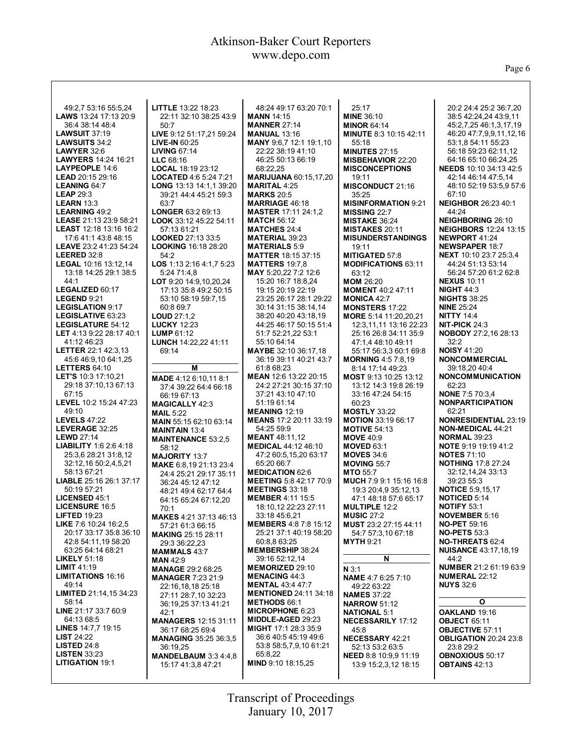49:2,7 53:16 55:5,24
**LAWS** 13:24 17:13 20:9 36:4 38:14 48:4
**LAWSUIT** 37:19
**LAWSUITS** 34:2
**LAWYER** 32:6
**LAWYERS** 14:24 16:21
**LAYPEOPLE** 14:6
**LEAD** 20:15 29:16
**LEANING** 64:7
**LEAP** 29:3
**LEARN** 13:3
**LEARNING** 49:2
**LEASE** 21:13 23:9 58:21
**LEAST** 12:18 13:16 16:2 17:6 41:1 43:8 48:15
**LEAVE** 23:2 41:23 54:24
**LEERED** 32:8
**LEGAL** 10:16 13:12,14 13:18 14:25 29:1 38:5 44:1
**LEGALIZED** 60:17
**LEGEND** 9:21
**LEGISLATION** 9:17
**LEGISLATIVE** 63:23
**LEGISLATURE** 54:12
**LET** 4:13 9:22 28:17 40:1 41:12 46:23
**LETTER** 22:1 42:3,13 45:6 46:9,10 64:1,25
**LETTERS** 64:10
**LET'S** 10:3 17:10,21 29:18 37:10,13 67:13 67:15
**LEVEL** 10:2 15:24 47:23 49:10
**LEVELS** 47:22
**LEVERAGE** 32:25
**LEWD** 27:14
**LIABILITY** 1:6 2:6 4:18 25:3,6 28:21 31:8,12 32:12,16 50:2,4,5,21 58:13 67:21
**LIABLE** 25:16 26:1 37:17 50:19 57:21
**LICENSED** 45:1
**LICENSURE** 16:5
**LIFTED** 19:23
**LIKE** 7:6 10:24 16:2,5 20:17 33:17 35:8 36:10 42:8 54:11,19 58:20 63:25 64:14 68:21
**LIKELY** 51:18
**LIMIT** 41:19
**LIMITATIONS** 16:16 49:14
**LIMITED** 21:14,15 34:23 58:14
**LINE** 21:17 33:7 60:9 64:13 68:5
**LINES** 14:7,7 19:15
**LIST** 24:22
**LISTED** 24:8
**LISTEN** 33:23
**LITIGATION** 19:1
**LITTLE** 13:22 18:23 22:11 32:10 38:25 43:9 50:7
**LIVE** 9:12 51:17,21 59:24
**LIVE-IN** 60:25
**LIVING** 67:14
**LLC** 68:16
**LOCAL** 18:19 23:12
**LOCATED** 4:6 5:24 7:21
**LONG** 13:13 14:1,1 39:20 39:21 44:4 45:21 59:3 63:7
**LONGER** 63:2 69:13
**LOOK** 33:12 45:22 54:11 57:13 61:21
**LOOKED** 27:13 33:5
**LOOKING** 16:18 28:20 54:2
**LOS** 1:13 2:16 4:1,7 5:23 5:24 71:4,8
**LOT** 9:20 14:9,10,20,24 17:13 35:8 49:2 50:15 53:10 58:19 59:7,15 60:8 69:7
**LOUD** 27:1,2
**LUCKY** 12:23
**LUMP** 61:12
**LUNCH** 14:22,22 41:11 69:14

**M**

**MADE** 4:12 6:10,11 8:1 37:4 39:22 64:4 66:18 66:19 67:13
**MAGICALLY** 42:3
**MAIL** 5:22
**MAIN** 55:15 62:10 63:14
**MAINTAIN** 13:4
**MAINTENANCE** 53:2,5 58:12
**MAJORITY** 13:7
**MAKE** 6:8,19 21:13 23:4 24:4 25:21 29:17 35:11 36:24 45:12 47:12 48:21 49:4 62:17 64:4 64:15 65:24 67:12,20 70:1
**MAKES** 4:21 37:13 46:13 57:21 61:3 66:15
**MAKING** 25:15 28:11 29:3 36:22,23
**MAMMALS** 43:7
**MAN** 42:9
**MANAGE** 29:2 68:25
**MANAGER** 7:23 21:9 22:16,18,18 25:18 27:11 28:7,10 32:23 36:19,25 37:13 41:21 42:1
**MANAGERS** 12:15 31:11 36:17 68:25 69:4
**MANAGING** 35:25 36:3,5 36:19,25
**MANDELBAUM** 3:3 4:4,8 15:17 41:3,8 47:21
48:24 49:17 63:20 70:1
**MANN** 14:15
**MANNER** 27:14
**MANUAL** 13:16
**MANY** 9:6,7 12:1 19:1,10 22:22 38:19 41:10 46:25 50:13 66:19 68:22,25
**MARIJUANA** 60:15,17,20
**MARITAL** 4:25
**MARKS** 20:5
**MARRIAGE** 46:18
**MASTER** 17:11 24:1,2
**MATCH** 56:12
**MATCHES** 24:4
**MATERIAL** 39:23
**MATERIALS** 5:9
**MATTER** 18:15 37:15
**MATTERS** 19:7,8
**MAY** 5:20,22 7:2 12:6 15:20 16:7 18:8,24 19:15 20:19 22:19 23:25 26:17 28:1 29:22 30:14 31:15 38:14,14 38:20 40:20 43:18,19 44:25 46:17 50:15 51:4 51:7 52:21,22 53:1 55:10 64:14
**MAYBE** 32:10 36:17,18 36:19 39:11 40:21 43:7 61:8 68:23
**MEAN** 12:6 13:22 20:15 24:2 27:21 30:15 37:10 37:21 43:10 47:10 51:19 61:14
**MEANING** 12:19
**MEANS** 17:2 20:11 33:19 54:25 59:9
**MEANT** 48:11,12
**MEDICAL** 44:12 46:10 47:2 60:5,15,20 63:17 65:20 66:7
**MEDICATION** 62:6
**MEETING** 5:8 42:17 70:9
**MEETINGS** 33:18
**MEMBER** 4:11 15:5 18:10,12 22:23 27:11 33:18 45:6,21
**MEMBERS** 4:8 7:8 15:12 25:21 37:1 40:19 58:20 60:8,8 63:25
**MEMBERSHIP** 38:24 39:16 52:12,14
**MEMORIZED** 29:10
**MENACING** 44:3
**MENTAL** 43:4 47:7
**MENTIONED** 24:11 34:18
**METHODS** 66:1
**MICROPHONE** 6:23
**MIDDLE-AGED** 29:23
**MIGHT** 17:1 28:3 35:9 36:6 40:5 45:19 49:6 53:8 58:5,7,9,10 61:21 65:8,22
**MIND** 9:10 18:15,25
25:17
**MINE** 36:10
**MINOR** 64:14
**MINUTE** 8:3 10:15 42:11 55:18
**MINUTES** 27:15
**MISBEHAVIOR** 22:20
**MISCONCEPTIONS** 19:11
**MISCONDUCT** 21:16 35:25
**MISINFORMATION** 9:21
**MISSING** 22:7
**MISTAKE** 36:24
**MISTAKES** 20:11
**MISUNDERSTANDINGS** 19:11
**MITIGATED** 57:8
**MODIFICATIONS** 63:11 63:12
**MOM** 26:20
**MOMENT** 40:2 47:11
**MONICA** 42:7
**MONSTERS** 17:22
**MORE** 5:14 11:20,20,21 12:3,11,11 13:16 22:23 25:16 26:8 34:11 35:9 47:1,4 48:10 49:11 55:17 56:3,3 60:1 69:8
**MORNING** 4:5 7:8,19 8:14 17:14 49:23
**MOST** 9:13 10:25 13:12 13:12 14:3 19:8 26:19 33:16 47:24 54:15 60:23
**MOSTLY** 33:22
**MOTION** 33:19 66:17
**MOTIVE** 54:13
**MOVE** 40:9
**MOVED** 63:1
**MOVES** 34:6
**MOVING** 55:7
**MTO** 55:7
**MUCH** 7:9 9:1 15:16 16:8 19:3 20:4,9 35:12,13 47:1 48:18 57:6 65:17
**MULTIPLE** 12:2
**MUSIC** 27:2
**MUST** 23:2 27:15 44:11 54:7 57:3,10 67:18
**MYTH** 9:21

**N**

**N** 3:1
**NAME** 4:7 6:25 7:10 49:22 63:22
**NAMES** 37:22
**NARROW** 51:12
**NATIONAL** 5:1
**NECESSARILY** 17:12 45:8
**NECESSARY** 42:21 52:13 53:2 63:5
**NEED** 8:8 10:9,9 11:19 13:9 15:2,3,12 18:15
20:2 24:4 25:2 36:7,20 38:5 42:24,24 43:9,11 45:2,7,25 46:1,3,17,19 46:20 47:7,9,9,11,12,16 53:1,8 54:11 55:23 56:18 59:23 62:11,12 64:16 65:10 66:24,25
**NEEDS** 10:10 34:13 42:5 42:14 46:14 47:5,14 48:10 52:19 53:5,9 57:6 67:10
**NEIGHBOR** 26:23 40:1 44:24
**NEIGHBORING** 26:10
**NEIGHBORS** 12:24 13:15
**NEWPORT** 41:24
**NEWSPAPER** 18:7
**NEXT** 10:10 23:7 25:3,4 44:24 51:13 53:14 56:24 57:20 61:2 62:8
**NEXUS** 10:11
**NIGHT** 44:3
**NIGHTS** 38:25
**NINE** 25:24
**NITTY** 14:4
**NIT-PICK** 24:3
**NOBODY** 27:2,16 28:13 32:2
**NOISY** 41:20
**NONCOMMERCIAL** 39:18,20 40:4
**NONCOMMUNICATION** 62:23
**NONE** 7:5 70:3,4
**NONPARTICIPATION** 62:21
**NONRESIDENTIAL** 23:19
**NON-MEDICAL** 44:21
**NORMAL** 39:23
**NOTE** 9:19 19:19 41:2
**NOTES** 71:10
**NOTHING** 17:8 27:24 32:12,14,24 33:13 39:23 55:3
**NOTICE** 5:9,15,17
**NOTICED** 5:14
**NOTIFY** 53:1
**NOVEMBER** 5:16
**NO-PET** 59:16
**NO-PETS** 53:3
**NO-THREATS** 62:4
**NUISANCE** 43:17,18,19 44:2
**NUMBER** 21:2 61:19 63:9
**NUMERAL** 22:12
**NUYS** 32:6

**O**

**OAKLAND** 19:16
**OBJECT** 65:11
**OBJECTIVE** 57:11
**OBLIGATION** 20:24 23:8 29:2
**OBNOXIOUS** 50:17
**OBTAINS** 42:13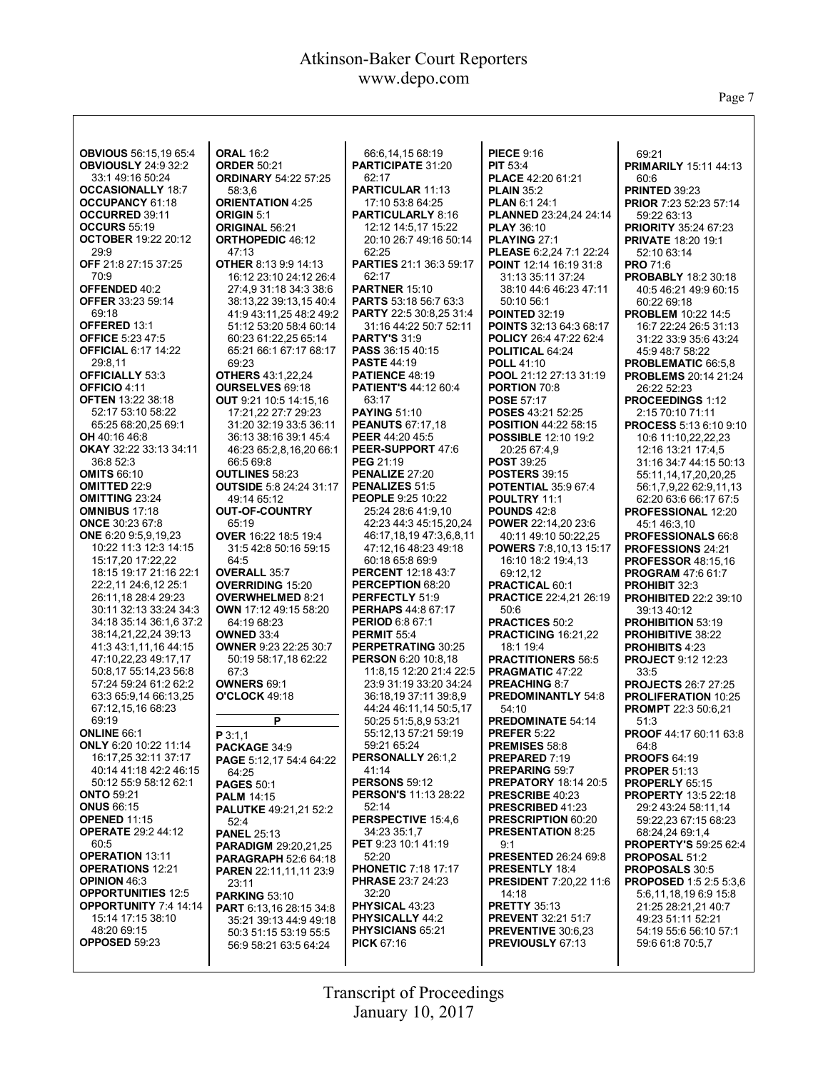**OBVIOUS** 56:15,19 65:4
**OBVIOUSLY** 24:9 32:2 33:1 49:16 50:24
**OCCASIONALLY** 18:7
**OCCUPANCY** 61:18
**OCCURRED** 39:11
**OCCURS** 55:19
**OCTOBER** 19:22 20:12 29:9
**OFF** 21:8 27:15 37:25 70:9
**OFFENDED** 40:2
**OFFER** 33:23 59:14 69:18
**OFFERED** 13:1
**OFFICE** 5:23 47:5
**OFFICIAL** 6:17 14:22 29:8,11
**OFFICIALLY** 53:3
**OFFICIO** 4:11
**OFTEN** 13:22 38:18 52:17 53:10 58:22 65:25 68:20,25 69:1
**OH** 40:16 46:8
**OKAY** 32:22 33:13 34:11 36:8 52:3
**OMITS** 66:10
**OMITTED** 22:9
**OMITTING** 23:24
**OMNIBUS** 17:18
**ONCE** 30:23 67:8
**ONE** 6:20 9:5,9,19,23 10:22 11:3 12:3 14:15 15:17,20 17:22,22 18:15 19:17 21:16 22:1 22:2,11 24:6,12 25:1 26:11,18 28:4 29:23 30:11 32:13 33:24 34:3 34:18 35:14 36:1,6 37:2 38:14,21,22,24 39:13 41:3 43:1,11,16 44:15 47:10,22,23 49:17,17 50:8,17 55:14,23 56:8 57:24 59:24 61:2 62:2 63:3 65:9,14 66:13,25 67:12,15,16 68:23 69:19
**ONLINE** 66:1
**ONLY** 6:20 10:22 11:14 16:17,25 32:11 37:17 40:14 41:18 42:2 46:15 50:12 55:9 58:12 62:1
**ONTO** 59:21
**ONUS** 66:15
**OPENED** 11:15
**OPERATE** 29:2 44:12 60:5
**OPERATION** 13:11
**OPERATIONS** 12:21
**OPINION** 46:3
**OPPORTUNITIES** 12:5
**OPPORTUNITY** 7:4 14:14 15:14 17:15 38:10 48:20 69:15
**OPPOSED** 59:23
**ORAL** 16:2
**ORDER** 50:21
**ORDINARY** 54:22 57:25 58:3,6
**ORIENTATION** 4:25
**ORIGIN** 5:1
**ORIGINAL** 56:21
**ORTHOPEDIC** 46:12 47:13
**OTHER** 8:13 9:9 14:13 16:12 23:10 24:12 26:4 27:4,9 31:18 34:3 38:6 38:13,22 39:13,15 40:4 41:9 43:11,25 48:2 49:2 51:12 53:20 58:4 60:14 60:23 61:22,25 65:14 65:21 66:1 67:17 68:17 69:23
**OTHERS** 43:1,22,24
**OURSELVES** 69:18
**OUT** 9:21 10:5 14:15,16 17:21,22 27:7 29:23 31:20 32:19 33:5 36:11 36:13 38:16 39:1 45:4 46:23 65:2,8,16,20 66:1 66:5 69:8
**OUTLINES** 58:23
**OUTSIDE** 5:8 24:24 31:17 49:14 65:12
**OUT-OF-COUNTRY** 65:19
**OVER** 16:22 18:5 19:4 31:5 42:8 50:16 59:15 64:5
**OVERALL** 35:7
**OVERRIDING** 15:20
**OVERWHELMED** 8:21
**OWN** 17:12 49:15 58:20 64:19 68:23
**OWNED** 33:4
**OWNER** 9:23 22:25 30:7 50:19 58:17,18 62:22 67:3
**OWNERS** 69:1
**O'CLOCK** 49:18

**P**

**P** 3:1,1
**PACKAGE** 34:9
**PAGE** 5:12,17 54:4 64:22 64:25
**PAGES** 50:1
**PALM** 14:15
**PALUTKE** 49:21,21 52:2 52:4
**PANEL** 25:13
**PARADIGM** 29:20,21,25
**PARAGRAPH** 52:6 64:18
**PAREN** 22:11,11,11 23:9 23:11
**PARKING** 53:10
**PART** 6:13,16 28:15 34:8 35:21 39:13 44:9 49:18 50:3 51:15 53:19 55:5 56:9 58:21 63:5 64:24 66:6,14,15 68:19
**PARTICIPATE** 31:20 62:17
**PARTICULAR** 11:13 17:10 53:8 64:25
**PARTICULARLY** 8:16 12:12 14:5,17 15:22 20:10 26:7 49:16 50:14 62:25
**PARTIES** 21:1 36:3 59:17 62:17
**PARTNER** 15:10
**PARTS** 53:18 56:7 63:3
**PARTY** 22:5 30:8,25 31:4 31:16 44:22 50:7 52:11
**PARTY'S** 31:9
**PASS** 36:15 40:15
**PASTE** 44:19
**PATIENCE** 48:19
**PATIENT'S** 44:12 60:4 63:17
**PAYING** 51:10
**PEANUTS** 67:17,18
**PEER** 44:20 45:5
**PEER-SUPPORT** 47:6
**PEG** 21:19
**PENALIZE** 27:20
**PENALIZES** 51:5
**PEOPLE** 9:25 10:22 25:24 28:6 41:9,10 42:23 44:3 45:15,20,24 46:17,18,19 47:3,6,8,11 47:12,16 48:23 49:18 60:18 65:8 69:9
**PERCENT** 12:18 43:7
**PERCEPTION** 68:20
**PERFECTLY** 51:9
**PERHAPS** 44:8 67:17
**PERIOD** 6:8 67:1
**PERMIT** 55:4
**PERPETRATING** 30:25
**PERSON** 6:20 10:8,18 11:8,15 12:20 21:4 22:5 23:9 31:19 33:20 34:24 36:18,19 37:11 39:8,9 44:24 46:11,14 50:5,17 50:25 51:5,8,9 53:21 55:12,13 57:21 59:19 59:21 65:24
**PERSONALLY** 26:1,2 41:14
**PERSONS** 59:12
**PERSON'S** 11:13 28:22 52:14
**PERSPECTIVE** 15:4,6 34:23 35:1,7
**PET** 9:23 10:1 41:19 52:20
**PHONETIC** 7:18 17:15
**PHRASE** 23:7 24:23 32:20
**PHYSICAL** 43:23
**PHYSICALLY** 44:2
**PHYSICIANS** 65:21
**PICK** 67:16
**PIECE** 9:16
**PIT** 53:4
**PLACE** 42:20 61:21
**PLAIN** 35:2
**PLAN** 6:1 24:1
**PLANNED** 23:24,24 24:14
**PLAY** 36:10
**PLAYING** 27:1
**PLEASE** 6:2,24 7:1 22:24
**POINT** 12:14 16:19 31:8 31:13 35:11 37:24 38:10 44:6 46:23 47:11 50:10 56:1
**POINTED** 32:19
**POINTS** 32:13 64:3 68:17
**POLICY** 26:4 47:22 62:4
**POLITICAL** 64:24
**POLL** 41:10
**POOL** 21:12 27:13 31:19
**PORTION** 70:8
**POSE** 57:17
**POSES** 43:21 52:25
**POSITION** 44:22 58:15
**POSSIBLE** 12:10 19:2 20:25 67:4,9
**POST** 39:25
**POSTERS** 39:15
**POTENTIAL** 35:9 67:4
**POULTRY** 11:1
**POUNDS** 42:8
**POWER** 22:14,20 23:6 40:11 49:10 50:22,25
**POWERS** 7:8,10,13 15:17 16:10 18:2 19:4,13 69:12,12
**PRACTICAL** 60:1
**PRACTICE** 22:4,21 26:19 50:6
**PRACTICES** 50:2
**PRACTICING** 16:21,22 18:1 19:4
**PRACTITIONERS** 56:5
**PRAGMATIC** 47:22
**PREACHING** 8:7
**PREDOMINANTLY** 54:8 54:10
**PREDOMINATE** 54:14
**PREFER** 5:22
**PREMISES** 58:8
**PREPARED** 7:19
**PREPARING** 59:7
**PREPATORY** 18:14 20:5
**PRESCRIBE** 40:23
**PRESCRIBED** 41:23
**PRESCRIPTION** 60:20
**PRESENTATION** 8:25 9:1
**PRESENTED** 26:24 69:8
**PRESENTLY** 18:4
**PRESIDENT** 7:20,22 11:6 14:18
**PRETTY** 35:13
**PREVENT** 32:21 51:7
**PREVENTIVE** 30:6,23
**PREVIOUSLY** 67:13
69:21
**PRIMARILY** 15:11 44:13 60:6
**PRINTED** 39:23
**PRIOR** 7:23 52:23 57:14 59:22 63:13
**PRIORITY** 35:24 67:23
**PRIVATE** 18:20 19:1 52:10 63:14
**PRO** 71:6
**PROBABLY** 18:2 30:18 40:5 46:21 49:9 60:15 60:22 69:18
**PROBLEM** 10:22 14:5 16:7 22:24 26:5 31:13 31:22 33:9 35:6 43:24 45:9 48:7 58:22
**PROBLEMATIC** 66:5,8
**PROBLEMS** 20:14 21:24 26:22 52:23
**PROCEEDINGS** 1:12 2:15 70:10 71:11
**PROCESS** 5:13 6:10 9:10 10:6 11:10,22,22,23 12:16 13:21 17:4,5 31:16 34:7 44:15 50:13 55:11,14,17,20,20,25 56:1,7,9,22 62:9,11,13 62:20 63:6 66:17 67:5
**PROFESSIONAL** 12:20 45:1 46:3,10
**PROFESSIONALS** 66:8
**PROFESSIONS** 24:21
**PROFESSOR** 48:15,16
**PROGRAM** 47:6 61:7
**PROHIBIT** 32:3
**PROHIBITED** 22:2 39:10 39:13 40:12
**PROHIBITION** 53:19
**PROHIBITIVE** 38:22
**PROHIBITS** 4:23
**PROJECT** 9:12 12:23 33:5
**PROJECTS** 26:7 27:25
**PROLIFERATION** 10:25
**PROMPT** 22:3 50:6,21 51:3
**PROOF** 44:17 60:11 63:8 64:8
**PROOFS** 64:19
**PROPER** 51:13
**PROPERLY** 65:15
**PROPERTY** 13:5 22:18 29:2 43:24 58:11,14 59:22,23 67:15 68:23 68:24,24 69:1,4
**PROPERTY'S** 59:25 62:4
**PROPOSAL** 51:2
**PROPOSALS** 30:5
**PROPOSED** 1:5 2:5 5:3,6 5:6,11,18,19 6:9 15:8 21:25 28:21,21 40:7 49:23 51:11 52:21 54:19 55:6 56:10 57:1 59:6 61:8 70:5,7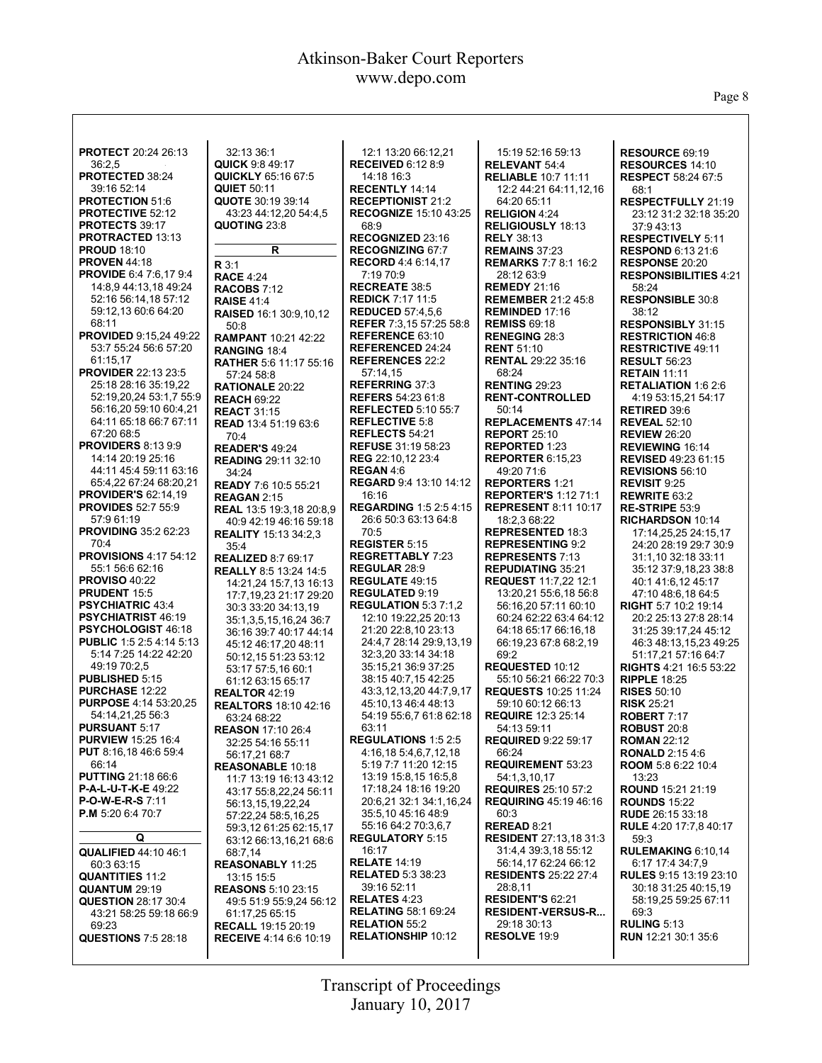**PROTECT** 20:24 26:13 36:2,5
**PROTECTED** 38:24 39:16 52:14
**PROTECTION** 51:6
**PROTECTIVE** 52:12
**PROTECTS** 39:17
**PROTRACTED** 13:13
**PROUD** 18:10
**PROVEN** 44:18
**PROVIDE** 6:4 7:6,17 9:4 14:8,9 44:13,18 49:24 52:16 56:14,18 57:12 59:12,13 60:6 64:20 68:11
**PROVIDED** 9:15,24 49:22 53:7 55:24 56:6 57:20 61:15,17
**PROVIDER** 22:13 23:5 25:18 28:16 35:19,22 52:19,20,24 53:1,7 55:9 56:16,20 59:10 60:4,21 64:11 65:18 66:7 67:11 67:20 68:5
**PROVIDERS** 8:13 9:9 14:14 20:19 25:16 44:11 45:4 59:11 63:16 65:4,22 67:24 68:20,21
**PROVIDER'S** 62:14,19
**PROVIDES** 52:7 55:9 57:9 61:19
**PROVIDING** 35:2 62:23 70:4
**PROVISIONS** 4:17 54:12 55:1 56:6 62:16
**PROVISO** 40:22
**PRUDENT** 15:5
**PSYCHIATRIC** 43:4
**PSYCHIATRIST** 46:19
**PSYCHOLOGIST** 46:18
**PUBLIC** 1:5 2:5 4:14 5:13 5:14 7:25 14:22 42:20 49:19 70:2,5
**PUBLISHED** 5:15
**PURCHASE** 12:22
**PURPOSE** 4:14 53:20,25 54:14,21,25 56:3
**PURSUANT** 5:17
**PURVIEW** 15:25 16:4
**PUT** 8:16,18 46:6 59:4 66:14
**PUTTING** 21:18 66:6
**P-A-L-U-T-K-E** 49:22
**P-O-W-E-R-S** 7:11
**P.M** 5:20 6:4 70:7

## Q

**QUALIFIED** 44:10 46:1 60:3 63:15
**QUANTITIES** 11:2
**QUANTUM** 29:19
**QUESTION** 28:17 30:4 43:21 58:25 59:18 66:9 69:23
**QUESTIONS** 7:5 28:18 32:13 36:1
**QUICK** 9:8 49:17
**QUICKLY** 65:16 67:5
**QUIET** 50:11
**QUOTE** 30:19 39:14 43:23 44:12,20 54:4,5
**QUOTING** 23:8

## R

**R** 3:1
**RACE** 4:24
**RACOBS** 7:12
**RAISE** 41:4
**RAISED** 16:1 30:9,10,12 50:8
**RAMPANT** 10:21 42:22
**RANGING** 18:4
**RATHER** 5:6 11:17 55:16 57:24 58:8
**RATIONALE** 20:22
**REACH** 69:22
**REACT** 31:15
**READ** 13:4 51:19 63:6 70:4
**READER'S** 49:24
**READING** 29:11 32:10 34:24
**READY** 7:6 10:5 55:21
**REAGAN** 2:15
**REAL** 13:5 19:3,18 20:8,9 40:9 42:19 46:16 59:18
**REALITY** 15:13 34:2,3 35:4
**REALIZED** 8:7 69:17
**REALLY** 8:5 13:24 14:5 14:21,24 15:7,13 16:13 17:7,19,23 21:17 29:20 30:3 33:20 34:13,19 35:1,3,5,15,16,24 36:7 36:16 39:7 40:17 44:14 45:12 46:17,20 48:11 50:12,15 51:23 53:12 53:17 57:5,16 60:1 61:12 63:15 65:17
**REALTOR** 42:19
**REALTORS** 18:10 42:16 63:24 68:22
**REASON** 17:10 26:4 32:25 54:16 55:11 56:17,21 68:7
**REASONABLE** 10:18 11:7 13:19 16:13 43:12 43:17 55:8,22,24 56:11 56:13,15,19,22,24 57:22,24 58:5,16,25 59:3,12 61:25 62:15,17 63:12 66:13,16,21 68:6 68:7,14
**REASONABLY** 11:25 13:15 15:5
**REASONS** 5:10 23:15 49:5 51:9 55:9,24 56:12 61:17,25 65:15
**RECALL** 19:15 20:19
**RECEIVE** 4:14 6:6 10:19 12:1 13:20 66:12,21
**RECEIVED** 6:12 8:9 14:18 16:3
**RECENTLY** 14:14
**RECEPTIONIST** 21:2
**RECOGNIZE** 15:10 43:25 68:9
**RECOGNIZED** 23:16
**RECOGNIZING** 67:7
**RECORD** 4:4 6:14,17 7:19 70:9
**RECREATE** 38:5
**REDICK** 7:17 11:5
**REDUCED** 57:4,5,6
**REFER** 7:3,15 57:25 58:8
**REFERENCE** 63:10
**REFERENCED** 24:24
**REFERENCES** 22:2 57:14,15
**REFERRING** 37:3
**REFERS** 54:23 61:8
**REFLECTED** 5:10 55:7
**REFLECTIVE** 5:8
**REFLECTS** 54:21
**REFUSE** 31:19 58:23
**REG** 22:10,12 23:4
**REGAN** 4:6
**REGARD** 9:4 13:10 14:12 16:16
**REGARDING** 1:5 2:5 4:15 26:6 50:3 63:13 64:8 70:5
**REGISTER** 5:15
**REGRETTABLY** 7:23
**REGULAR** 28:9
**REGULATE** 49:15
**REGULATED** 9:19
**REGULATION** 5:3 7:1,2 12:10 19:22,25 20:13 21:20 22:8,10 23:13 24:4,7 28:14 29:9,13,19 32:3,20 33:14 34:18 35:15,21 36:9 37:25 38:15 40:7,15 42:25 43:3,12,13,20 44:7,9,17 45:10,13 46:4 48:13 54:19 55:6,7 61:8 62:18 63:11
**REGULATIONS** 1:5 2:5 4:16,18 5:4,6,7,12,18 5:19 7:7 11:20 12:15 13:19 15:8,15 16:5,8 17:18,24 18:16 19:20 20:6,21 32:1 34:1,16,24 35:5,10 45:16 48:9 55:16 64:2 70:3,6,7
**REGULATORY** 5:15 16:17
**RELATE** 14:19
**RELATED** 5:3 38:23 39:16 52:11
**RELATES** 4:23
**RELATING** 58:1 69:24
**RELATION** 55:2
**RELATIONSHIP** 10:12 15:19 52:16 59:13
**RELEVANT** 54:4
**RELIABLE** 10:7 11:11 12:2 44:21 64:11,12,16 64:20 65:11
**RELIGION** 4:24
**RELIGIOUSLY** 18:13
**RELY** 38:13
**REMAINS** 37:23
**REMARKS** 7:7 8:1 16:2 28:12 63:9
**REMEDY** 21:16
**REMEMBER** 21:2 45:8
**REMINDED** 17:16
**REMISS** 69:18
**RENEGING** 28:3
**RENT** 51:10
**RENTAL** 29:22 35:16 68:24
**RENTING** 29:23
**RENT-CONTROLLED** 50:14
**REPLACEMENTS** 47:14
**REPORT** 25:10
**REPORTED** 1:23
**REPORTER** 6:15,23 49:20 71:6
**REPORTERS** 1:21
**REPORTER'S** 1:12 71:1
**REPRESENT** 8:11 10:17 18:2,3 68:22
**REPRESENTED** 18:3
**REPRESENTING** 9:2
**REPRESENTS** 7:13
**REPUDIATING** 35:21
**REQUEST** 11:7,22 12:1 13:20,21 55:6,18 56:8 56:16,20 57:11 60:10 60:24 62:22 63:4 64:12 64:18 65:17 66:16,18 66:19,23 67:8 68:2,19 69:2
**REQUESTED** 10:12 55:10 56:21 66:22 70:3
**REQUESTS** 10:25 11:24 59:10 60:12 66:13
**REQUIRE** 12:3 25:14 54:13 59:11
**REQUIRED** 9:22 59:17 66:24
**REQUIREMENT** 53:23 54:1,3,10,17
**REQUIRES** 25:10 57:2
**REQUIRING** 45:19 46:16 60:3
**REREAD** 8:21
**RESIDENT** 27:13,18 31:3 31:4,4 39:3,18 55:12 56:14,17 62:24 66:12
**RESIDENTS** 25:22 27:4 28:8,11
**RESIDENT'S** 62:21
**RESIDENT-VERSUS-R...** 29:18 30:13
**RESOLVE** 19:9
**RESOURCE** 69:19
**RESOURCES** 14:10
**RESPECT** 58:24 67:5 68:1
**RESPECTFULLY** 21:19 23:12 31:2 32:18 35:20 37:9 43:13
**RESPECTIVELY** 5:11
**RESPOND** 6:13 21:6
**RESPONSE** 20:20
**RESPONSIBILITIES** 4:21 58:24
**RESPONSIBLE** 30:8 38:12
**RESPONSIBLY** 31:15
**RESTRICTION** 46:8
**RESTRICTIVE** 49:11
**RESULT** 56:23
**RETAIN** 11:11
**RETALIATION** 1:6 2:6 4:19 53:15,21 54:17
**RETIRED** 39:6
**REVEAL** 52:10
**REVIEW** 26:20
**REVIEWING** 16:14
**REVISED** 49:23 61:15
**REVISIONS** 56:10
**REVISIT** 9:25
**REWRITE** 63:2
**RE-STRIPE** 53:9
**RICHARDSON** 10:14 17:14,25,25 24:15,17 24:20 28:19 29:7 30:9 31:1,10 32:18 33:11 35:12 37:9,18,23 38:8 40:1 41:6,12 45:17 47:10 48:6,18 64:5
**RIGHT** 5:7 10:2 19:14 20:2 25:13 27:8 28:14 31:25 39:17,24 45:12 46:3 48:13,15,23 49:25 51:17,21 57:16 64:7
**RIGHTS** 4:21 16:5 53:22
**RIPPLE** 18:25
**RISES** 50:10
**RISK** 25:21
**ROBERT** 7:17
**ROBUST** 20:8
**ROMAN** 22:12
**RONALD** 2:15 4:6
**ROOM** 5:8 6:22 10:4 13:23
**ROUND** 15:21 21:19
**ROUNDS** 15:22
**RUDE** 26:15 33:18
**RULE** 4:20 17:7,8 40:17 59:3
**RULEMAKING** 6:10,14 6:17 17:4 34:7,9
**RULES** 9:15 13:19 23:10 30:18 31:25 40:15,19 58:19,25 59:25 67:11 69:3
**RULING** 5:13
**RUN** 12:21 30:1 35:6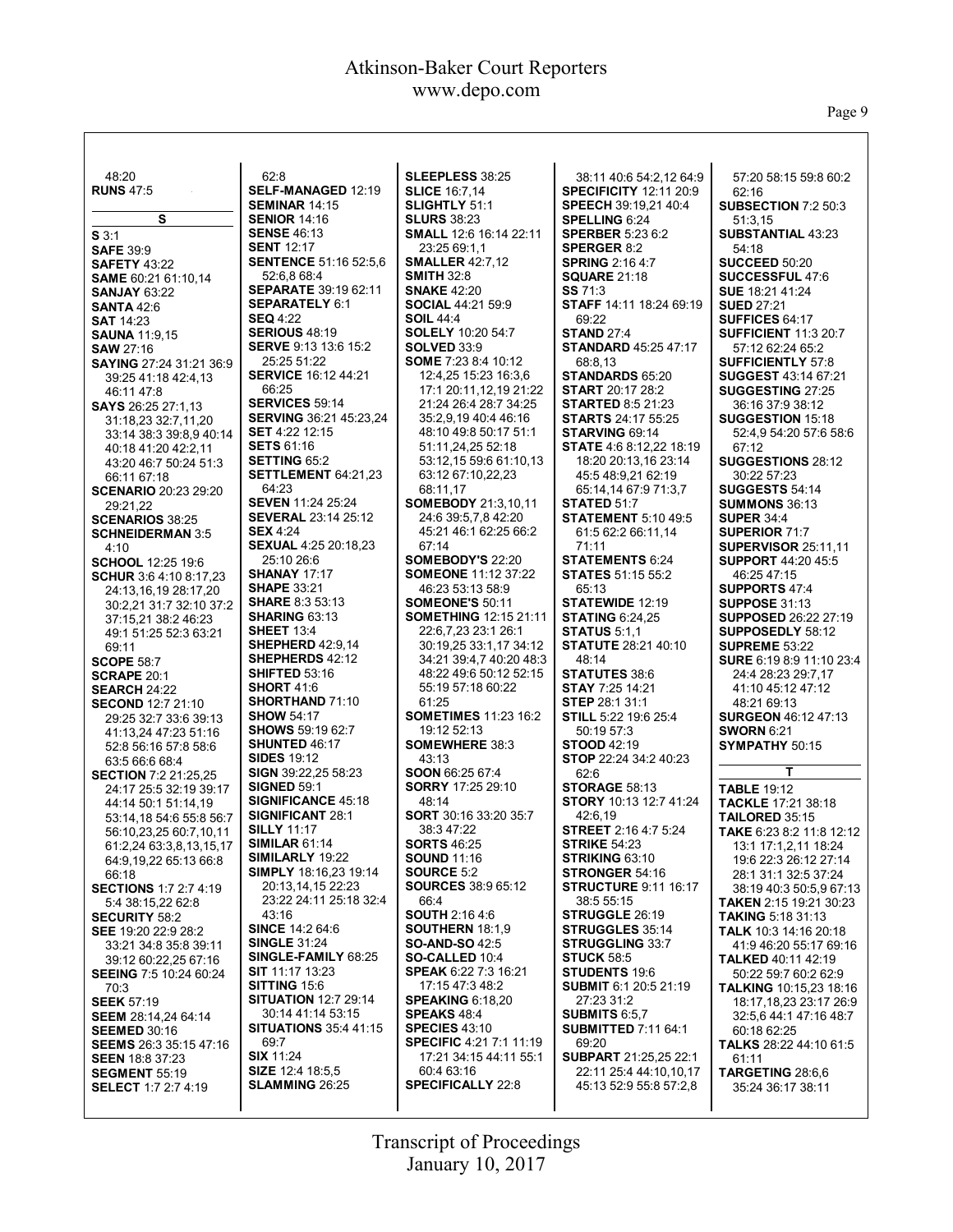48:20
**RUNS** 47:5

**S**

**S** 3:1
**SAFE** 39:9
**SAFETY** 43:22
**SAME** 60:21 61:10,14
**SANJAY** 63:22
**SANTA** 42:6
**SAT** 14:23
**SAUNA** 11:9,15
**SAW** 27:16
**SAYING** 27:24 31:21 36:9 39:25 41:18 42:4,13 46:11 47:8
**SAYS** 26:25 27:1,13 31:18,23 32:7,11,20 33:14 38:3 39:8,9 40:14 40:18 41:20 42:2,11 43:20 46:7 50:24 51:3 66:11 67:18
**SCENARIO** 20:23 29:20 29:21,22
**SCENARIOS** 38:25
**SCHNEIDERMAN** 3:5 4:10
**SCHOOL** 12:25 19:6
**SCHUR** 3:6 4:10 8:17,23 24:13,16,19 28:17,20 30:2,21 31:7 32:10 37:2 37:15,21 38:2 46:23 49:1 51:25 52:3 63:21 69:11
**SCOPE** 58:7
**SCRAPE** 20:1
**SEARCH** 24:22
**SECOND** 12:7 21:10 29:25 32:7 33:6 39:13 41:13,24 47:23 51:16 52:8 56:16 57:8 58:6 63:5 66:6 68:4
**SECTION** 7:2 21:25,25 24:17 25:5 32:19 39:17 44:14 50:1 51:14,19 53:14,18 54:6 55:8 56:7 56:10,23,25 60:7,10,11 61:2,24 63:3,8,13,15,17 64:9,19,22 65:13 66:8 66:18
**SECTIONS** 1:7 2:7 4:19 5:4 38:15,22 62:8
**SECURITY** 58:2
**SEE** 19:20 22:9 28:2 33:21 34:8 35:8 39:11 39:12 60:22,25 67:16
**SEEING** 7:5 10:24 60:24 70:3
**SEEK** 57:19
**SEEM** 28:14,24 64:14
**SEEMED** 30:16
**SEEMS** 26:3 35:15 47:16
**SEEN** 18:8 37:23
**SEGMENT** 55:19
**SELECT** 1:7 2:7 4:19

62:8
**SELF-MANAGED** 12:19
**SEMINAR** 14:15
**SENIOR** 14:16
**SENSE** 46:13
**SENT** 12:17
**SENTENCE** 51:16 52:5,6 52:6,8 68:4
**SEPARATE** 39:19 62:11
**SEPARATELY** 6:1
**SEQ** 4:22
**SERIOUS** 48:19
**SERVE** 9:13 13:6 15:2 25:25 51:22
**SERVICE** 16:12 44:21 66:25
**SERVICES** 59:14
**SERVING** 36:21 45:23,24
**SET** 4:22 12:15
**SETS** 61:16
**SETTING** 65:2
**SETTLEMENT** 64:21,23 64:23
**SEVEN** 11:24 25:24
**SEVERAL** 23:14 25:12
**SEX** 4:24
**SEXUAL** 4:25 20:18,23 25:10 26:6
**SHANAY** 17:17
**SHAPE** 33:21
**SHARE** 8:3 53:13
**SHARING** 63:13
**SHEET** 13:4
**SHEPHERD** 42:9,14
**SHEPHERDS** 42:12
**SHIFTED** 53:16
**SHORT** 41:6
**SHORTHAND** 71:10
**SHOW** 54:17
**SHOWS** 59:19 62:7
**SHUNTED** 46:17
**SIDES** 19:12
**SIGN** 39:22,25 58:23
**SIGNED** 59:1
**SIGNIFICANCE** 45:18
**SIGNIFICANT** 28:1
**SILLY** 11:17
**SIMILAR** 61:14
**SIMILARLY** 19:22
**SIMPLY** 18:16,23 19:14 20:13,14,15 22:23 23:22 24:11 25:18 32:4 43:16
**SINCE** 14:2 64:6
**SINGLE** 31:24
**SINGLE-FAMILY** 68:25
**SIT** 11:17 13:23
**SITTING** 15:6
**SITUATION** 12:7 29:14 30:14 41:14 53:15
**SITUATIONS** 35:4 41:15 69:7
**SIX** 11:24
**SIZE** 12:4 18:5,5
**SLAMMING** 26:25

**SLEEPLESS** 38:25
**SLICE** 16:7,14
**SLIGHTLY** 51:1
**SLURS** 38:23
**SMALL** 12:6 16:14 22:11 23:25 69:1,1
**SMALLER** 42:7,12
**SMITH** 32:8
**SNAKE** 42:20
**SOCIAL** 44:21 59:9
**SOIL** 44:4
**SOLELY** 10:20 54:7
**SOLVED** 33:9
**SOME** 7:23 8:4 10:12 12:4,25 15:23 16:3,6 17:1 20:11,12,19 21:22 21:24 26:4 28:7 34:25 35:2,9,19 40:4 46:16 48:10 49:8 50:17 51:1 51:11,24,25 52:18 53:12,15 59:6 61:10,13 63:12 67:10,22,23 68:11,17
**SOMEBODY** 21:3,10,11 24:6 39:5,7,8 42:20 45:21 46:1 62:25 66:2 67:14
**SOMEBODY'S** 22:20
**SOMEONE** 11:12 37:22 46:23 53:13 58:9
**SOMEONE'S** 50:11
**SOMETHING** 12:15 21:11 22:6,7,23 23:1 26:1 30:19,25 33:1,17 34:12 34:21 39:4,7 40:20 48:3 48:22 49:6 50:12 52:15 55:19 57:18 60:22 61:25
**SOMETIMES** 11:23 16:2 19:12 52:13
**SOMEWHERE** 38:3 43:13
**SOON** 66:25 67:4
**SORRY** 17:25 29:10 48:14
**SORT** 30:16 33:20 35:7 38:3 47:22
**SORTS** 46:25
**SOUND** 11:16
**SOURCE** 5:2
**SOURCES** 38:9 65:12 66:4
**SOUTH** 2:16 4:6
**SOUTHERN** 18:1,9
**SO-AND-SO** 42:5
**SO-CALLED** 10:4
**SPEAK** 6:22 7:3 16:21 17:15 47:3 48:2
**SPEAKING** 6:18,20
**SPEAKS** 48:4
**SPECIES** 43:10
**SPECIFIC** 4:21 7:1 11:19 17:21 34:15 44:11 55:1 60:4 63:16
**SPECIFICALLY** 22:8

38:11 40:6 54:2,12 64:9
**SPECIFICITY** 12:11 20:9
**SPEECH** 39:19,21 40:4
**SPELLING** 6:24
**SPERBER** 5:23 6:2
**SPERGER** 8:2
**SPRING** 2:16 4:7
**SQUARE** 21:18
**SS** 71:3
**STAFF** 14:11 18:24 69:19 69:22
**STAND** 27:4
**STANDARD** 45:25 47:17 68:8,13
**STANDARDS** 65:20
**START** 20:17 28:2
**STARTED** 8:5 21:23
**STARTS** 24:17 55:25
**STARVING** 69:14
**STATE** 4:6 8:12,22 18:19 18:20 20:13,16 23:14 45:5 48:9,21 62:19 65:14,14 67:9 71:3,7
**STATED** 51:7
**STATEMENT** 5:10 49:5 61:5 62:2 66:11,14 71:11
**STATEMENTS** 6:24
**STATES** 51:15 55:2 65:13
**STATEWIDE** 12:19
**STATING** 6:24,25
**STATUS** 5:1,1
**STATUTE** 28:21 40:10 48:14
**STATUTES** 38:6
**STAY** 7:25 14:21
**STEP** 28:1 31:1
**STILL** 5:22 19:6 25:4 50:19 57:3
**STOOD** 42:19
**STOP** 22:24 34:2 40:23 62:6
**STORAGE** 58:13
**STORY** 10:13 12:7 41:24 42:6,19
**STREET** 2:16 4:7 5:24
**STRIKE** 54:23
**STRIKING** 63:10
**STRONGER** 54:16
**STRUCTURE** 9:11 16:17 38:5 55:15
**STRUGGLE** 26:19
**STRUGGLES** 35:14
**STRUGGLING** 33:7
**STUCK** 58:5
**STUDENTS** 19:6
**SUBMIT** 6:1 20:5 21:19 27:23 31:2
**SUBMITS** 6:5,7
**SUBMITTED** 7:11 64:1 69:20
**SUBPART** 21:25,25 22:1 22:11 25:4 44:10,10,17 45:13 52:9 55:8 57:2,8

57:20 58:15 59:8 60:2 62:16
**SUBSECTION** 7:2 50:3 51:3,15
**SUBSTANTIAL** 43:23 54:18
**SUCCEED** 50:20
**SUCCESSFUL** 47:6
**SUE** 18:21 41:24
**SUED** 27:21
**SUFFICES** 64:17
**SUFFICIENT** 11:3 20:7 57:12 62:24 65:2
**SUFFICIENTLY** 57:8
**SUGGEST** 43:14 67:21
**SUGGESTING** 27:25 36:16 37:9 38:12
**SUGGESTION** 15:18 52:4,9 54:20 57:6 58:6 67:12
**SUGGESTIONS** 28:12 30:22 57:23
**SUGGESTS** 54:14
**SUMMONS** 36:13
**SUPER** 34:4
**SUPERIOR** 71:7
**SUPERVISOR** 25:11,11
**SUPPORT** 44:20 45:5 46:25 47:15
**SUPPORTS** 47:4
**SUPPOSE** 31:13
**SUPPOSED** 26:22 27:19
**SUPPOSEDLY** 58:12
**SUPREME** 53:22
**SURE** 6:19 8:9 11:10 23:4 24:4 28:23 29:7,17 41:10 45:12 47:12 48:21 69:13
**SURGEON** 46:12 47:13
**SWORN** 6:21
**SYMPATHY** 50:15

**T**

**TABLE** 19:12
**TACKLE** 17:21 38:18
**TAILORED** 35:15
**TAKE** 6:23 8:2 11:8 12:12 13:1 17:1,2,11 18:24 19:6 22:3 26:12 27:14 28:1 31:1 32:5 37:24 38:19 40:3 50:5,9 67:13
**TAKEN** 2:15 19:21 30:23
**TAKING** 5:18 31:13
**TALK** 10:3 14:16 20:18 41:9 46:20 55:17 69:16
**TALKED** 40:11 42:19 50:22 59:7 60:2 62:9
**TALKING** 10:15,23 18:16 18:17,18,23 23:17 26:9 32:5,6 44:1 47:16 48:7 60:18 62:25
**TALKS** 28:22 44:10 61:5 61:11
**TARGETING** 28:6,6 35:24 36:17 38:11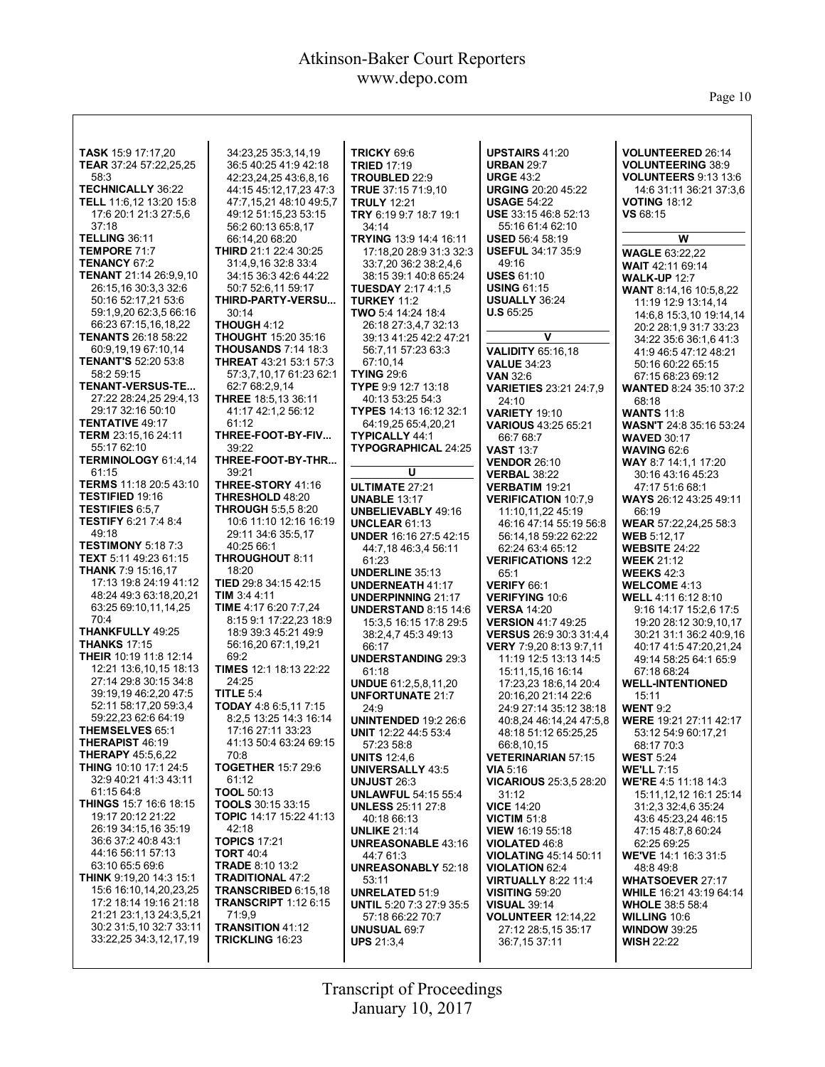**TASK** 15:9 17:17,20
**TEAR** 37:24 57:22,25,25 58:3
**TECHNICALLY** 36:22
**TELL** 11:6,12 13:20 15:8 17:6 20:1 21:3 27:5,6 37:18
**TELLING** 36:11
**TEMPORE** 71:7
**TENANCY** 67:2
**TENANT** 21:14 26:9,9,10 26:15,16 30:3,3 32:6 50:16 52:17,21 53:6 59:1,9,20 62:3,5 66:16 66:23 67:15,16,18,22
**TENANTS** 26:18 58:22 60:9,19,19 67:10,14
**TENANT'S** 52:20 53:8 58:2 59:15
**TENANT-VERSUS-TE...** 27:22 28:24,25 29:4,13 29:17 32:16 50:10
**TENTATIVE** 49:17
**TERM** 23:15,16 24:11 55:17 62:10
**TERMINOLOGY** 61:4,14 61:15
**TERMS** 11:18 20:5 43:10
**TESTIFIED** 19:16
**TESTIFIES** 6:5,7
**TESTIFY** 6:21 7:4 8:4 49:18
**TESTIMONY** 5:18 7:3
**TEXT** 5:11 49:23 61:15
**THANK** 7:9 15:16,17 17:13 19:8 24:19 41:12 48:24 49:3 63:18,20,21 63:25 69:10,11,14,25 70:4
**THANKFULLY** 49:25
**THANKS** 17:15
**THEIR** 10:19 11:8 12:14 12:21 13:6,10,15 18:13 27:14 29:8 30:15 34:8 39:19,19 46:2,20 47:5 52:11 58:17,20 59:3,4 59:22,23 62:6 64:19
**THEMSELVES** 65:1
**THERAPIST** 46:19
**THERAPY** 45:5,6,22
**THING** 10:10 17:1 24:5 32:9 40:21 41:3 43:11 61:15 64:8
**THINGS** 15:7 16:6 18:15 19:17 20:12 21:22 26:19 34:15,16 35:19 36:6 37:2 40:8 43:1 44:16 56:11 57:13 63:10 65:5 69:6
**THINK** 9:19,20 14:3 15:1 15:6 16:10,14,20,23,25 17:2 18:14 19:16 21:18 21:21 23:1,13 24:3,5,21 30:2 31:5,10 32:7 33:11 33:22,25 34:3,12,17,19 34:23,25 35:3,14,19 36:5 40:25 41:9 42:18 42:23,24,25 43:6,8,16 44:15 45:12,17,23 47:3 47:7,15,21 48:10 49:5,7 49:12 51:15,23 53:15 56:2 60:13 65:8,17 66:14,20 68:20
**THIRD** 21:1 22:4 30:25 31:4,9,16 32:8 33:4 34:15 36:3 42:6 44:22 50:7 52:6,11 59:17
**THIRD-PARTY-VERSU...** 30:14
**THOUGH** 4:12
**THOUGHT** 15:20 35:16
**THOUSANDS** 7:14 18:3
**THREAT** 43:21 53:1 57:3 57:3,7,10,17 61:23 62:1 62:7 68:2,9,14
**THREE** 18:5,13 36:11 41:17 42:1,2 56:12 61:12
**THREE-FOOT-BY-FIV...** 39:22
**THREE-FOOT-BY-THR...** 39:21
**THREE-STORY** 41:16
**THRESHOLD** 48:20
**THROUGH** 5:5,5 8:20 10:6 11:10 12:16 16:19 29:11 34:6 35:5,17 40:25 66:1
**THROUGHOUT** 8:11 18:20
**TIED** 29:8 34:15 42:15
**TIM** 3:4 4:11
**TIME** 4:17 6:20 7:7,24 8:15 9:1 17:22,23 18:9 18:9 39:3 45:21 49:9 56:16,20 67:1,19,21 69:2
**TIMES** 12:1 18:13 22:22 24:25
**TITLE** 5:4
**TODAY** 4:8 6:5,11 7:15 8:2,5 13:25 14:3 16:14 17:16 27:11 33:23 41:13 50:4 63:24 69:15 70:8
**TOGETHER** 15:7 29:6 61:12
**TOOL** 50:13
**TOOLS** 30:15 33:15
**TOPIC** 14:17 15:22 41:13 42:18
**TOPICS** 17:21
**TORT** 40:4
**TRADE** 8:10 13:2
**TRADITIONAL** 47:2
**TRANSCRIBED** 6:15,18
**TRANSCRIPT** 1:12 6:15 71:9,9
**TRANSITION** 41:12
**TRICKLING** 16:23
**TRICKY** 69:6
**TRIED** 17:19
**TROUBLED** 22:9
**TRUE** 37:15 71:9,10
**TRULY** 12:21
**TRY** 6:19 9:7 18:7 19:1 34:14
**TRYING** 13:9 14:4 16:11 17:18,20 28:9 31:3 32:3 33:7,20 36:2 38:2,4,6 38:15 39:1 40:8 65:24
**TUESDAY** 2:17 4:1,5
**TURKEY** 11:2
**TWO** 5:4 14:24 18:4 26:18 27:3,4,7 32:13 39:13 41:25 42:2 47:21 56:7,11 57:23 63:3 67:10,14
**TYING** 29:6
**TYPE** 9:9 12:7 13:18 40:13 53:25 54:3
**TYPES** 14:13 16:12 32:1 64:19,25 65:4,20,21
**TYPICALLY** 44:1
**TYPOGRAPHICAL** 24:25

**U**

**ULTIMATE** 27:21
**UNABLE** 13:17
**UNBELIEVABLY** 49:16
**UNCLEAR** 61:13
**UNDER** 16:16 27:5 42:15 44:7,18 46:3,4 56:11 61:23
**UNDERLINE** 35:13
**UNDERNEATH** 41:17
**UNDERPINNING** 21:17
**UNDERSTAND** 8:15 14:6 15:3,5 16:15 17:8 29:5 38:2,4,7 45:3 49:13 66:17
**UNDERSTANDING** 29:3 61:18
**UNDUE** 61:2,5,8,11,20
**UNFORTUNATE** 21:7 24:9
**UNINTENDED** 19:2 26:6
**UNIT** 12:22 44:5 53:4 57:23 58:8
**UNITS** 12:4,6
**UNIVERSALLY** 43:5
**UNJUST** 26:3
**UNLAWFUL** 54:15 55:4
**UNLESS** 25:11 27:8 40:18 66:13
**UNLIKE** 21:14
**UNREASONABLE** 43:16 44:7 61:3
**UNREASONABLY** 52:18 53:11
**UNRELATED** 51:9
**UNTIL** 5:20 7:3 27:9 35:5 57:18 66:22 70:7
**UNUSUAL** 69:7
**UPS** 21:3,4
**UPSTAIRS** 41:20
**URBAN** 29:7
**URGE** 43:2
**URGING** 20:20 45:22
**USAGE** 54:22
**USE** 33:15 46:8 52:13 55:16 61:4 62:10
**USED** 56:4 58:19
**USEFUL** 34:17 35:9 49:16
**USES** 61:10
**USING** 61:15
**USUALLY** 36:24
**U.S** 65:25

**V**

**VALIDITY** 65:16,18
**VALUE** 34:23
**VAN** 32:6
**VARIETIES** 23:21 24:7,9 24:10
**VARIETY** 19:10
**VARIOUS** 43:25 65:21 66:7 68:7
**VAST** 13:7
**VENDOR** 26:10
**VERBAL** 38:22
**VERBATIM** 19:21
**VERIFICATION** 10:7,9 11:10,11,22 45:19 46:16 47:14 55:19 56:8 56:14,18 59:22 62:22 62:24 63:4 65:12
**VERIFICATIONS** 12:2 65:1
**VERIFY** 66:1
**VERIFYING** 10:6
**VERSA** 14:20
**VERSION** 41:7 49:25
**VERSUS** 26:9 30:3 31:4,4
**VERY** 7:9,20 8:13 9:7,11 11:19 12:5 13:13 14:5 15:11,15,16 16:14 17:23,23 18:6,14 20:4 20:16,20 21:14 22:6 24:9 27:14 35:12 38:18 40:8,24 46:14,24 47:5,8 48:18 51:12 65:25,25 66:8,10,15
**VETERINARIAN** 57:15
**VIA** 5:16
**VICARIOUS** 25:3,5 28:20 31:12
**VICE** 14:20
**VICTIM** 51:8
**VIEW** 16:19 55:18
**VIOLATED** 46:8
**VIOLATING** 45:14 50:11
**VIOLATION** 62:4
**VIRTUALLY** 8:22 11:4
**VISITING** 59:20
**VISUAL** 39:14
**VOLUNTEER** 12:14,22 27:12 28:5,15 35:17 36:7,15 37:11
**VOLUNTEERED** 26:14
**VOLUNTEERING** 38:9
**VOLUNTEERS** 9:13 13:6 14:6 31:11 36:21 37:3,6
**VOTING** 18:12
**VS** 68:15

**W**

**WAGLE** 63:22,22
**WAIT** 42:11 69:14
**WALK-UP** 12:7
**WANT** 8:14,16 10:5,8,22 11:19 12:9 13:14,14 14:6,8 15:3,10 19:14,14 20:2 28:1,9 31:7 33:23 34:22 35:6 36:1,6 41:3 41:9 46:5 47:12 48:21 50:16 60:22 65:15 67:15 68:23 69:12
**WANTED** 8:24 35:10 37:2 68:18
**WANTS** 11:8
**WASN'T** 24:8 35:16 53:24
**WAVED** 30:17
**WAVING** 62:6
**WAY** 8:7 14:1,1 17:20 30:16 43:16 45:23 47:17 51:6 68:1
**WAYS** 26:12 43:25 49:11 66:19
**WEAR** 57:22,24,25 58:3
**WEB** 5:12,17
**WEBSITE** 24:22
**WEEK** 21:12
**WEEKS** 42:3
**WELCOME** 4:13
**WELL** 4:11 6:12 8:10 9:16 14:17 15:2,6 17:5 19:20 28:12 30:9,10,17 30:21 31:1 36:2 40:9,16 40:17 41:5 47:20,21,24 49:14 58:25 64:1 65:9 67:18 68:24
**WELL-INTENTIONED** 15:11
**WENT** 9:2
**WERE** 19:21 27:11 42:17 53:12 54:9 60:17,21 68:17 70:3
**WEST** 5:24
**WE'LL** 7:15
**WE'RE** 4:5 11:18 14:3 15:11,12,12 16:1 25:14 31:2,3 32:4,6 35:24 43:6 45:23,24 46:15 47:15 48:7,8 60:24 62:25 69:25
**WE'VE** 14:1 16:3 31:5 48:8 49:8
**WHATSOEVER** 27:17
**WHILE** 16:21 43:19 64:14
**WHOLE** 38:5 58:4
**WILLING** 10:6
**WINDOW** 39:25
**WISH** 22:22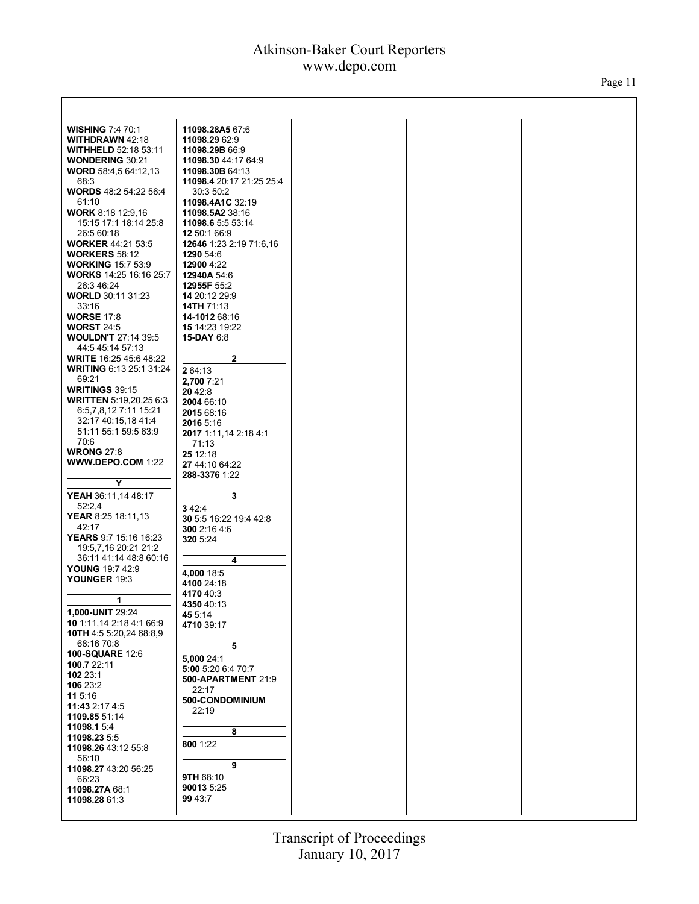**WISHING** 7:4 70:1
**WITHDRAWN** 42:18
**WITHHELD** 52:18 53:11
**WONDERING** 30:21
**WORD** 58:4,5 64:12,13 68:3
**WORDS** 48:2 54:22 56:4 61:10
**WORK** 8:18 12:9,16 15:15 17:1 18:14 25:8 26:5 60:18
**WORKER** 44:21 53:5
**WORKERS** 58:12
**WORKING** 15:7 53:9
**WORKS** 14:25 16:16 25:7 26:3 46:24
**WORLD** 30:11 31:23 33:16
**WORSE** 17:8
**WORST** 24:5
**WOULDN'T** 27:14 39:5 44:5 45:14 57:13
**WRITE** 16:25 45:6 48:22
**WRITING** 6:13 25:1 31:24 69:21
**WRITINGS** 39:15
**WRITTEN** 5:19,20,25 6:3 6:5,7,8,12 7:11 15:21 32:17 40:15,18 41:4 51:11 55:1 59:5 63:9 70:6
**WRONG** 27:8
**WWW.DEPO.COM** 1:22

## Y

**YEAH** 36:11,14 48:17 52:2,4
**YEAR** 8:25 18:11,13 42:17
**YEARS** 9:7 15:16 16:23 19:5,7,16 20:21 21:2 36:11 41:14 48:8 60:16
**YOUNG** 19:7 42:9
**YOUNGER** 19:3

## 1

**1,000-UNIT** 29:24
**10** 1:11,14 2:18 4:1 66:9
**10TH** 4:5 5:20,24 68:8,9 68:16 70:8
**100-SQUARE** 12:6
**100.7** 22:11
**102** 23:1
**106** 23:2
**11** 5:16
**11:43** 2:17 4:5
**1109.85** 51:14
**11098.1** 5:4
**11098.23** 5:5
**11098.26** 43:12 55:8 56:10
**11098.27** 43:20 56:25 66:23
**11098.27A** 68:1
**11098.28** 61:3
**11098.28A5** 67:6
**11098.29** 62:9
**11098.29B** 66:9
**11098.30** 44:17 64:9
**11098.30B** 64:13
**11098.4** 20:17 21:25 25:4 30:3 50:2
**11098.4A1C** 32:19
**11098.5A2** 38:16
**11098.6** 5:5 53:14
**12** 50:1 66:9
**12646** 1:23 2:19 71:6,16
**1290** 54:6
**12900** 4:22
**12940A** 54:6
**12955F** 55:2
**14** 20:12 29:9
**14TH** 71:13
**14-1012** 68:16
**15** 14:23 19:22
**15-DAY** 6:8

## 2

**2** 64:13
**2,700** 7:21
**20** 42:8
**2004** 66:10
**2015** 68:16
**2016** 5:16
**2017** 1:11,14 2:18 4:1 71:13
**25** 12:18
**27** 44:10 64:22
**288-3376** 1:22

## 3

**3** 42:4
**30** 5:5 16:22 19:4 42:8
**300** 2:16 4:6
**320** 5:24

## 4

**4,000** 18:5
**4100** 24:18
**4170** 40:3
**4350** 40:13
**45** 5:14
**4710** 39:17

## 5

**5,000** 24:1
**5:00** 5:20 6:4 70:7
**500-APARTMENT** 21:9 22:17
**500-CONDOMINIUM** 22:19

## 8

**800** 1:22

## 9

**9TH** 68:10
**90013** 5:25
**99** 43:7